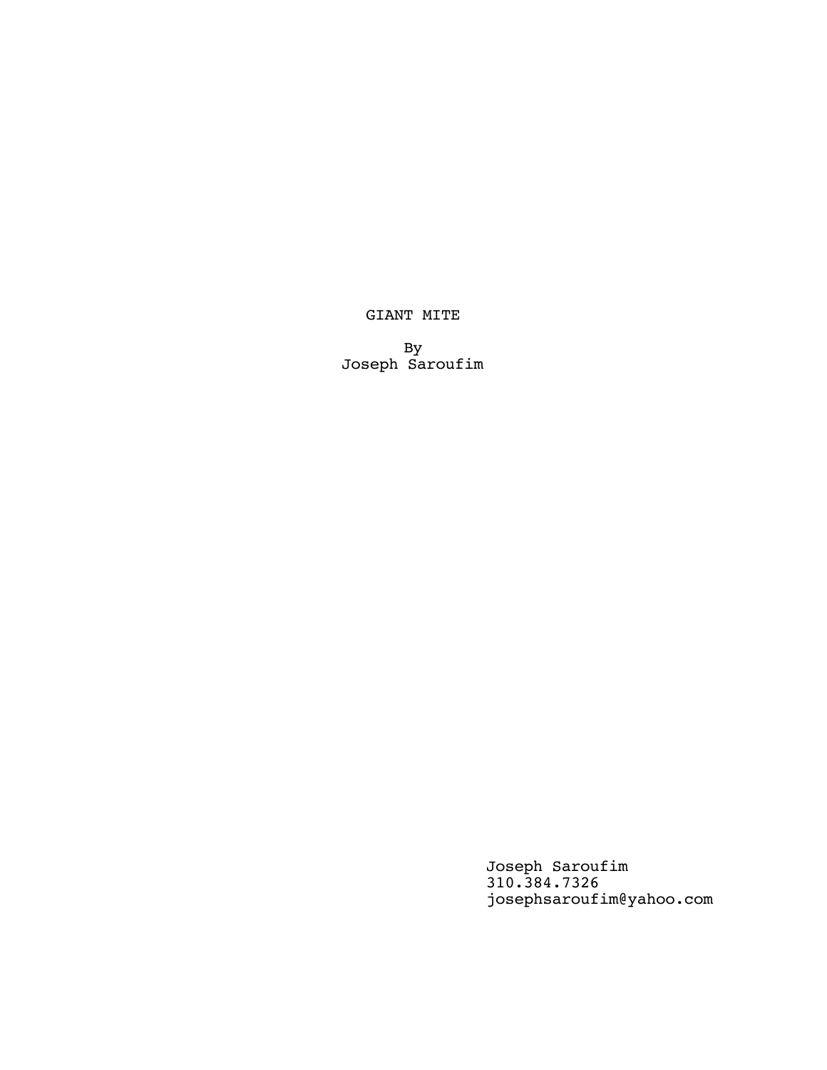# GIANT MITE

By
Joseph Saroufim

Joseph Saroufim
310.384.7326
josephsaroufim@yahoo.com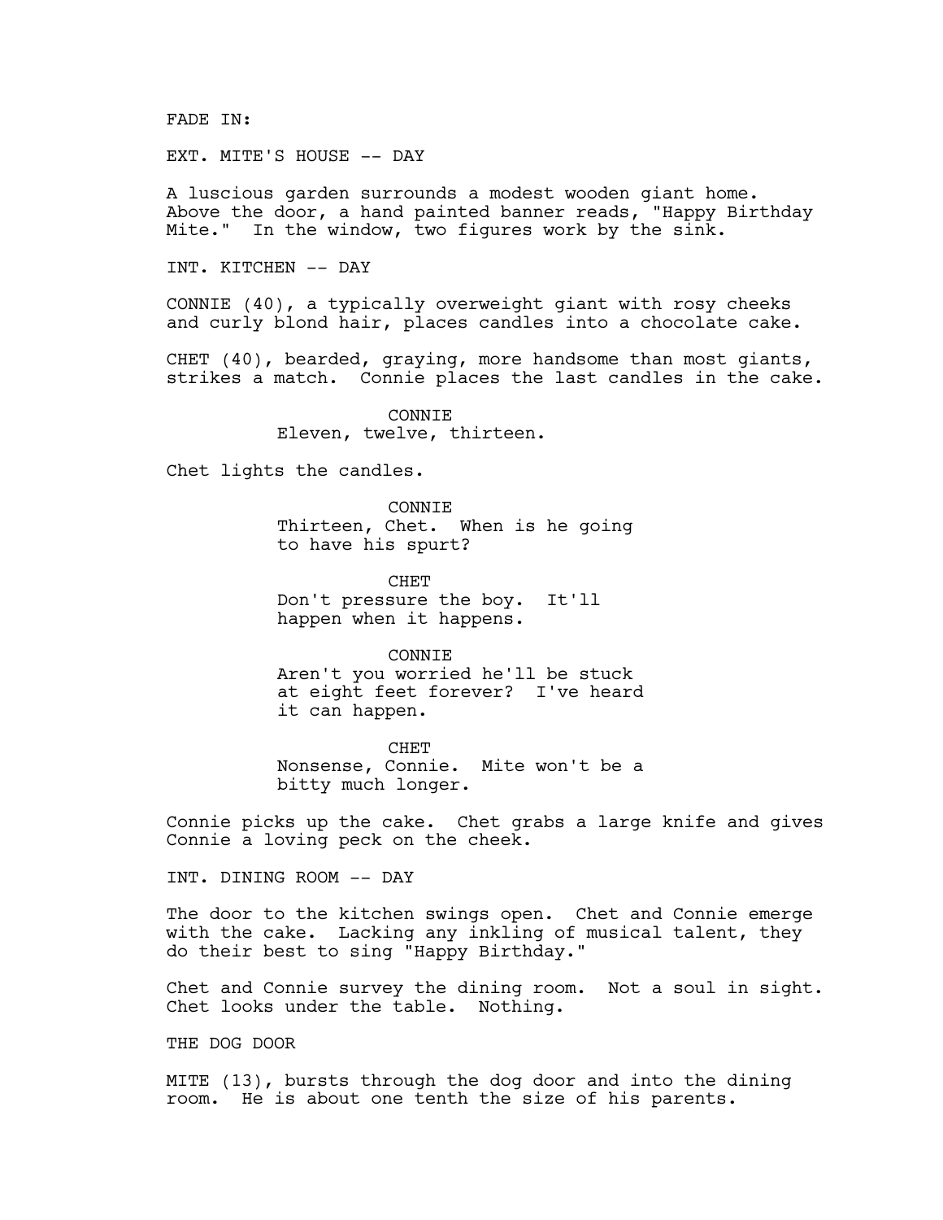FADE IN:

EXT. MITE'S HOUSE -- DAY

A luscious garden surrounds a modest wooden giant home. Above the door, a hand painted banner reads, "Happy Birthday Mite." In the window, two figures work by the sink.

INT. KITCHEN -- DAY

CONNIE (40), a typically overweight giant with rosy cheeks and curly blond hair, places candles into a chocolate cake.

CHET (40), bearded, graying, more handsome than most giants, strikes a match. Connie places the last candles in the cake.

CONNIE
Eleven, twelve, thirteen.

Chet lights the candles.

CONNIE
Thirteen, Chet. When is he going to have his spurt?

CHET
Don't pressure the boy. It'll happen when it happens.

CONNIE
Aren't you worried he'll be stuck at eight feet forever? I've heard it can happen.

CHET
Nonsense, Connie. Mite won't be a bitty much longer.

Connie picks up the cake. Chet grabs a large knife and gives Connie a loving peck on the cheek.

INT. DINING ROOM -- DAY

The door to the kitchen swings open. Chet and Connie emerge with the cake. Lacking any inkling of musical talent, they do their best to sing "Happy Birthday."

Chet and Connie survey the dining room. Not a soul in sight. Chet looks under the table. Nothing.

THE DOG DOOR

MITE (13), bursts through the dog door and into the dining room. He is about one tenth the size of his parents.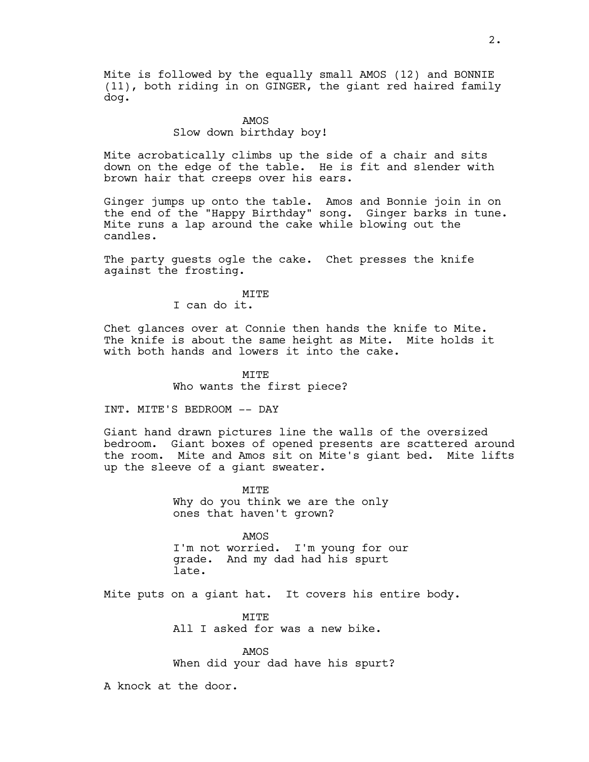Mite is followed by the equally small AMOS (12) and BONNIE (11), both riding in on GINGER, the giant red haired family dog.

AMOS
Slow down birthday boy!

Mite acrobatically climbs up the side of a chair and sits down on the edge of the table. He is fit and slender with brown hair that creeps over his ears.

Ginger jumps up onto the table. Amos and Bonnie join in on the end of the "Happy Birthday" song. Ginger barks in tune. Mite runs a lap around the cake while blowing out the candles.

The party guests ogle the cake. Chet presses the knife against the frosting.

MITE
I can do it.

Chet glances over at Connie then hands the knife to Mite. The knife is about the same height as Mite. Mite holds it with both hands and lowers it into the cake.

MITE
Who wants the first piece?

INT. MITE'S BEDROOM -- DAY

Giant hand drawn pictures line the walls of the oversized bedroom. Giant boxes of opened presents are scattered around the room. Mite and Amos sit on Mite's giant bed. Mite lifts up the sleeve of a giant sweater.

MITE
Why do you think we are the only ones that haven't grown?

AMOS
I'm not worried. I'm young for our grade. And my dad had his spurt late.

Mite puts on a giant hat. It covers his entire body.

MITE
All I asked for was a new bike.

AMOS
When did your dad have his spurt?

A knock at the door.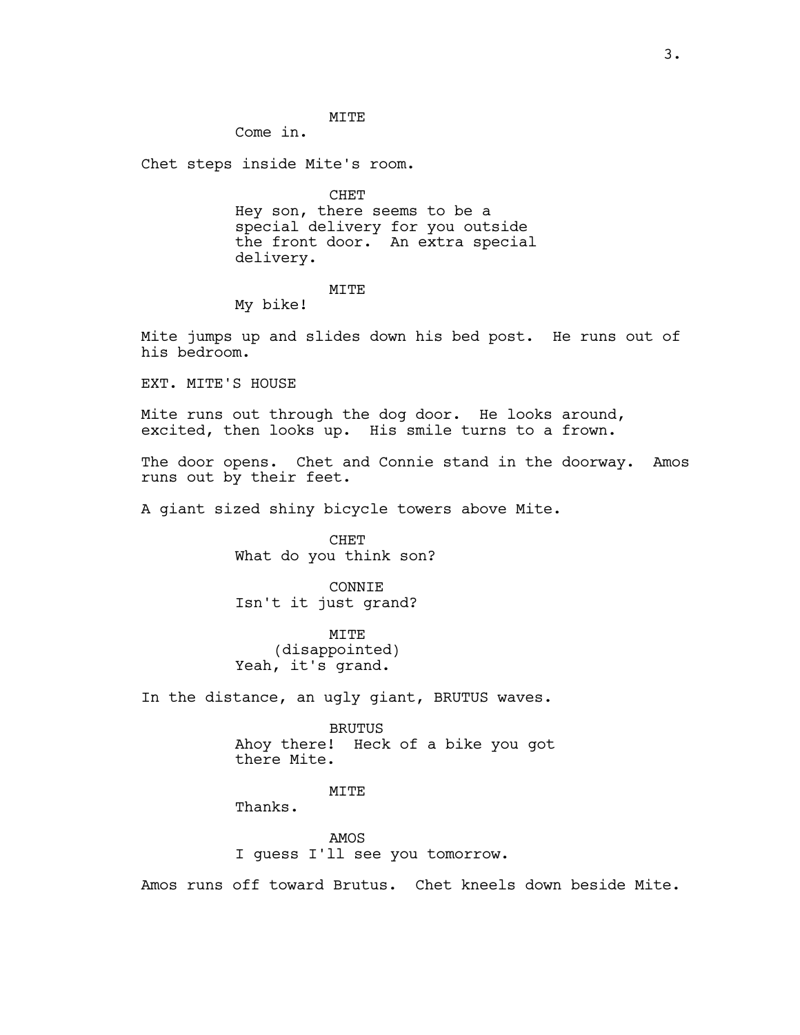MITE

Come in.

Chet steps inside Mite's room.

CHET

Hey son, there seems to be a special delivery for you outside the front door.  An extra special delivery.

MITE

My bike!

Mite jumps up and slides down his bed post.  He runs out of his bedroom.

EXT. MITE'S HOUSE

Mite runs out through the dog door.  He looks around, excited, then looks up.  His smile turns to a frown.

The door opens.  Chet and Connie stand in the doorway.  Amos runs out by their feet.

A giant sized shiny bicycle towers above Mite.

CHET

What do you think son?

CONNIE

Isn't it just grand?

MITE

(disappointed)

Yeah, it's grand.

In the distance, an ugly giant, BRUTUS waves.

BRUTUS

Ahoy there!  Heck of a bike you got there Mite.

MITE

Thanks.

AMOS

I guess I'll see you tomorrow.

Amos runs off toward Brutus.  Chet kneels down beside Mite.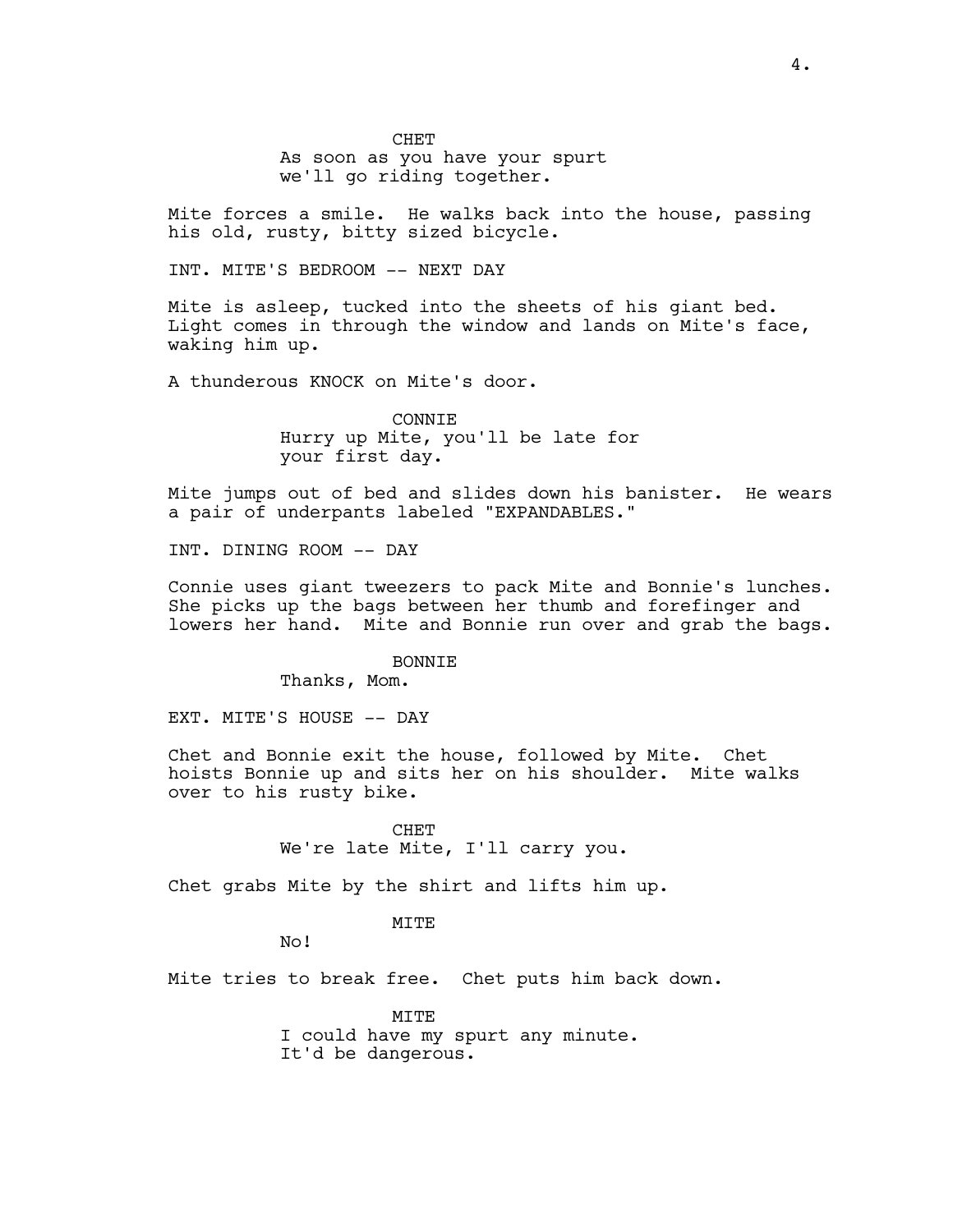CHET
As soon as you have your spurt we'll go riding together.

Mite forces a smile. He walks back into the house, passing his old, rusty, bitty sized bicycle.

INT. MITE'S BEDROOM -- NEXT DAY

Mite is asleep, tucked into the sheets of his giant bed. Light comes in through the window and lands on Mite's face, waking him up.

A thunderous KNOCK on Mite's door.

CONNIE
Hurry up Mite, you'll be late for your first day.

Mite jumps out of bed and slides down his banister. He wears a pair of underpants labeled "EXPANDABLES."

INT. DINING ROOM -- DAY

Connie uses giant tweezers to pack Mite and Bonnie's lunches. She picks up the bags between her thumb and forefinger and lowers her hand. Mite and Bonnie run over and grab the bags.

BONNIE
Thanks, Mom.

EXT. MITE'S HOUSE -- DAY

Chet and Bonnie exit the house, followed by Mite. Chet hoists Bonnie up and sits her on his shoulder. Mite walks over to his rusty bike.

CHET
We're late Mite, I'll carry you.

Chet grabs Mite by the shirt and lifts him up.

MITE
No!

Mite tries to break free. Chet puts him back down.

MITE
I could have my spurt any minute. It'd be dangerous.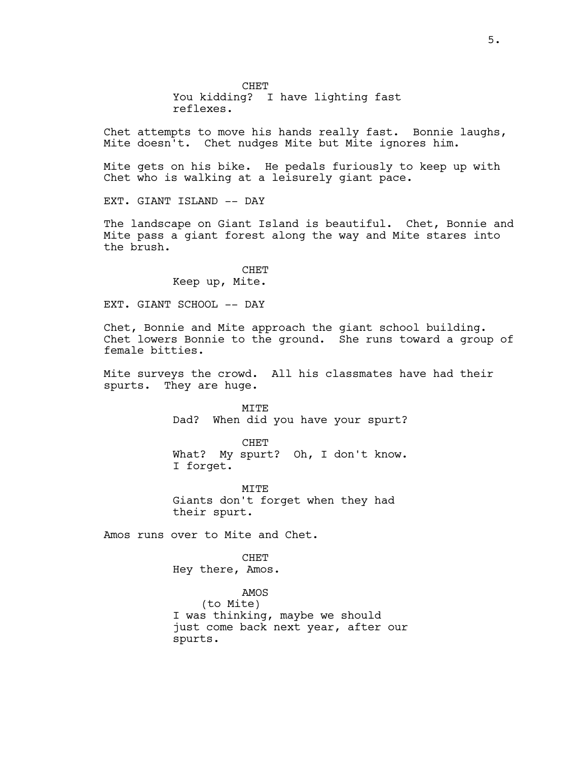CHET
You kidding? I have lighting fast reflexes.

Chet attempts to move his hands really fast. Bonnie laughs, Mite doesn't. Chet nudges Mite but Mite ignores him.

Mite gets on his bike. He pedals furiously to keep up with Chet who is walking at a leisurely giant pace.

EXT. GIANT ISLAND -- DAY

The landscape on Giant Island is beautiful. Chet, Bonnie and Mite pass a giant forest along the way and Mite stares into the brush.

CHET
Keep up, Mite.

EXT. GIANT SCHOOL -- DAY

Chet, Bonnie and Mite approach the giant school building. Chet lowers Bonnie to the ground. She runs toward a group of female bitties.

Mite surveys the crowd. All his classmates have had their spurts. They are huge.

MITE
Dad? When did you have your spurt?

CHET
What? My spurt? Oh, I don't know. I forget.

MITE
Giants don't forget when they had their spurt.

Amos runs over to Mite and Chet.

CHET
Hey there, Amos.

AMOS
(to Mite)
I was thinking, maybe we should just come back next year, after our spurts.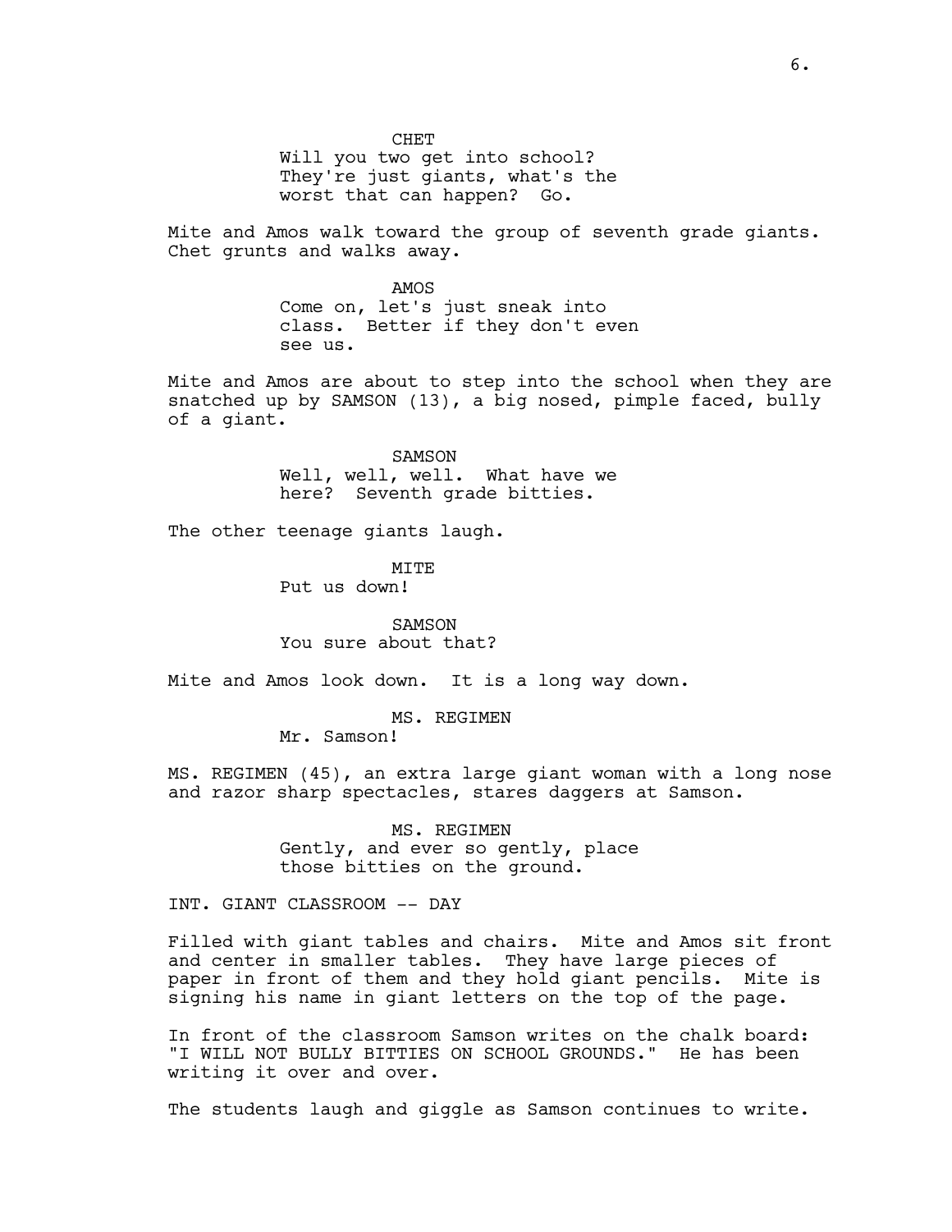CHET

Will you two get into school? They're just giants, what's the worst that can happen? Go.

Mite and Amos walk toward the group of seventh grade giants. Chet grunts and walks away.

AMOS

Come on, let's just sneak into class. Better if they don't even see us.

Mite and Amos are about to step into the school when they are snatched up by SAMSON (13), a big nosed, pimple faced, bully of a giant.

SAMSON

Well, well, well. What have we here? Seventh grade bitties.

The other teenage giants laugh.

MITE

Put us down!

SAMSON

You sure about that?

Mite and Amos look down. It is a long way down.

MS. REGIMEN

Mr. Samson!

MS. REGIMEN (45), an extra large giant woman with a long nose and razor sharp spectacles, stares daggers at Samson.

MS. REGIMEN

Gently, and ever so gently, place those bitties on the ground.

INT. GIANT CLASSROOM -- DAY

Filled with giant tables and chairs. Mite and Amos sit front and center in smaller tables. They have large pieces of paper in front of them and they hold giant pencils. Mite is signing his name in giant letters on the top of the page.

In front of the classroom Samson writes on the chalk board: "I WILL NOT BULLY BITTIES ON SCHOOL GROUNDS." He has been writing it over and over.

The students laugh and giggle as Samson continues to write.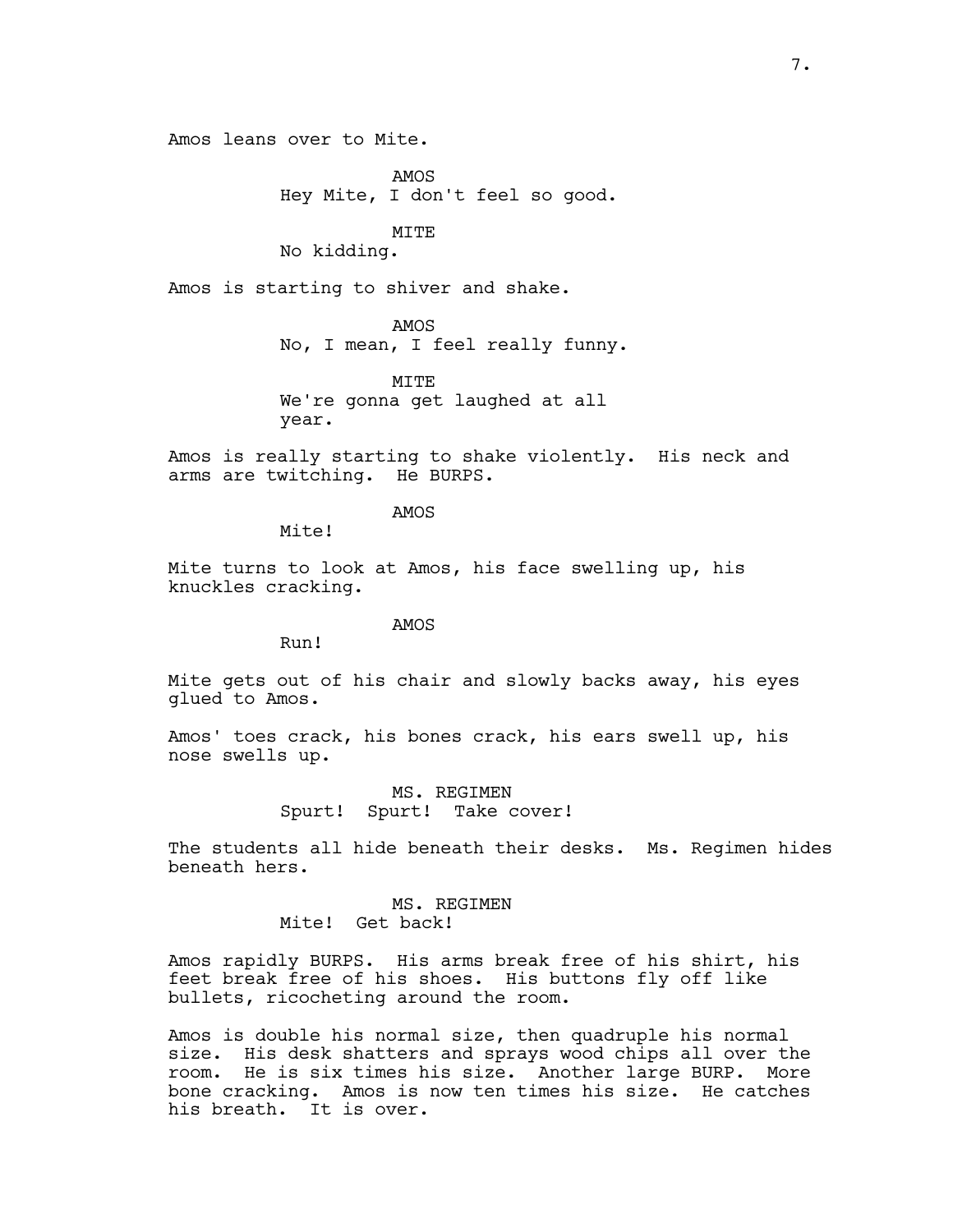Amos leans over to Mite.

AMOS
Hey Mite, I don't feel so good.

MITE
No kidding.

Amos is starting to shiver and shake.

AMOS
No, I mean, I feel really funny.

MITE
We're gonna get laughed at all year.

Amos is really starting to shake violently. His neck and arms are twitching. He BURPS.

AMOS
Mite!

Mite turns to look at Amos, his face swelling up, his knuckles cracking.

AMOS
Run!

Mite gets out of his chair and slowly backs away, his eyes glued to Amos.

Amos' toes crack, his bones crack, his ears swell up, his nose swells up.

MS. REGIMEN
Spurt! Spurt! Take cover!

The students all hide beneath their desks. Ms. Regimen hides beneath hers.

MS. REGIMEN
Mite! Get back!

Amos rapidly BURPS. His arms break free of his shirt, his feet break free of his shoes. His buttons fly off like bullets, ricocheting around the room.

Amos is double his normal size, then quadruple his normal size. His desk shatters and sprays wood chips all over the room. He is six times his size. Another large BURP. More bone cracking. Amos is now ten times his size. He catches his breath. It is over.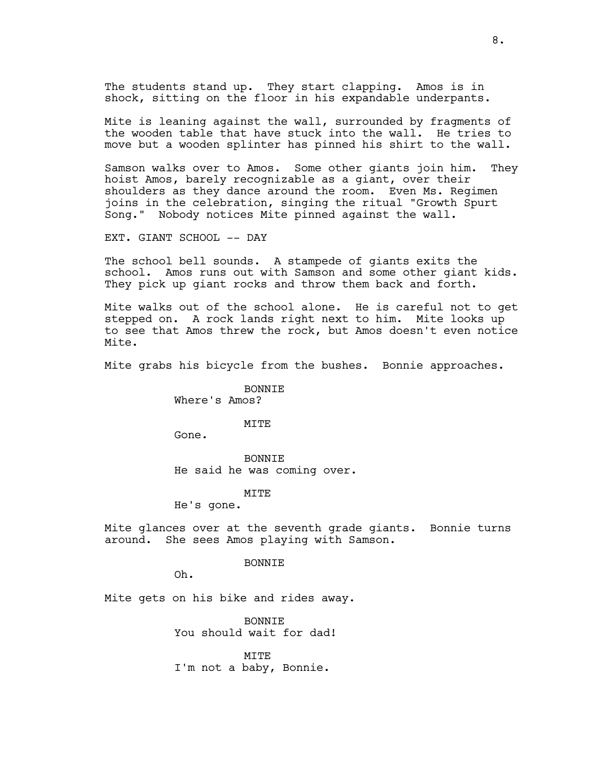The students stand up. They start clapping. Amos is in shock, sitting on the floor in his expandable underpants.

Mite is leaning against the wall, surrounded by fragments of the wooden table that have stuck into the wall. He tries to move but a wooden splinter has pinned his shirt to the wall.

Samson walks over to Amos. Some other giants join him. They hoist Amos, barely recognizable as a giant, over their shoulders as they dance around the room. Even Ms. Regimen joins in the celebration, singing the ritual "Growth Spurt Song." Nobody notices Mite pinned against the wall.

EXT. GIANT SCHOOL -- DAY

The school bell sounds. A stampede of giants exits the school. Amos runs out with Samson and some other giant kids. They pick up giant rocks and throw them back and forth.

Mite walks out of the school alone. He is careful not to get stepped on. A rock lands right next to him. Mite looks up to see that Amos threw the rock, but Amos doesn't even notice Mite.

Mite grabs his bicycle from the bushes. Bonnie approaches.

BONNIE
Where's Amos?

MITE
Gone.

BONNIE
He said he was coming over.

MITE
He's gone.

Mite glances over at the seventh grade giants. Bonnie turns around. She sees Amos playing with Samson.

BONNIE
Oh.

Mite gets on his bike and rides away.

BONNIE
You should wait for dad!

MITE
I'm not a baby, Bonnie.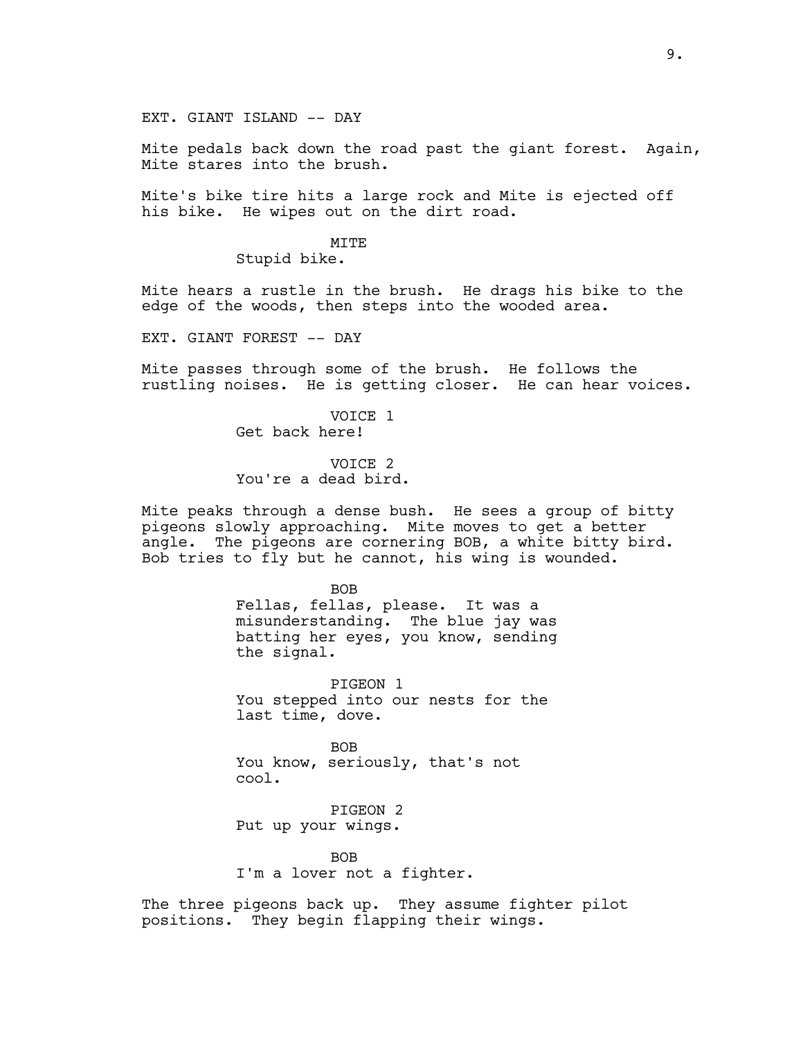EXT. GIANT ISLAND -- DAY

Mite pedals back down the road past the giant forest. Again, Mite stares into the brush.

Mite's bike tire hits a large rock and Mite is ejected off his bike. He wipes out on the dirt road.

MITE
Stupid bike.

Mite hears a rustle in the brush. He drags his bike to the edge of the woods, then steps into the wooded area.

EXT. GIANT FOREST -- DAY

Mite passes through some of the brush. He follows the rustling noises. He is getting closer. He can hear voices.

VOICE 1
Get back here!

VOICE 2
You're a dead bird.

Mite peaks through a dense bush. He sees a group of bitty pigeons slowly approaching. Mite moves to get a better angle. The pigeons are cornering BOB, a white bitty bird. Bob tries to fly but he cannot, his wing is wounded.

BOB
Fellas, fellas, please. It was a misunderstanding. The blue jay was batting her eyes, you know, sending the signal.

PIGEON 1
You stepped into our nests for the last time, dove.

BOB
You know, seriously, that's not cool.

PIGEON 2
Put up your wings.

BOB
I'm a lover not a fighter.

The three pigeons back up. They assume fighter pilot positions. They begin flapping their wings.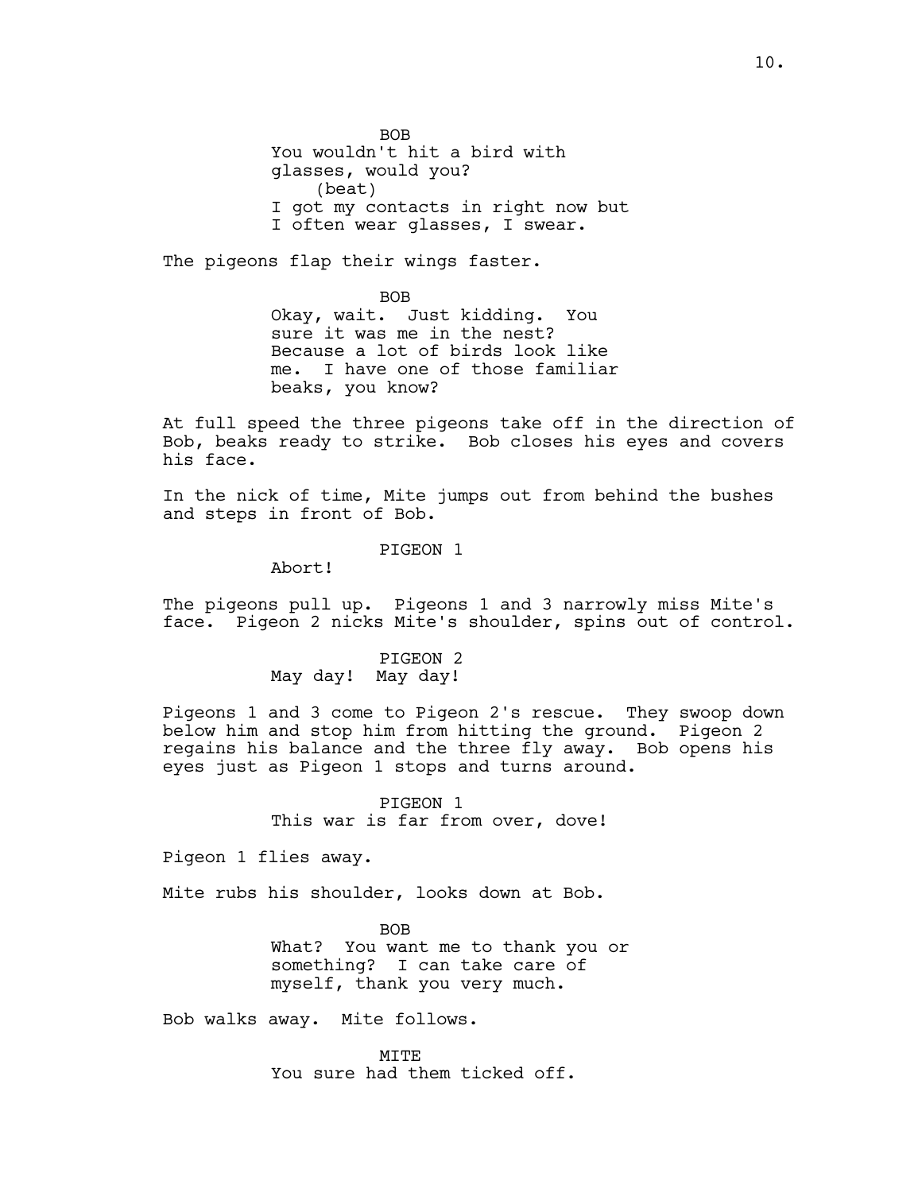BOB
You wouldn't hit a bird with glasses, would you?
(beat)
I got my contacts in right now but I often wear glasses, I swear.

The pigeons flap their wings faster.

BOB
Okay, wait.  Just kidding.  You sure it was me in the nest? Because a lot of birds look like me.  I have one of those familiar beaks, you know?

At full speed the three pigeons take off in the direction of Bob, beaks ready to strike.  Bob closes his eyes and covers his face.

In the nick of time, Mite jumps out from behind the bushes and steps in front of Bob.

PIGEON 1
Abort!

The pigeons pull up.  Pigeons 1 and 3 narrowly miss Mite's face.  Pigeon 2 nicks Mite's shoulder, spins out of control.

PIGEON 2
May day!  May day!

Pigeons 1 and 3 come to Pigeon 2's rescue.  They swoop down below him and stop him from hitting the ground.  Pigeon 2 regains his balance and the three fly away.  Bob opens his eyes just as Pigeon 1 stops and turns around.

PIGEON 1
This war is far from over, dove!

Pigeon 1 flies away.

Mite rubs his shoulder, looks down at Bob.

BOB
What?  You want me to thank you or something?  I can take care of myself, thank you very much.

Bob walks away.  Mite follows.

MITE
You sure had them ticked off.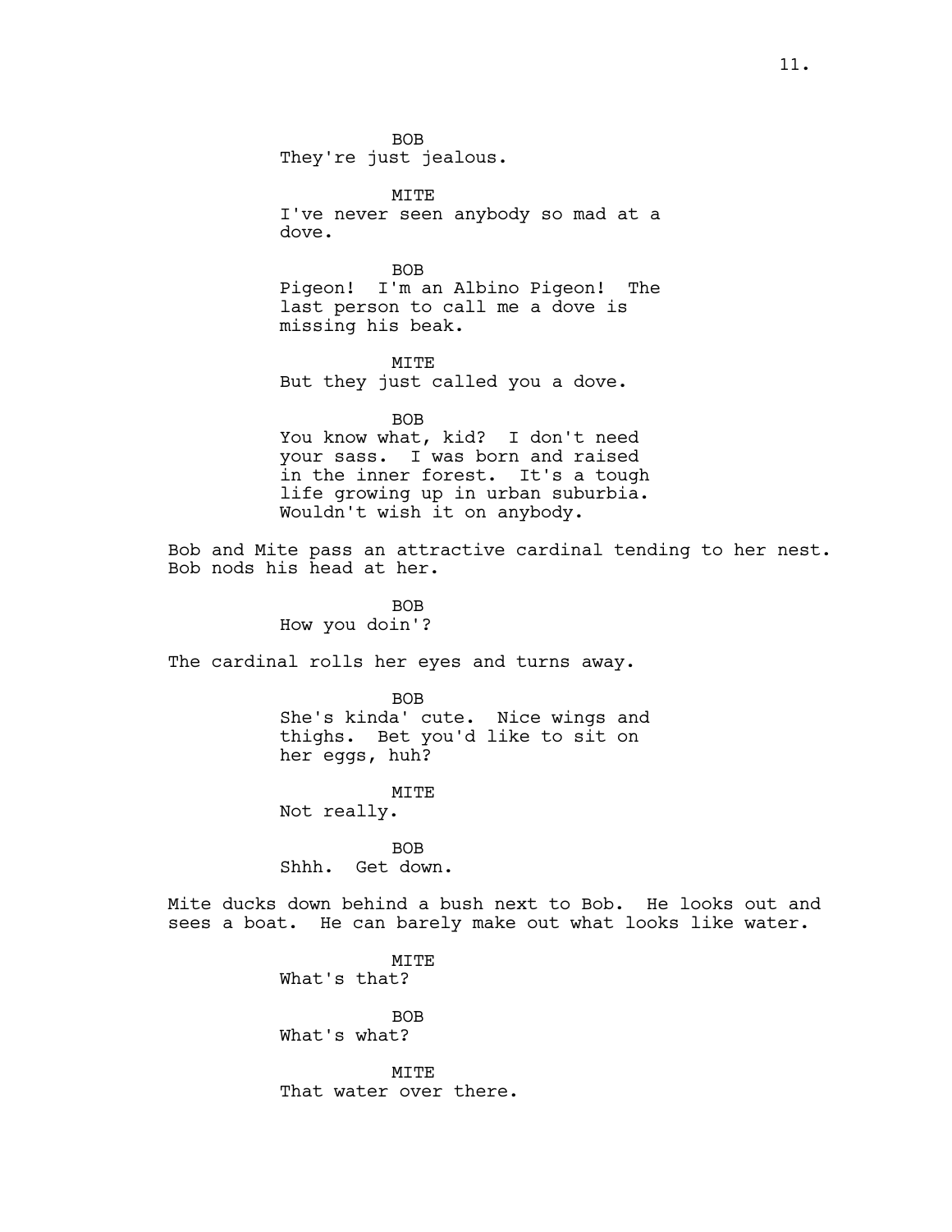BOB
They're just jealous.

MITE
I've never seen anybody so mad at a dove.

BOB
Pigeon! I'm an Albino Pigeon! The last person to call me a dove is missing his beak.

MITE
But they just called you a dove.

BOB
You know what, kid? I don't need your sass. I was born and raised in the inner forest. It's a tough life growing up in urban suburbia. Wouldn't wish it on anybody.

Bob and Mite pass an attractive cardinal tending to her nest. Bob nods his head at her.

BOB
How you doin'?

The cardinal rolls her eyes and turns away.

BOB
She's kinda' cute. Nice wings and thighs. Bet you'd like to sit on her eggs, huh?

MITE
Not really.

BOB
Shhh. Get down.

Mite ducks down behind a bush next to Bob. He looks out and sees a boat. He can barely make out what looks like water.

MITE
What's that?

BOB
What's what?

MITE
That water over there.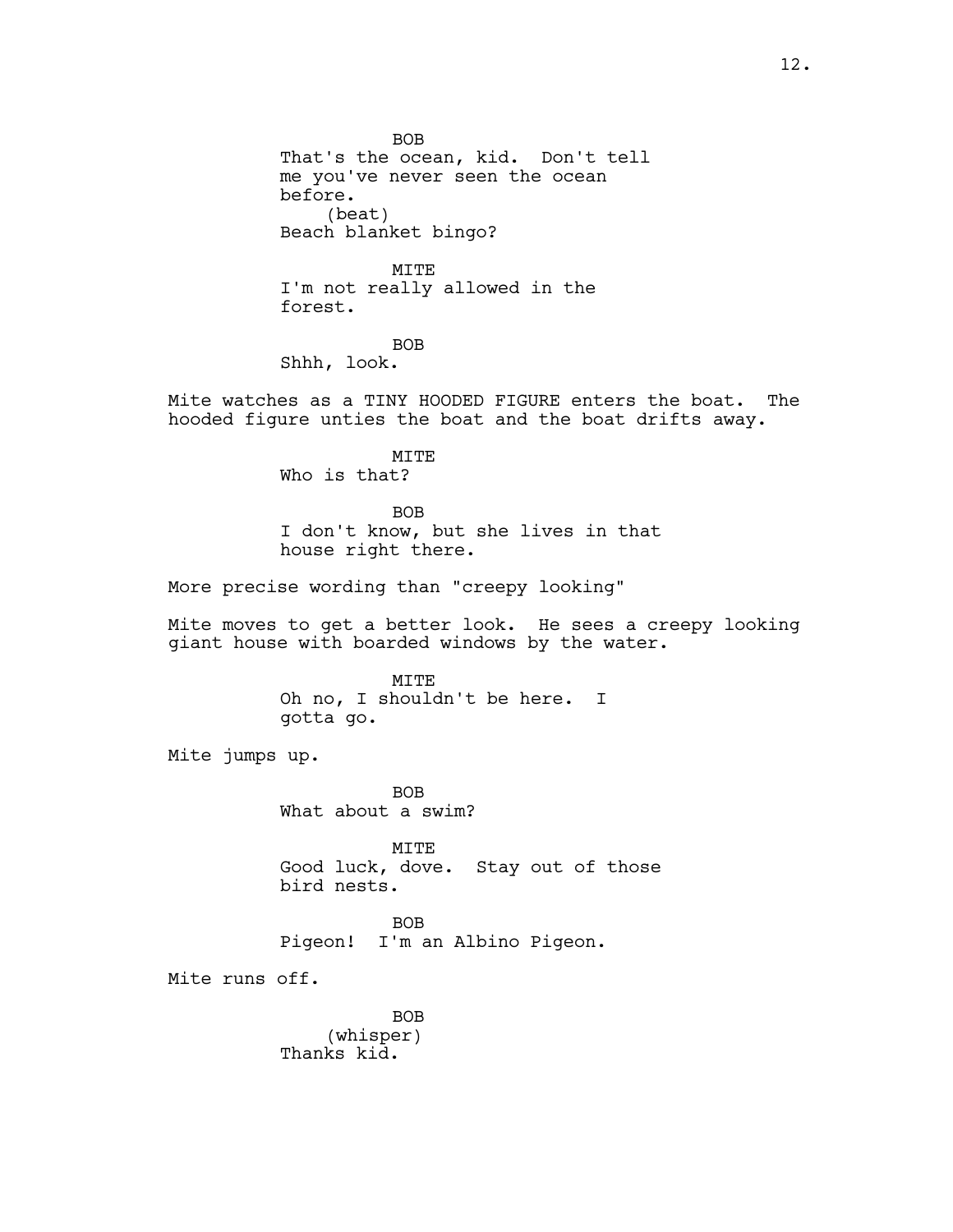BOB
That's the ocean, kid. Don't tell me you've never seen the ocean before.
(beat)
Beach blanket bingo?

MITE
I'm not really allowed in the forest.

BOB
Shhh, look.

Mite watches as a TINY HOODED FIGURE enters the boat. The hooded figure unties the boat and the boat drifts away.

MITE
Who is that?

BOB
I don't know, but she lives in that house right there.

More precise wording than "creepy looking"

Mite moves to get a better look. He sees a creepy looking giant house with boarded windows by the water.

MITE
Oh no, I shouldn't be here. I gotta go.

Mite jumps up.

BOB
What about a swim?

MITE
Good luck, dove. Stay out of those bird nests.

BOB
Pigeon! I'm an Albino Pigeon.

Mite runs off.

BOB
(whisper)
Thanks kid.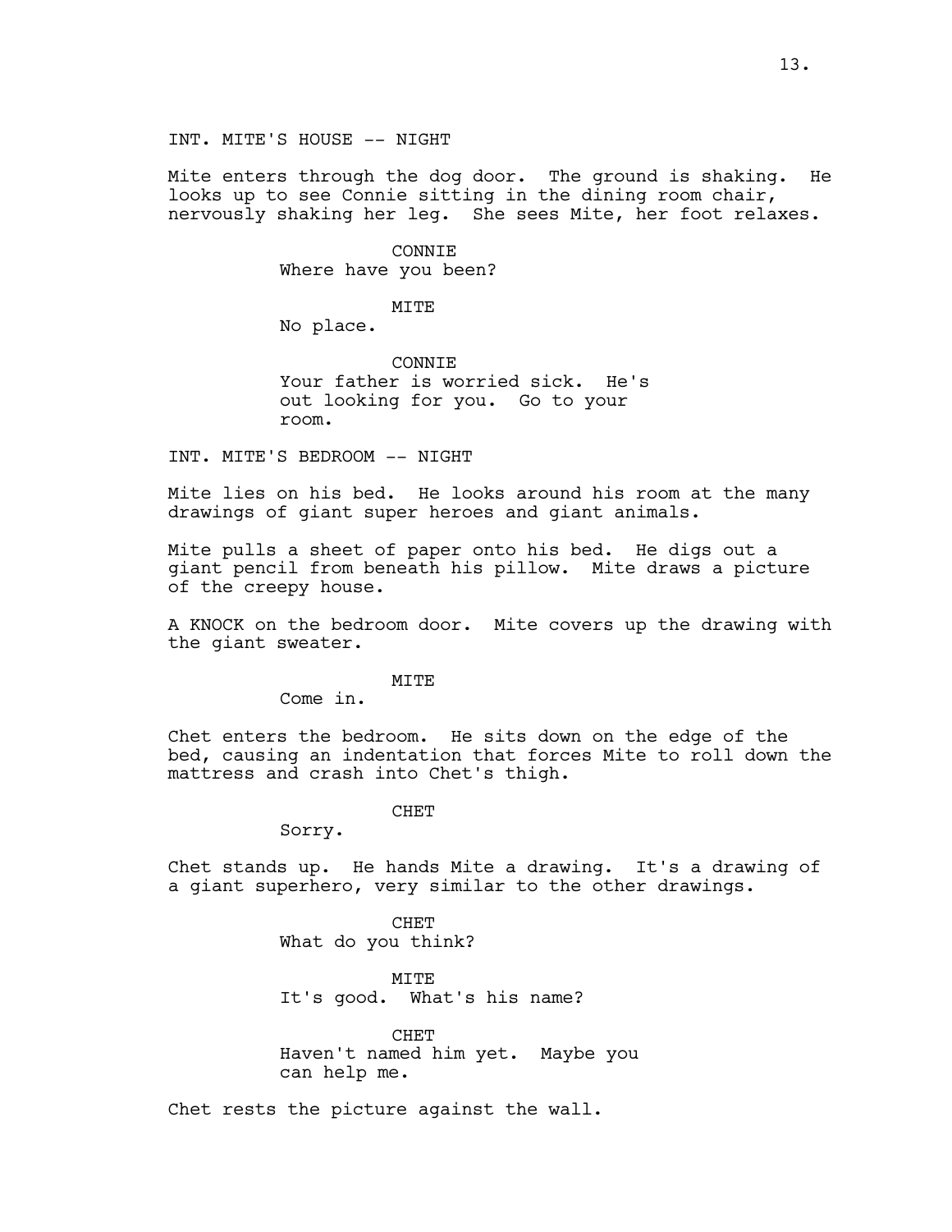INT. MITE'S HOUSE -- NIGHT

Mite enters through the dog door. The ground is shaking. He looks up to see Connie sitting in the dining room chair, nervously shaking her leg. She sees Mite, her foot relaxes.

CONNIE
Where have you been?

MITE
No place.

CONNIE
Your father is worried sick. He's out looking for you. Go to your room.

INT. MITE'S BEDROOM -- NIGHT

Mite lies on his bed. He looks around his room at the many drawings of giant super heroes and giant animals.

Mite pulls a sheet of paper onto his bed. He digs out a giant pencil from beneath his pillow. Mite draws a picture of the creepy house.

A KNOCK on the bedroom door. Mite covers up the drawing with the giant sweater.

MITE
Come in.

Chet enters the bedroom. He sits down on the edge of the bed, causing an indentation that forces Mite to roll down the mattress and crash into Chet's thigh.

CHET
Sorry.

Chet stands up. He hands Mite a drawing. It's a drawing of a giant superhero, very similar to the other drawings.

CHET
What do you think?

MITE
It's good. What's his name?

CHET
Haven't named him yet. Maybe you can help me.

Chet rests the picture against the wall.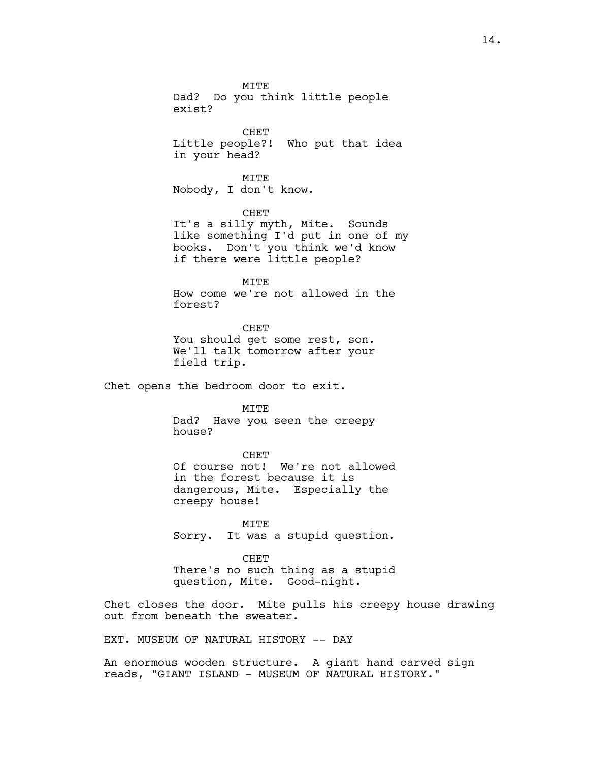MITE
Dad? Do you think little people exist?

CHET
Little people?! Who put that idea in your head?

MITE
Nobody, I don't know.

CHET
It's a silly myth, Mite. Sounds like something I'd put in one of my books. Don't you think we'd know if there were little people?

MITE
How come we're not allowed in the forest?

CHET
You should get some rest, son. We'll talk tomorrow after your field trip.

Chet opens the bedroom door to exit.

MITE
Dad? Have you seen the creepy house?

CHET
Of course not! We're not allowed in the forest because it is dangerous, Mite. Especially the creepy house!

MITE
Sorry. It was a stupid question.

CHET
There's no such thing as a stupid question, Mite. Good-night.

Chet closes the door. Mite pulls his creepy house drawing out from beneath the sweater.

EXT. MUSEUM OF NATURAL HISTORY -- DAY

An enormous wooden structure. A giant hand carved sign reads, "GIANT ISLAND - MUSEUM OF NATURAL HISTORY."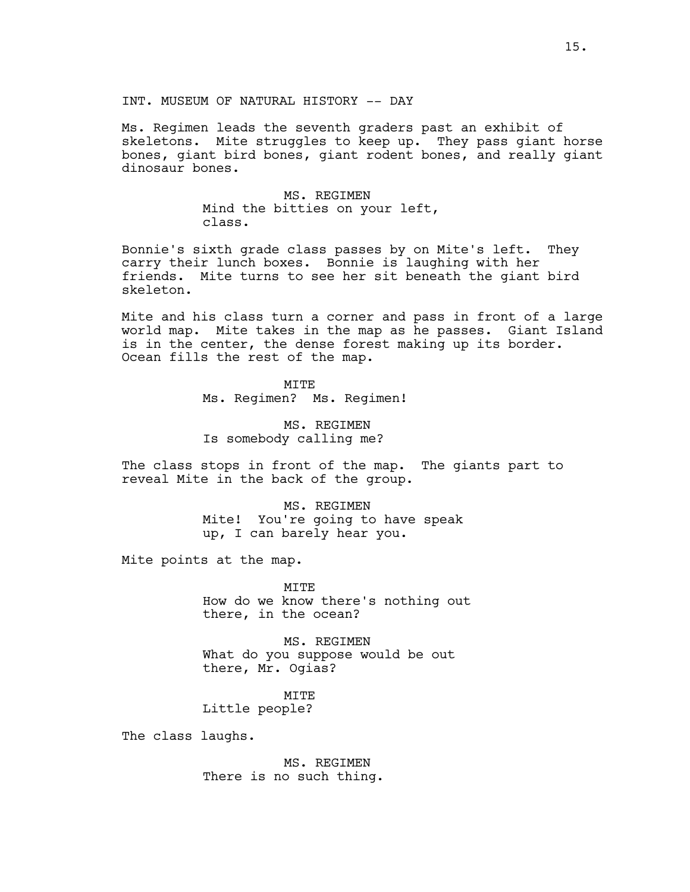INT. MUSEUM OF NATURAL HISTORY -- DAY

Ms. Regimen leads the seventh graders past an exhibit of skeletons. Mite struggles to keep up. They pass giant horse bones, giant bird bones, giant rodent bones, and really giant dinosaur bones.

MS. REGIMEN
Mind the bitties on your left, class.

Bonnie's sixth grade class passes by on Mite's left. They carry their lunch boxes. Bonnie is laughing with her friends. Mite turns to see her sit beneath the giant bird skeleton.

Mite and his class turn a corner and pass in front of a large world map. Mite takes in the map as he passes. Giant Island is in the center, the dense forest making up its border. Ocean fills the rest of the map.

MITE
Ms. Regimen? Ms. Regimen!

MS. REGIMEN
Is somebody calling me?

The class stops in front of the map. The giants part to reveal Mite in the back of the group.

MS. REGIMEN
Mite! You're going to have speak up, I can barely hear you.

Mite points at the map.

MITE
How do we know there's nothing out there, in the ocean?

MS. REGIMEN
What do you suppose would be out there, Mr. Ogias?

MITE
Little people?

The class laughs.

MS. REGIMEN
There is no such thing.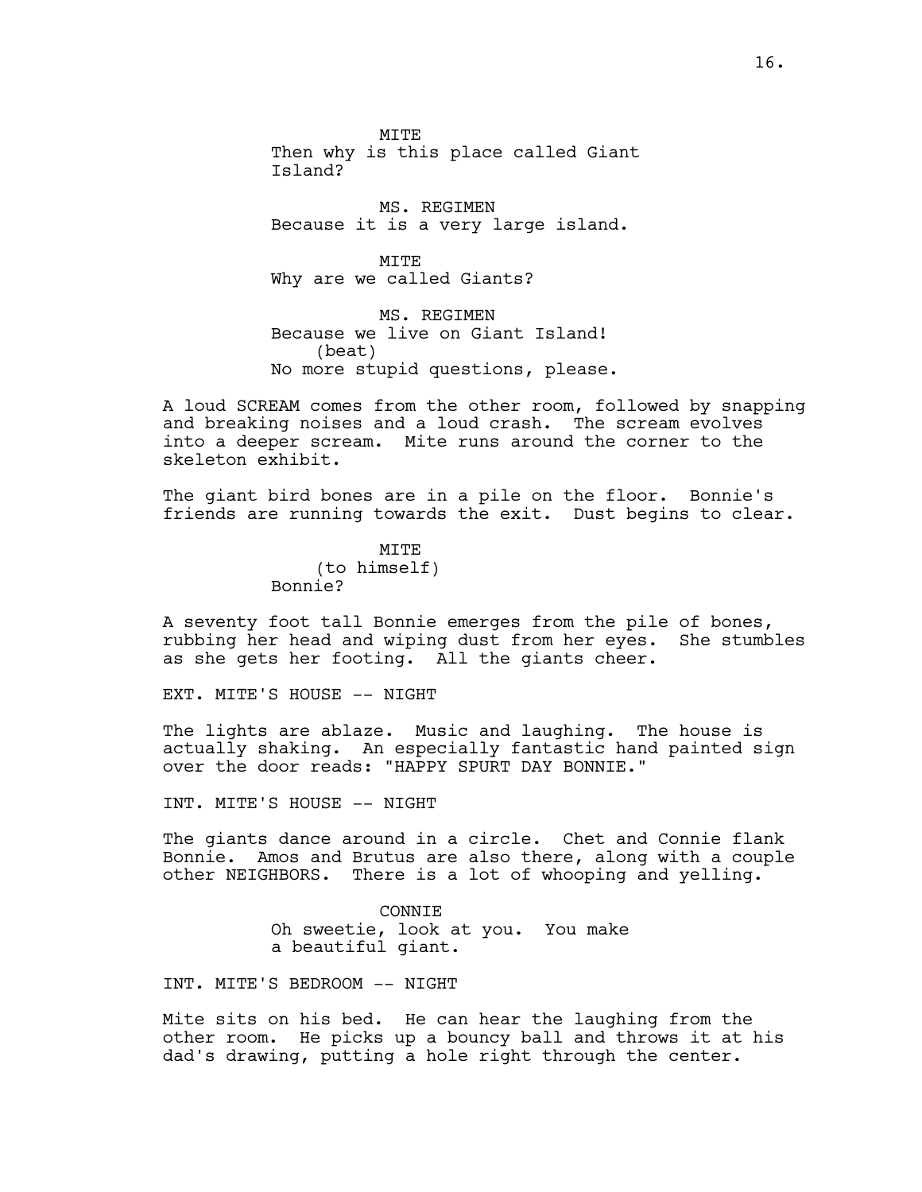MITE
Then why is this place called Giant Island?

MS. REGIMEN
Because it is a very large island.

MITE
Why are we called Giants?

MS. REGIMEN
Because we live on Giant Island!
(beat)
No more stupid questions, please.

A loud SCREAM comes from the other room, followed by snapping and breaking noises and a loud crash. The scream evolves into a deeper scream. Mite runs around the corner to the skeleton exhibit.

The giant bird bones are in a pile on the floor. Bonnie's friends are running towards the exit. Dust begins to clear.

MITE
(to himself)
Bonnie?

A seventy foot tall Bonnie emerges from the pile of bones, rubbing her head and wiping dust from her eyes. She stumbles as she gets her footing. All the giants cheer.

EXT. MITE'S HOUSE -- NIGHT

The lights are ablaze. Music and laughing. The house is actually shaking. An especially fantastic hand painted sign over the door reads: "HAPPY SPURT DAY BONNIE."

INT. MITE'S HOUSE -- NIGHT

The giants dance around in a circle. Chet and Connie flank Bonnie. Amos and Brutus are also there, along with a couple other NEIGHBORS. There is a lot of whooping and yelling.

CONNIE
Oh sweetie, look at you. You make a beautiful giant.

INT. MITE'S BEDROOM -- NIGHT

Mite sits on his bed. He can hear the laughing from the other room. He picks up a bouncy ball and throws it at his dad's drawing, putting a hole right through the center.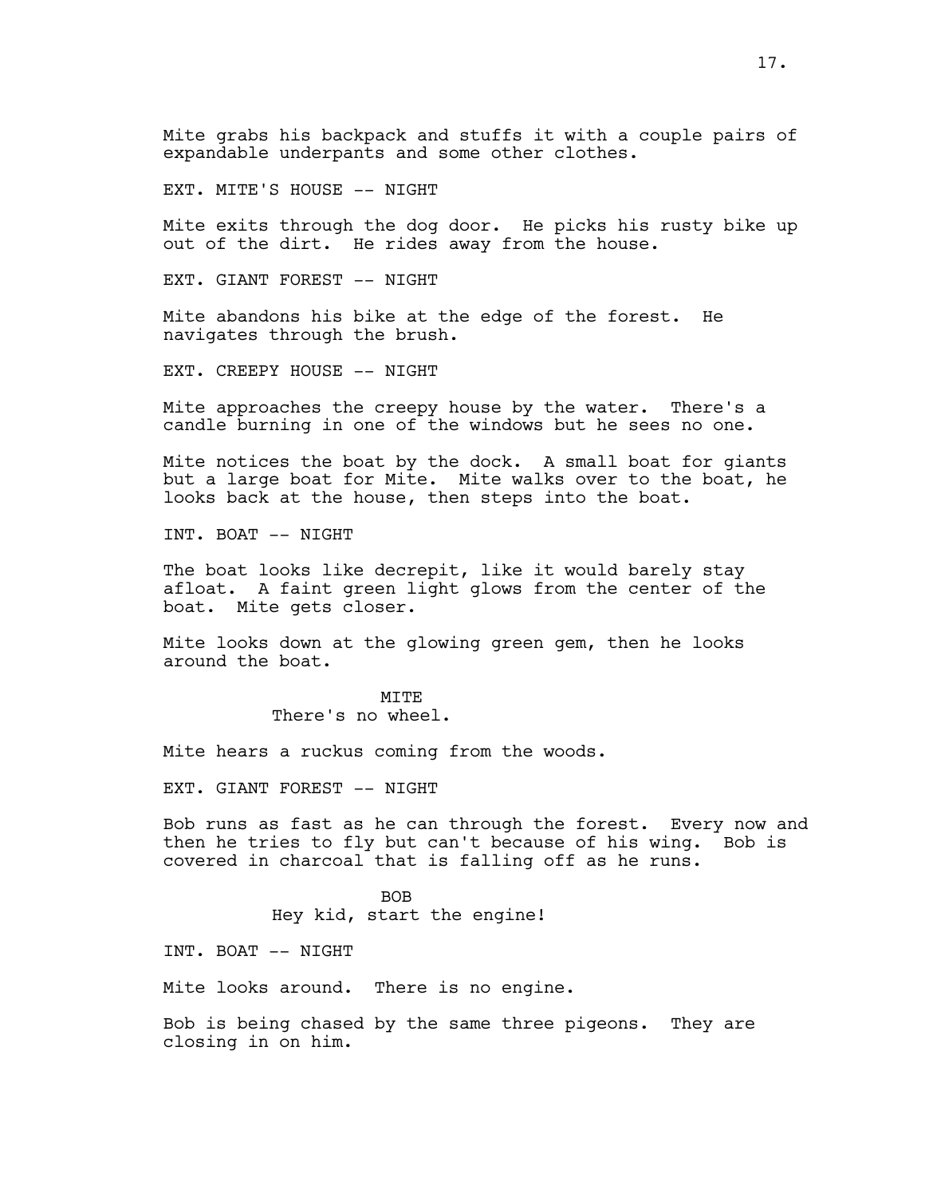Mite grabs his backpack and stuffs it with a couple pairs of expandable underpants and some other clothes.

EXT. MITE'S HOUSE -- NIGHT

Mite exits through the dog door. He picks his rusty bike up out of the dirt. He rides away from the house.

EXT. GIANT FOREST -- NIGHT

Mite abandons his bike at the edge of the forest. He navigates through the brush.

EXT. CREEPY HOUSE -- NIGHT

Mite approaches the creepy house by the water. There's a candle burning in one of the windows but he sees no one.

Mite notices the boat by the dock. A small boat for giants but a large boat for Mite. Mite walks over to the boat, he looks back at the house, then steps into the boat.

INT. BOAT -- NIGHT

The boat looks like decrepit, like it would barely stay afloat. A faint green light glows from the center of the boat. Mite gets closer.

Mite looks down at the glowing green gem, then he looks around the boat.

MITE
There's no wheel.

Mite hears a ruckus coming from the woods.

EXT. GIANT FOREST -- NIGHT

Bob runs as fast as he can through the forest. Every now and then he tries to fly but can't because of his wing. Bob is covered in charcoal that is falling off as he runs.

BOB
Hey kid, start the engine!

INT. BOAT -- NIGHT

Mite looks around. There is no engine.

Bob is being chased by the same three pigeons. They are closing in on him.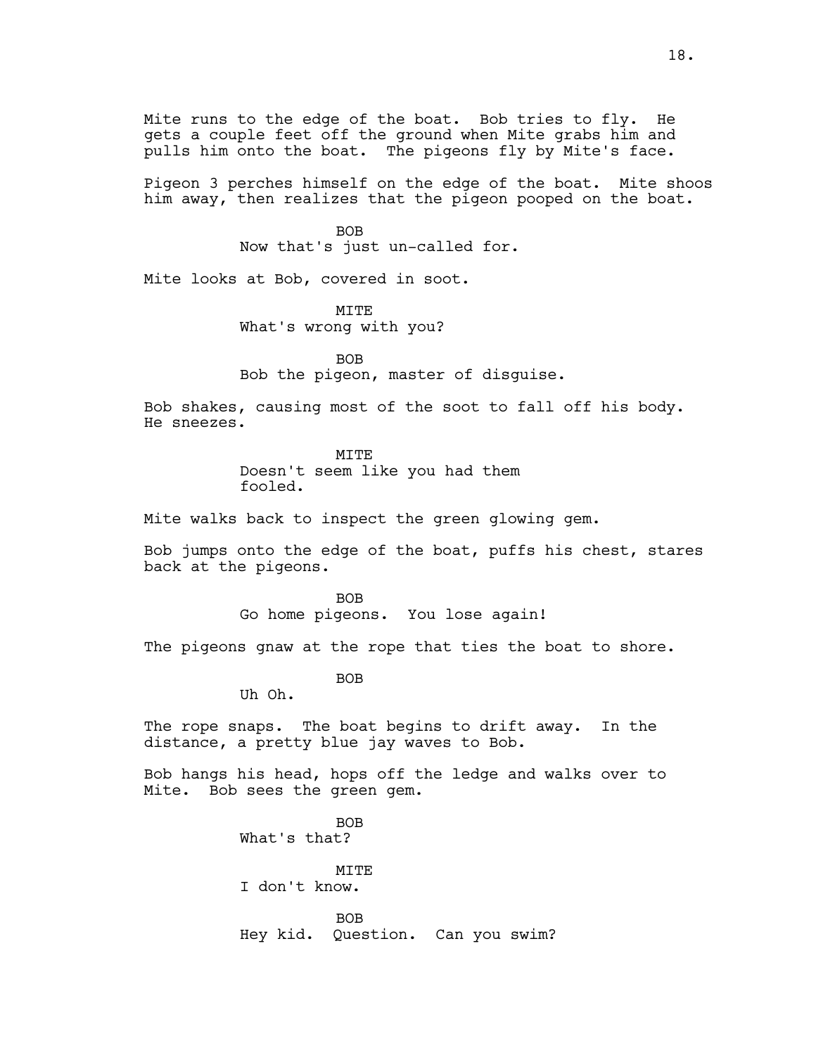Mite runs to the edge of the boat. Bob tries to fly. He gets a couple feet off the ground when Mite grabs him and pulls him onto the boat. The pigeons fly by Mite's face.

Pigeon 3 perches himself on the edge of the boat. Mite shoos him away, then realizes that the pigeon pooped on the boat.

BOB
Now that's just un-called for.

Mite looks at Bob, covered in soot.

MITE
What's wrong with you?

BOB
Bob the pigeon, master of disguise.

Bob shakes, causing most of the soot to fall off his body. He sneezes.

MITE
Doesn't seem like you had them fooled.

Mite walks back to inspect the green glowing gem.

Bob jumps onto the edge of the boat, puffs his chest, stares back at the pigeons.

BOB
Go home pigeons. You lose again!

The pigeons gnaw at the rope that ties the boat to shore.

BOB
Uh Oh.

The rope snaps. The boat begins to drift away. In the distance, a pretty blue jay waves to Bob.

Bob hangs his head, hops off the ledge and walks over to Mite. Bob sees the green gem.

BOB
What's that?

MITE
I don't know.

BOB
Hey kid. Question. Can you swim?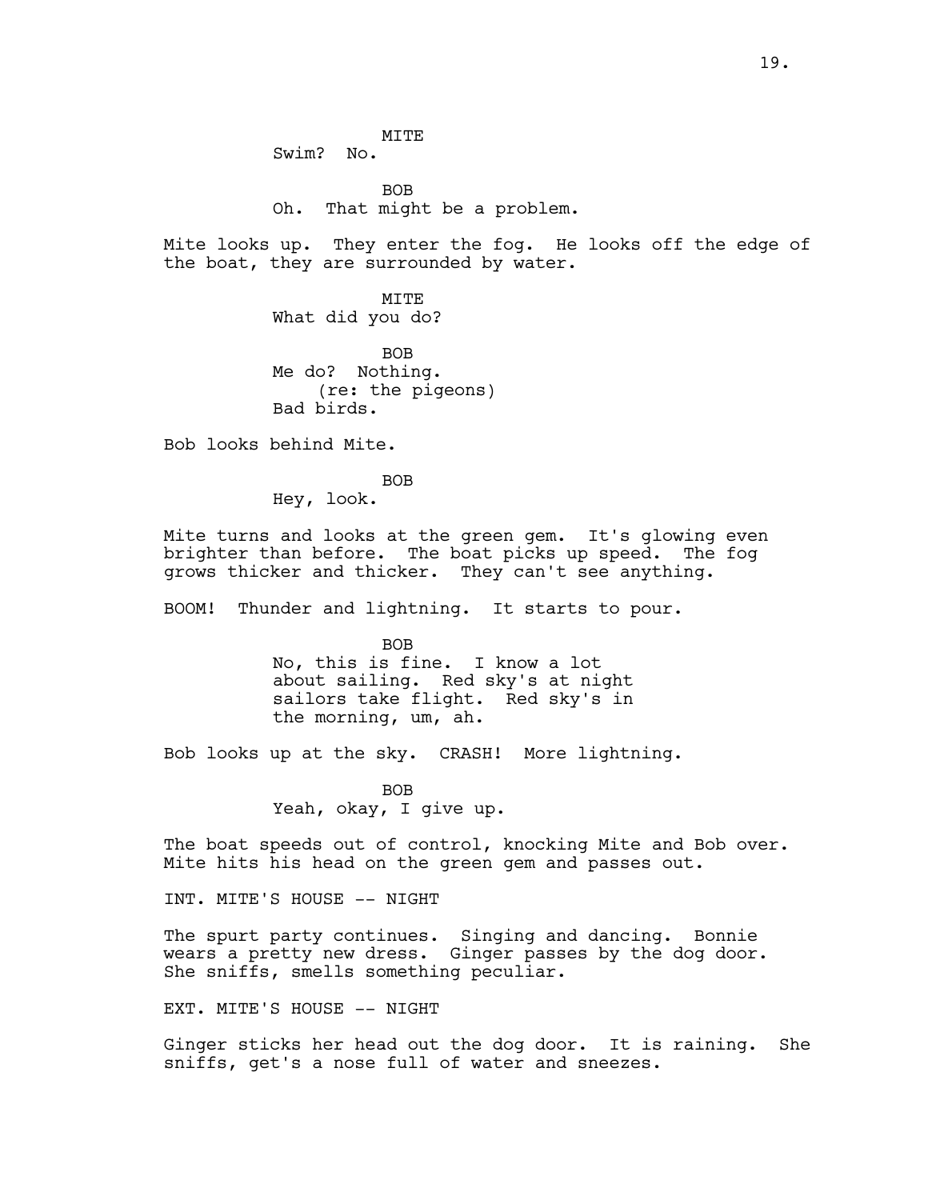MITE
Swim? No.

BOB
Oh. That might be a problem.

Mite looks up. They enter the fog. He looks off the edge of the boat, they are surrounded by water.

MITE
What did you do?

BOB
Me do? Nothing.
(re: the pigeons)
Bad birds.

Bob looks behind Mite.

BOB
Hey, look.

Mite turns and looks at the green gem. It's glowing even brighter than before. The boat picks up speed. The fog grows thicker and thicker. They can't see anything.

BOOM! Thunder and lightning. It starts to pour.

BOB
No, this is fine. I know a lot about sailing. Red sky's at night sailors take flight. Red sky's in the morning, um, ah.

Bob looks up at the sky. CRASH! More lightning.

BOB
Yeah, okay, I give up.

The boat speeds out of control, knocking Mite and Bob over. Mite hits his head on the green gem and passes out.

INT. MITE'S HOUSE -- NIGHT

The spurt party continues. Singing and dancing. Bonnie wears a pretty new dress. Ginger passes by the dog door. She sniffs, smells something peculiar.

EXT. MITE'S HOUSE -- NIGHT

Ginger sticks her head out the dog door. It is raining. She sniffs, get's a nose full of water and sneezes.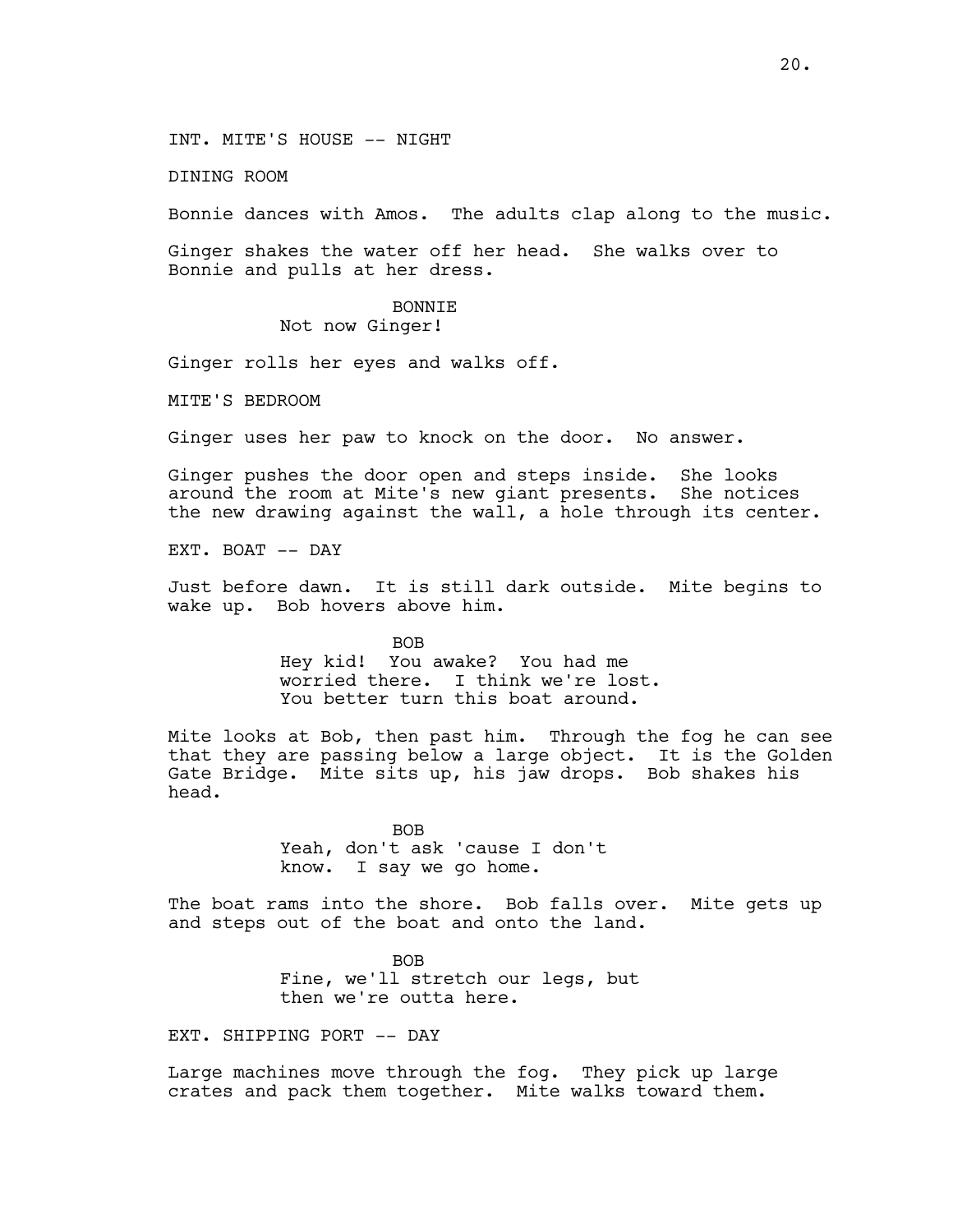INT. MITE'S HOUSE -- NIGHT

DINING ROOM

Bonnie dances with Amos. The adults clap along to the music.

Ginger shakes the water off her head. She walks over to Bonnie and pulls at her dress.

BONNIE
Not now Ginger!

Ginger rolls her eyes and walks off.

MITE'S BEDROOM

Ginger uses her paw to knock on the door. No answer.

Ginger pushes the door open and steps inside. She looks around the room at Mite's new giant presents. She notices the new drawing against the wall, a hole through its center.

EXT. BOAT -- DAY

Just before dawn. It is still dark outside. Mite begins to wake up. Bob hovers above him.

BOB
Hey kid! You awake? You had me worried there. I think we're lost. You better turn this boat around.

Mite looks at Bob, then past him. Through the fog he can see that they are passing below a large object. It is the Golden Gate Bridge. Mite sits up, his jaw drops. Bob shakes his head.

BOB
Yeah, don't ask 'cause I don't know. I say we go home.

The boat rams into the shore. Bob falls over. Mite gets up and steps out of the boat and onto the land.

BOB
Fine, we'll stretch our legs, but then we're outta here.

EXT. SHIPPING PORT -- DAY

Large machines move through the fog. They pick up large crates and pack them together. Mite walks toward them.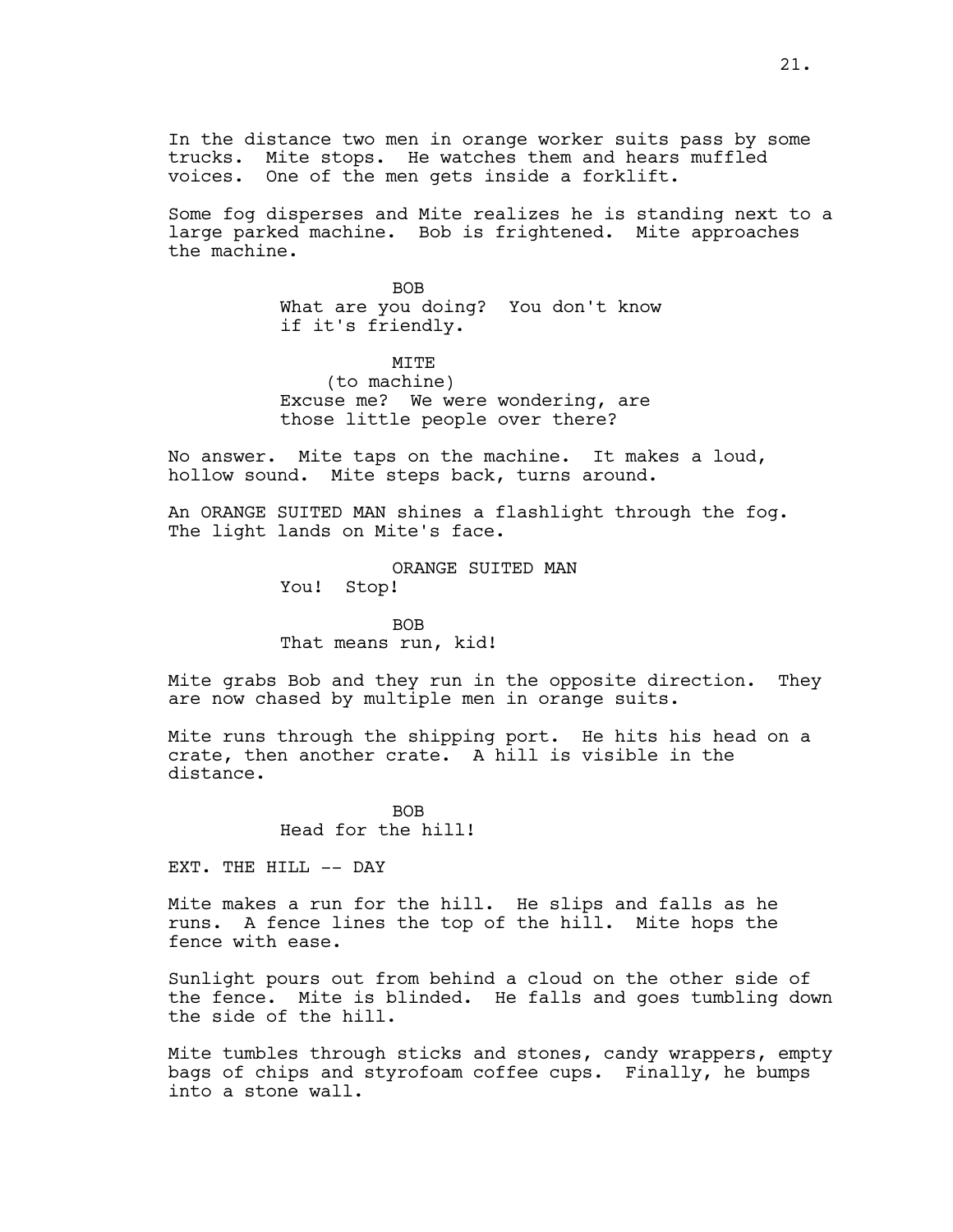In the distance two men in orange worker suits pass by some trucks. Mite stops. He watches them and hears muffled voices. One of the men gets inside a forklift.

Some fog disperses and Mite realizes he is standing next to a large parked machine. Bob is frightened. Mite approaches the machine.

BOB
What are you doing? You don't know if it's friendly.

MITE
(to machine)
Excuse me? We were wondering, are those little people over there?

No answer. Mite taps on the machine. It makes a loud, hollow sound. Mite steps back, turns around.

An ORANGE SUITED MAN shines a flashlight through the fog. The light lands on Mite's face.

ORANGE SUITED MAN
You! Stop!

BOB
That means run, kid!

Mite grabs Bob and they run in the opposite direction. They are now chased by multiple men in orange suits.

Mite runs through the shipping port. He hits his head on a crate, then another crate. A hill is visible in the distance.

BOB
Head for the hill!

EXT. THE HILL -- DAY

Mite makes a run for the hill. He slips and falls as he runs. A fence lines the top of the hill. Mite hops the fence with ease.

Sunlight pours out from behind a cloud on the other side of the fence. Mite is blinded. He falls and goes tumbling down the side of the hill.

Mite tumbles through sticks and stones, candy wrappers, empty bags of chips and styrofoam coffee cups. Finally, he bumps into a stone wall.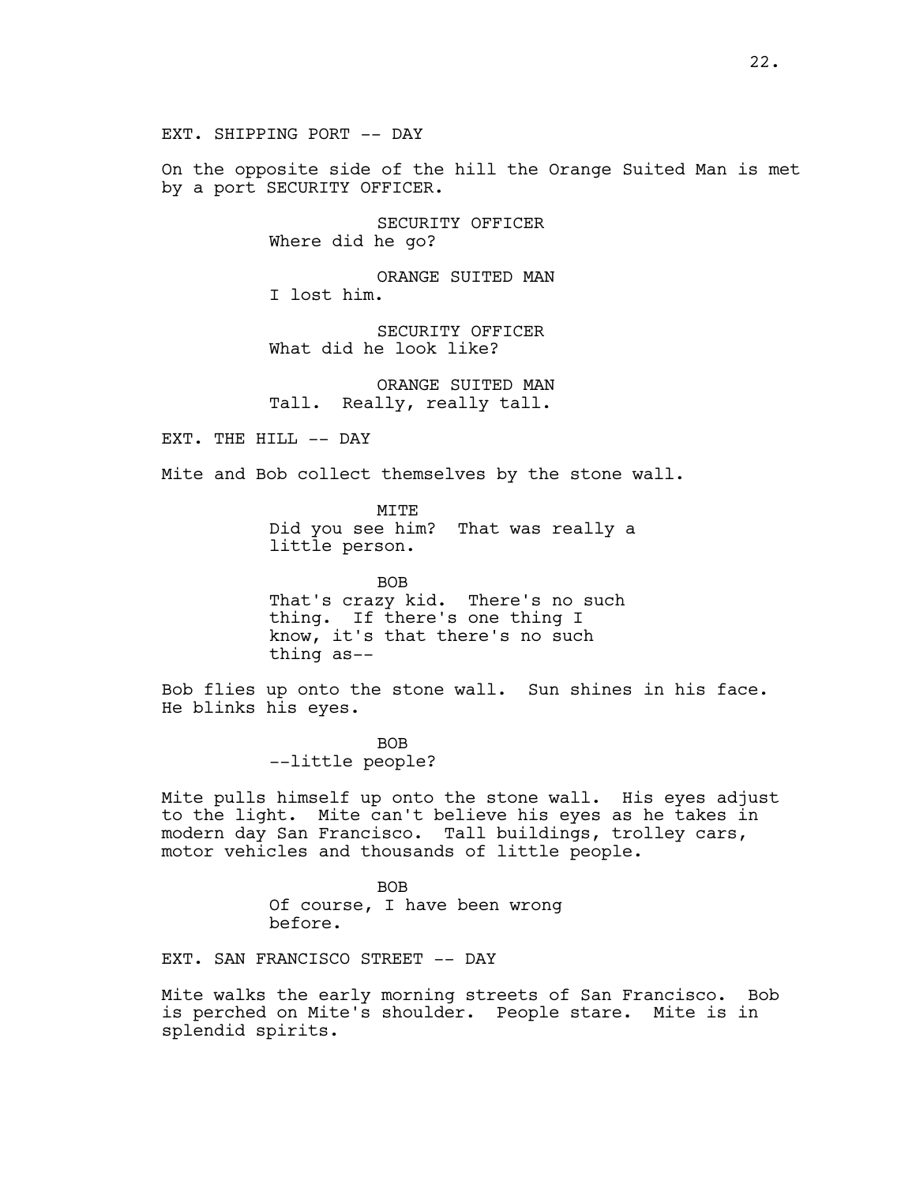EXT. SHIPPING PORT -- DAY

On the opposite side of the hill the Orange Suited Man is met by a port SECURITY OFFICER.

SECURITY OFFICER
Where did he go?

ORANGE SUITED MAN
I lost him.

SECURITY OFFICER
What did he look like?

ORANGE SUITED MAN
Tall. Really, really tall.

EXT. THE HILL -- DAY

Mite and Bob collect themselves by the stone wall.

MITE
Did you see him? That was really a little person.

BOB
That's crazy kid. There's no such thing. If there's one thing I know, it's that there's no such thing as--

Bob flies up onto the stone wall. Sun shines in his face. He blinks his eyes.

BOB
--little people?

Mite pulls himself up onto the stone wall. His eyes adjust to the light. Mite can't believe his eyes as he takes in modern day San Francisco. Tall buildings, trolley cars, motor vehicles and thousands of little people.

BOB
Of course, I have been wrong before.

EXT. SAN FRANCISCO STREET -- DAY

Mite walks the early morning streets of San Francisco. Bob is perched on Mite's shoulder. People stare. Mite is in splendid spirits.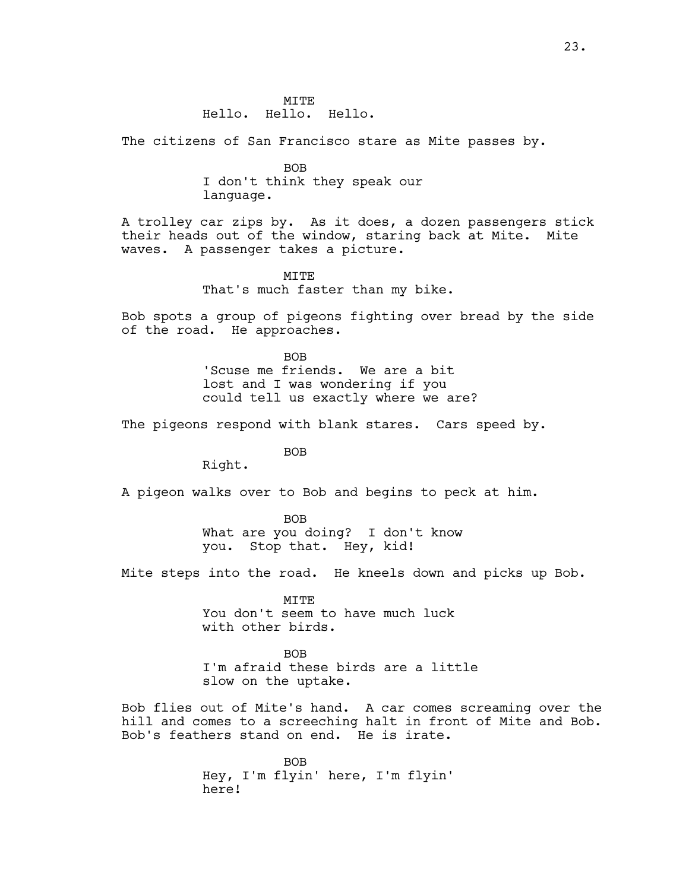MITE
Hello. Hello. Hello.

The citizens of San Francisco stare as Mite passes by.

BOB
I don't think they speak our language.

A trolley car zips by. As it does, a dozen passengers stick their heads out of the window, staring back at Mite. Mite waves. A passenger takes a picture.

MITE
That's much faster than my bike.

Bob spots a group of pigeons fighting over bread by the side of the road. He approaches.

BOB
'Scuse me friends. We are a bit lost and I was wondering if you could tell us exactly where we are?

The pigeons respond with blank stares. Cars speed by.

BOB
Right.

A pigeon walks over to Bob and begins to peck at him.

BOB
What are you doing? I don't know you. Stop that. Hey, kid!

Mite steps into the road. He kneels down and picks up Bob.

MITE
You don't seem to have much luck with other birds.

BOB
I'm afraid these birds are a little slow on the uptake.

Bob flies out of Mite's hand. A car comes screaming over the hill and comes to a screeching halt in front of Mite and Bob. Bob's feathers stand on end. He is irate.

BOB
Hey, I'm flyin' here, I'm flyin' here!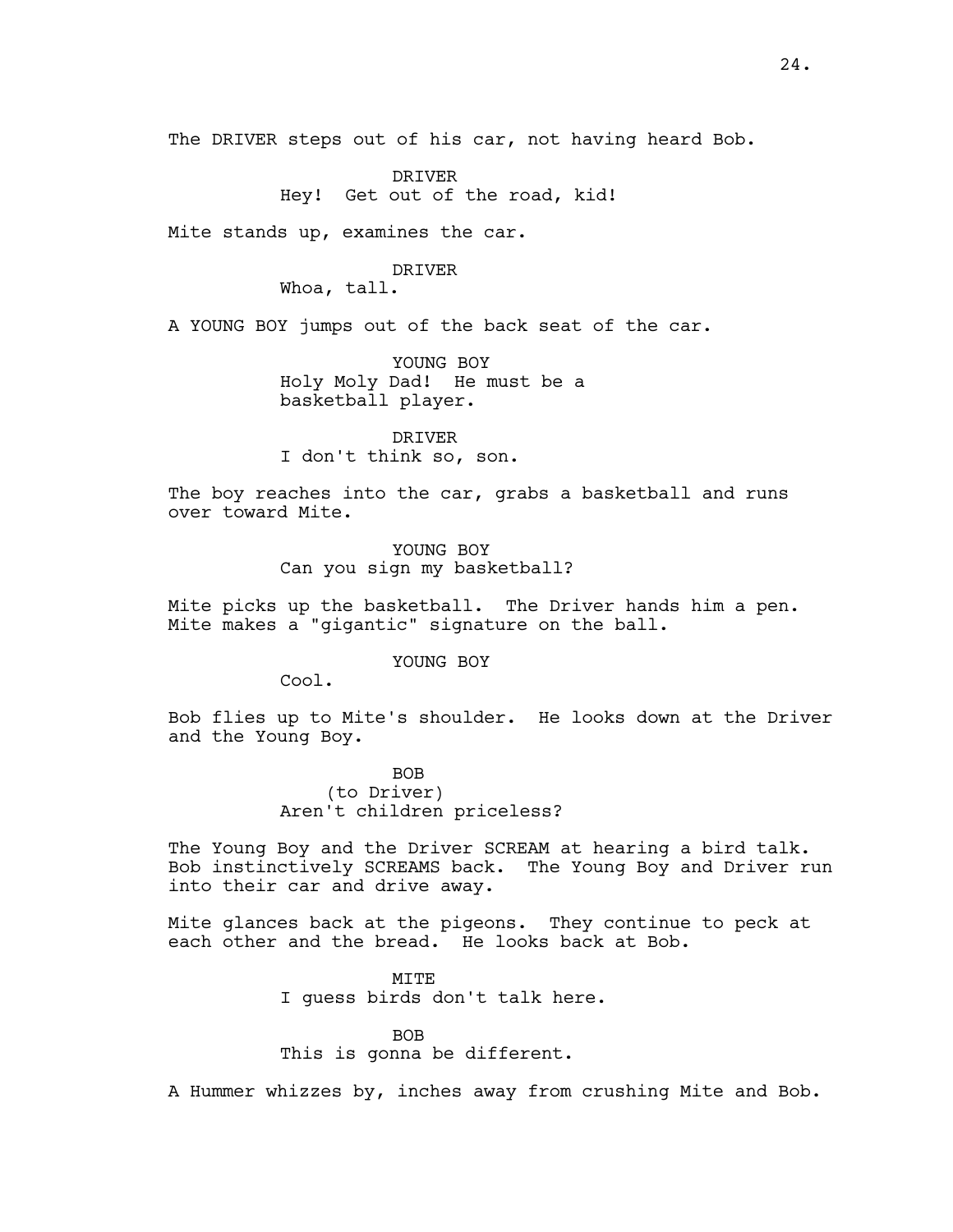The DRIVER steps out of his car, not having heard Bob.

DRIVER
Hey! Get out of the road, kid!

Mite stands up, examines the car.

DRIVER
Whoa, tall.

A YOUNG BOY jumps out of the back seat of the car.

YOUNG BOY
Holy Moly Dad! He must be a basketball player.

DRIVER
I don't think so, son.

The boy reaches into the car, grabs a basketball and runs over toward Mite.

YOUNG BOY
Can you sign my basketball?

Mite picks up the basketball. The Driver hands him a pen. Mite makes a "gigantic" signature on the ball.

YOUNG BOY
Cool.

Bob flies up to Mite's shoulder. He looks down at the Driver and the Young Boy.

BOB
(to Driver)
Aren't children priceless?

The Young Boy and the Driver SCREAM at hearing a bird talk. Bob instinctively SCREAMS back. The Young Boy and Driver run into their car and drive away.

Mite glances back at the pigeons. They continue to peck at each other and the bread. He looks back at Bob.

MITE
I guess birds don't talk here.

BOB
This is gonna be different.

A Hummer whizzes by, inches away from crushing Mite and Bob.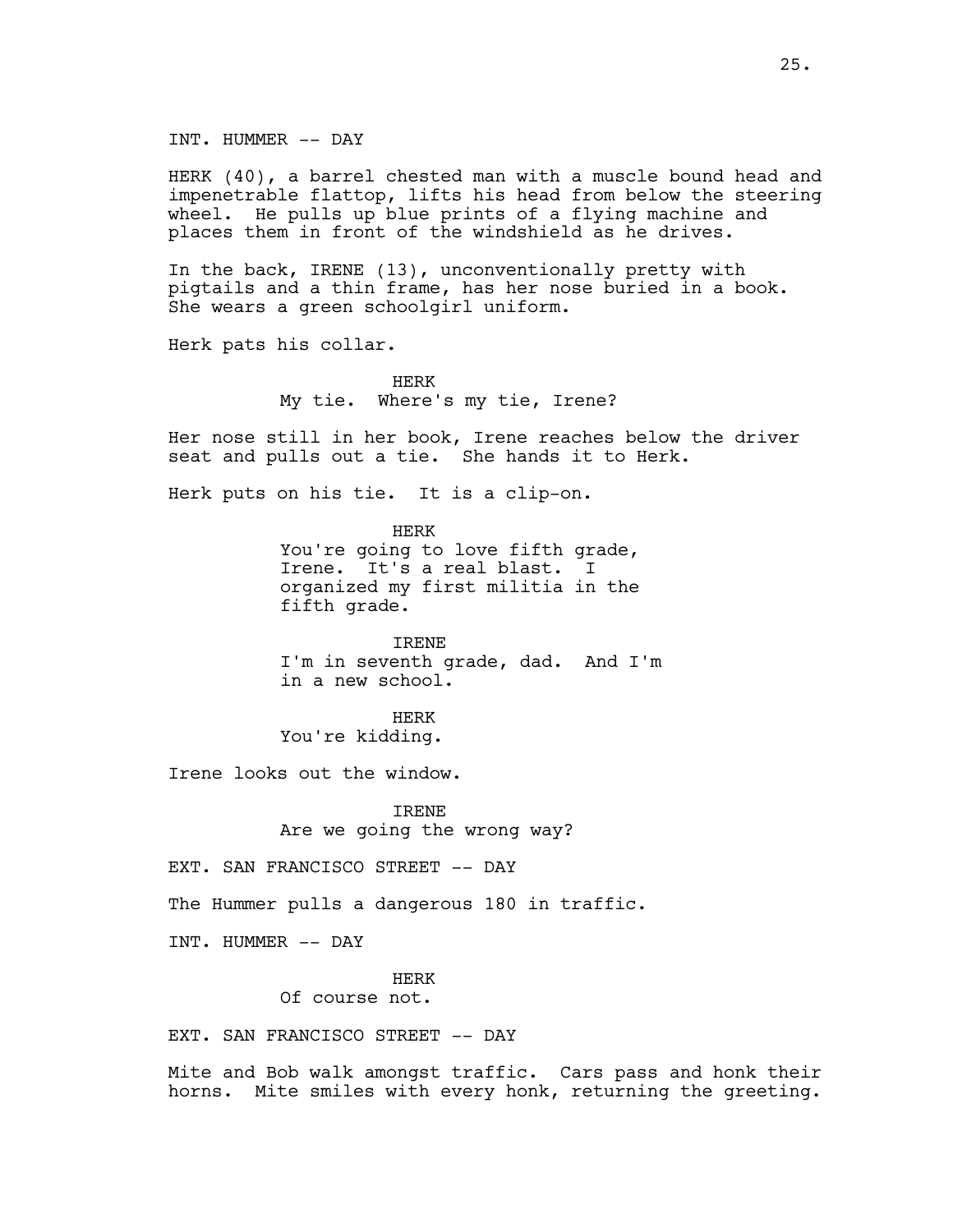INT. HUMMER -- DAY

HERK (40), a barrel chested man with a muscle bound head and impenetrable flattop, lifts his head from below the steering wheel. He pulls up blue prints of a flying machine and places them in front of the windshield as he drives.

In the back, IRENE (13), unconventionally pretty with pigtails and a thin frame, has her nose buried in a book. She wears a green schoolgirl uniform.

Herk pats his collar.

HERK
My tie. Where's my tie, Irene?

Her nose still in her book, Irene reaches below the driver seat and pulls out a tie. She hands it to Herk.

Herk puts on his tie. It is a clip-on.

HERK
You're going to love fifth grade, Irene. It's a real blast. I organized my first militia in the fifth grade.

IRENE
I'm in seventh grade, dad. And I'm in a new school.

HERK
You're kidding.

Irene looks out the window.

IRENE
Are we going the wrong way?

EXT. SAN FRANCISCO STREET -- DAY

The Hummer pulls a dangerous 180 in traffic.

INT. HUMMER -- DAY

HERK
Of course not.

EXT. SAN FRANCISCO STREET -- DAY

Mite and Bob walk amongst traffic. Cars pass and honk their horns. Mite smiles with every honk, returning the greeting.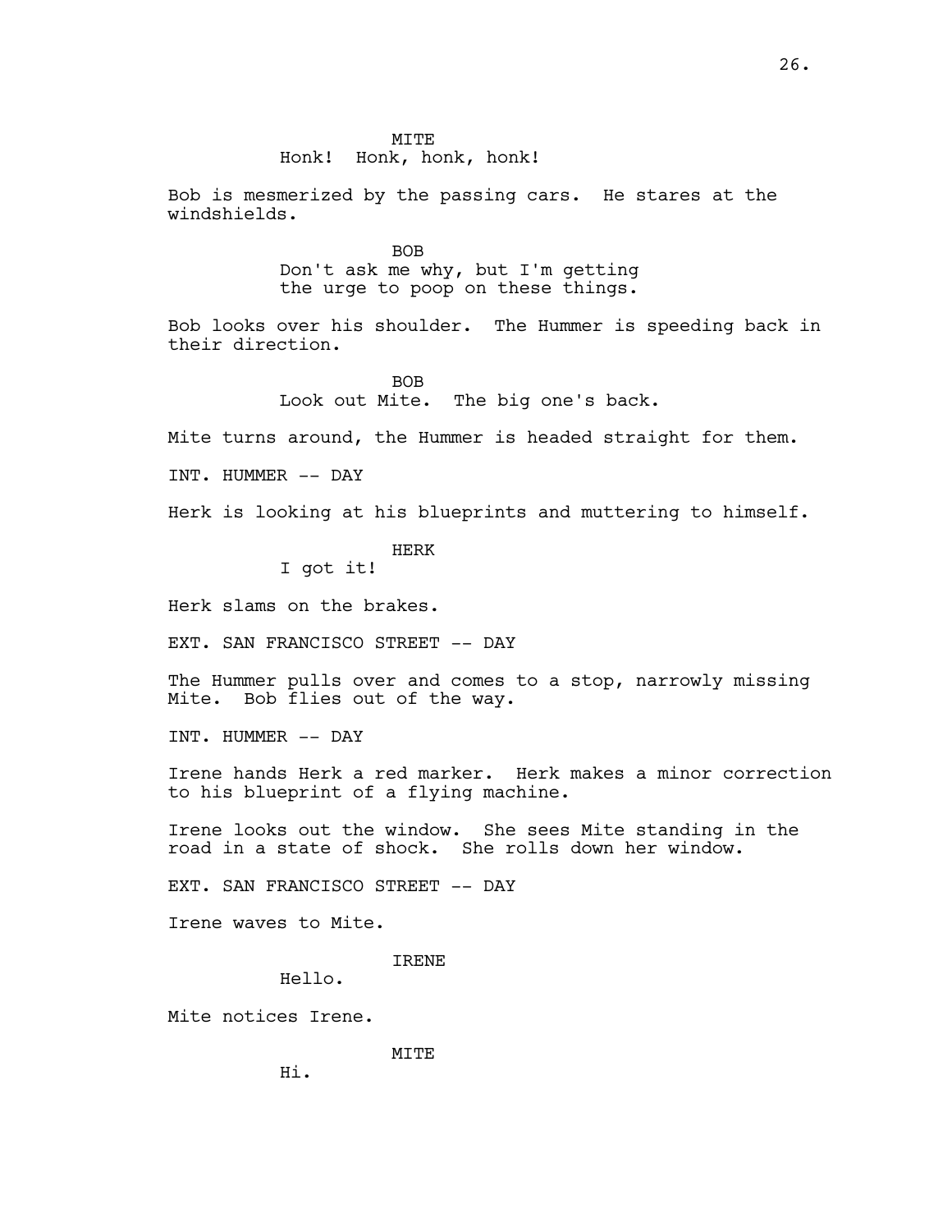MITE

Honk! Honk, honk, honk!

Bob is mesmerized by the passing cars. He stares at the windshields.

BOB

Don't ask me why, but I'm getting the urge to poop on these things.

Bob looks over his shoulder. The Hummer is speeding back in their direction.

BOB

Look out Mite. The big one's back.

Mite turns around, the Hummer is headed straight for them.

INT. HUMMER -- DAY

Herk is looking at his blueprints and muttering to himself.

HERK

I got it!

Herk slams on the brakes.

EXT. SAN FRANCISCO STREET -- DAY

The Hummer pulls over and comes to a stop, narrowly missing Mite. Bob flies out of the way.

INT. HUMMER -- DAY

Irene hands Herk a red marker. Herk makes a minor correction to his blueprint of a flying machine.

Irene looks out the window. She sees Mite standing in the road in a state of shock. She rolls down her window.

EXT. SAN FRANCISCO STREET -- DAY

Irene waves to Mite.

IRENE

Hello.

Mite notices Irene.

MITE

Hi.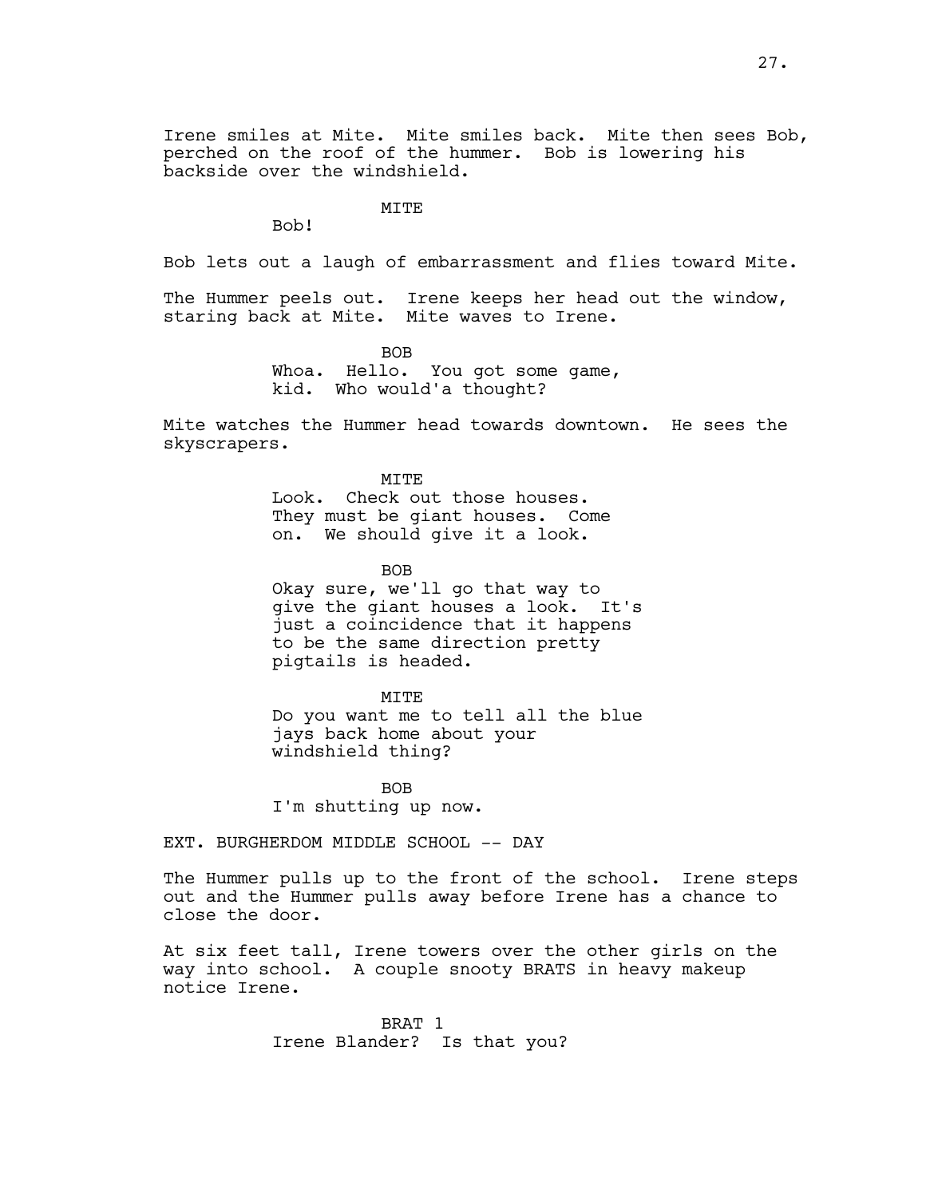Irene smiles at Mite. Mite smiles back. Mite then sees Bob, perched on the roof of the hummer. Bob is lowering his backside over the windshield.

MITE
Bob!

Bob lets out a laugh of embarrassment and flies toward Mite.

The Hummer peels out. Irene keeps her head out the window, staring back at Mite. Mite waves to Irene.

BOB
Whoa. Hello. You got some game, kid. Who would'a thought?

Mite watches the Hummer head towards downtown. He sees the skyscrapers.

MITE
Look. Check out those houses. They must be giant houses. Come on. We should give it a look.

BOB
Okay sure, we'll go that way to give the giant houses a look. It's just a coincidence that it happens to be the same direction pretty pigtails is headed.

MITE
Do you want me to tell all the blue jays back home about your windshield thing?

BOB
I'm shutting up now.

EXT. BURGHERDOM MIDDLE SCHOOL -- DAY

The Hummer pulls up to the front of the school. Irene steps out and the Hummer pulls away before Irene has a chance to close the door.

At six feet tall, Irene towers over the other girls on the way into school. A couple snooty BRATS in heavy makeup notice Irene.

BRAT 1
Irene Blander? Is that you?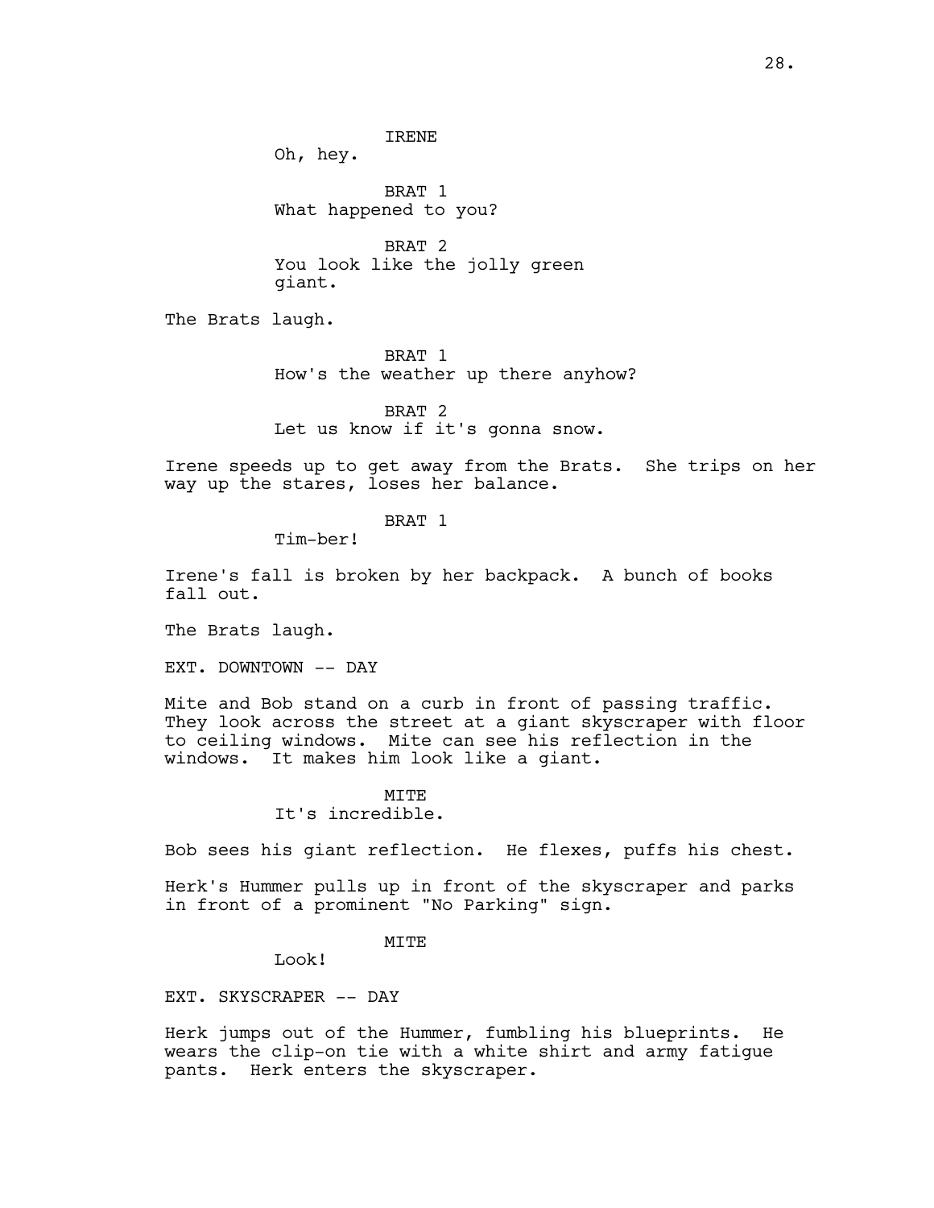IRENE
Oh, hey.

BRAT 1
What happened to you?

BRAT 2
You look like the jolly green giant.

The Brats laugh.

BRAT 1
How's the weather up there anyhow?

BRAT 2
Let us know if it's gonna snow.

Irene speeds up to get away from the Brats. She trips on her way up the stares, loses her balance.

BRAT 1
Tim-ber!

Irene's fall is broken by her backpack. A bunch of books fall out.

The Brats laugh.

EXT. DOWNTOWN -- DAY

Mite and Bob stand on a curb in front of passing traffic. They look across the street at a giant skyscraper with floor to ceiling windows. Mite can see his reflection in the windows. It makes him look like a giant.

MITE
It's incredible.

Bob sees his giant reflection. He flexes, puffs his chest.

Herk's Hummer pulls up in front of the skyscraper and parks in front of a prominent "No Parking" sign.

MITE
Look!

EXT. SKYSCRAPER -- DAY

Herk jumps out of the Hummer, fumbling his blueprints. He wears the clip-on tie with a white shirt and army fatigue pants. Herk enters the skyscraper.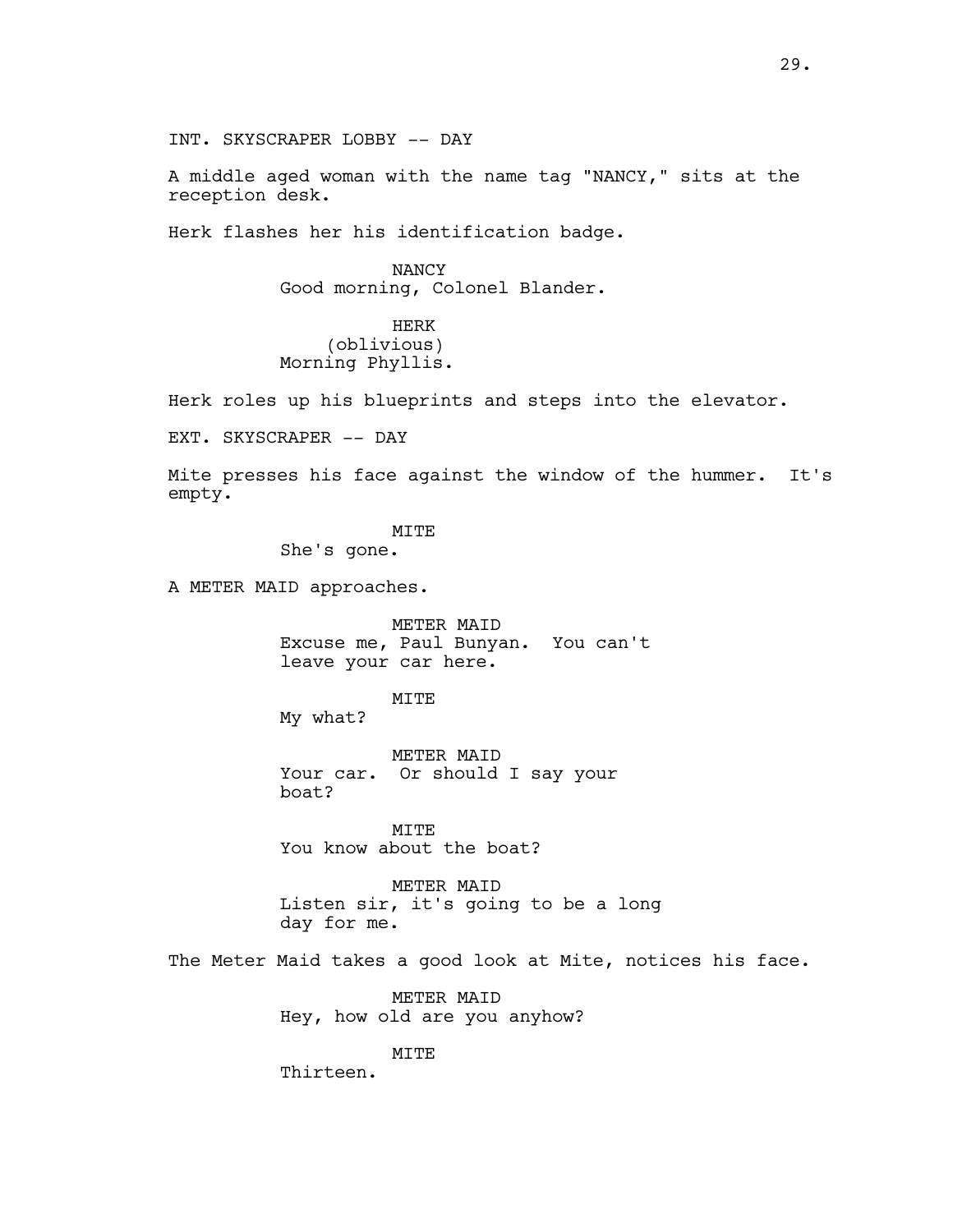INT. SKYSCRAPER LOBBY -- DAY

A middle aged woman with the name tag "NANCY," sits at the reception desk.

Herk flashes her his identification badge.

NANCY
Good morning, Colonel Blander.

HERK
(oblivious)
Morning Phyllis.

Herk roles up his blueprints and steps into the elevator.

EXT. SKYSCRAPER -- DAY

Mite presses his face against the window of the hummer. It's empty.

MITE
She's gone.

A METER MAID approaches.

METER MAID
Excuse me, Paul Bunyan. You can't leave your car here.

MITE
My what?

METER MAID
Your car. Or should I say your boat?

MITE
You know about the boat?

METER MAID
Listen sir, it's going to be a long day for me.

The Meter Maid takes a good look at Mite, notices his face.

METER MAID
Hey, how old are you anyhow?

MITE
Thirteen.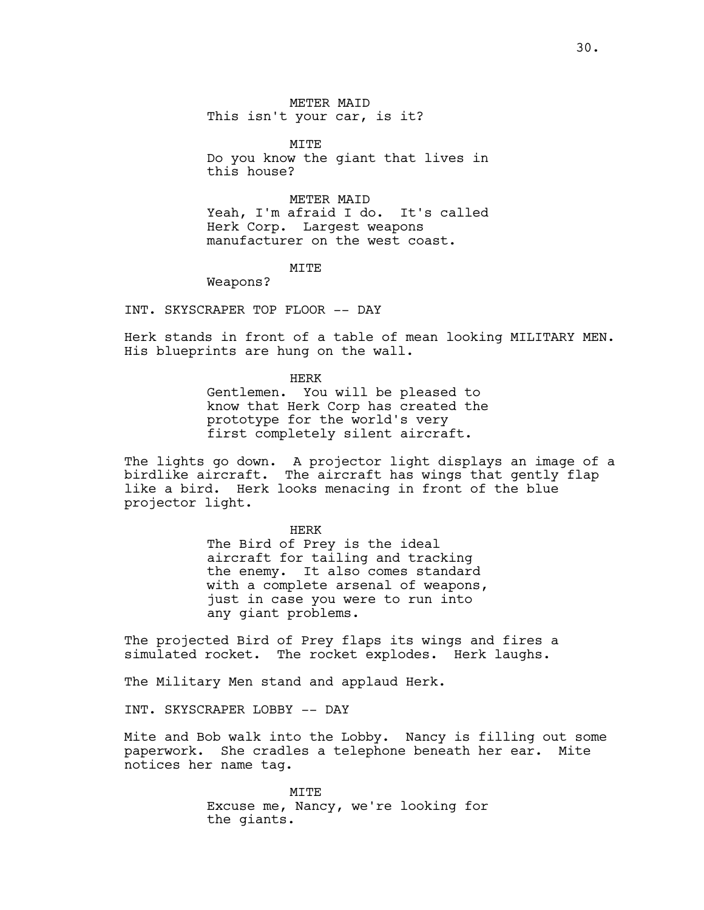METER MAID
This isn't your car, is it?

MITE
Do you know the giant that lives in this house?

METER MAID
Yeah, I'm afraid I do. It's called Herk Corp. Largest weapons manufacturer on the west coast.

MITE
Weapons?

INT. SKYSCRAPER TOP FLOOR -- DAY

Herk stands in front of a table of mean looking MILITARY MEN. His blueprints are hung on the wall.

HERK
Gentlemen. You will be pleased to know that Herk Corp has created the prototype for the world's very first completely silent aircraft.

The lights go down. A projector light displays an image of a birdlike aircraft. The aircraft has wings that gently flap like a bird. Herk looks menacing in front of the blue projector light.

HERK
The Bird of Prey is the ideal aircraft for tailing and tracking the enemy. It also comes standard with a complete arsenal of weapons, just in case you were to run into any giant problems.

The projected Bird of Prey flaps its wings and fires a simulated rocket. The rocket explodes. Herk laughs.

The Military Men stand and applaud Herk.

INT. SKYSCRAPER LOBBY -- DAY

Mite and Bob walk into the Lobby. Nancy is filling out some paperwork. She cradles a telephone beneath her ear. Mite notices her name tag.

MITE
Excuse me, Nancy, we're looking for the giants.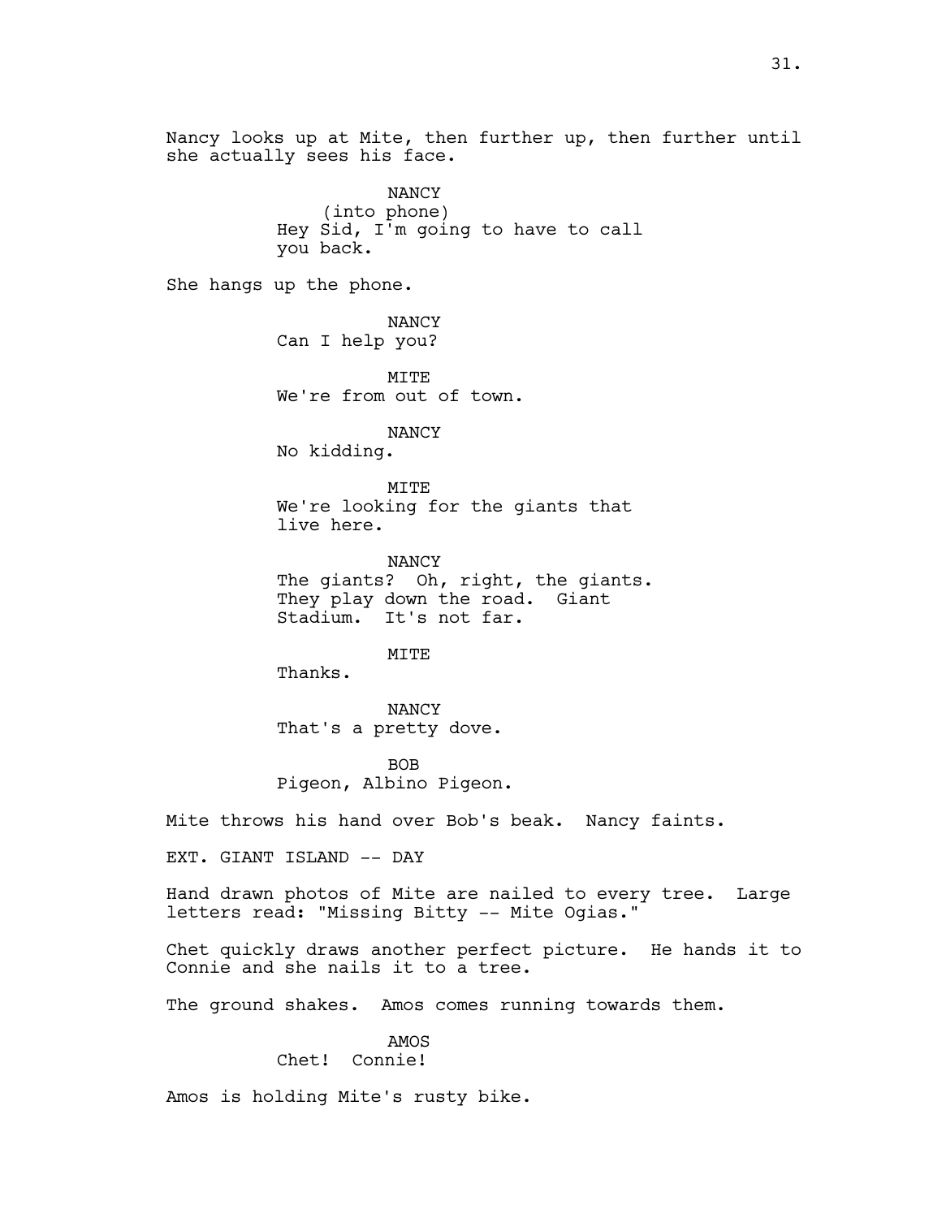Nancy looks up at Mite, then further up, then further until she actually sees his face.

NANCY
(into phone)
Hey Sid, I'm going to have to call you back.

She hangs up the phone.

NANCY
Can I help you?

MITE
We're from out of town.

NANCY
No kidding.

MITE
We're looking for the giants that live here.

NANCY
The giants? Oh, right, the giants. They play down the road. Giant Stadium. It's not far.

MITE
Thanks.

NANCY
That's a pretty dove.

BOB
Pigeon, Albino Pigeon.

Mite throws his hand over Bob's beak. Nancy faints.

EXT. GIANT ISLAND -- DAY

Hand drawn photos of Mite are nailed to every tree. Large letters read: "Missing Bitty -- Mite Ogias."

Chet quickly draws another perfect picture. He hands it to Connie and she nails it to a tree.

The ground shakes. Amos comes running towards them.

AMOS
Chet! Connie!

Amos is holding Mite's rusty bike.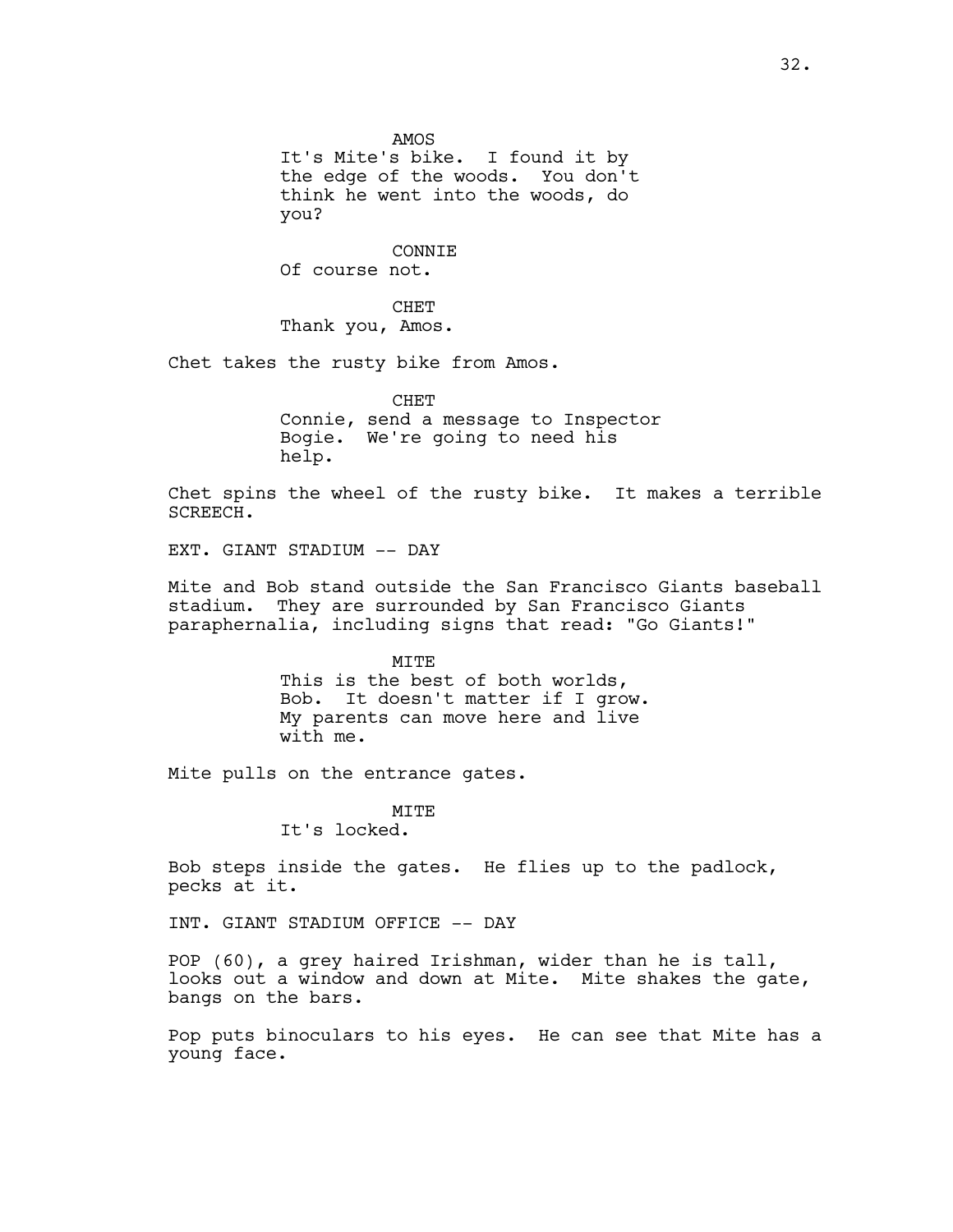AMOS
It's Mite's bike. I found it by the edge of the woods. You don't think he went into the woods, do you?

CONNIE
Of course not.

CHET
Thank you, Amos.

Chet takes the rusty bike from Amos.

CHET
Connie, send a message to Inspector Bogie. We're going to need his help.

Chet spins the wheel of the rusty bike. It makes a terrible SCREECH.

EXT. GIANT STADIUM -- DAY

Mite and Bob stand outside the San Francisco Giants baseball stadium. They are surrounded by San Francisco Giants paraphernalia, including signs that read: "Go Giants!"

MITE
This is the best of both worlds, Bob. It doesn't matter if I grow. My parents can move here and live with me.

Mite pulls on the entrance gates.

MITE
It's locked.

Bob steps inside the gates. He flies up to the padlock, pecks at it.

INT. GIANT STADIUM OFFICE -- DAY

POP (60), a grey haired Irishman, wider than he is tall, looks out a window and down at Mite. Mite shakes the gate, bangs on the bars.

Pop puts binoculars to his eyes. He can see that Mite has a young face.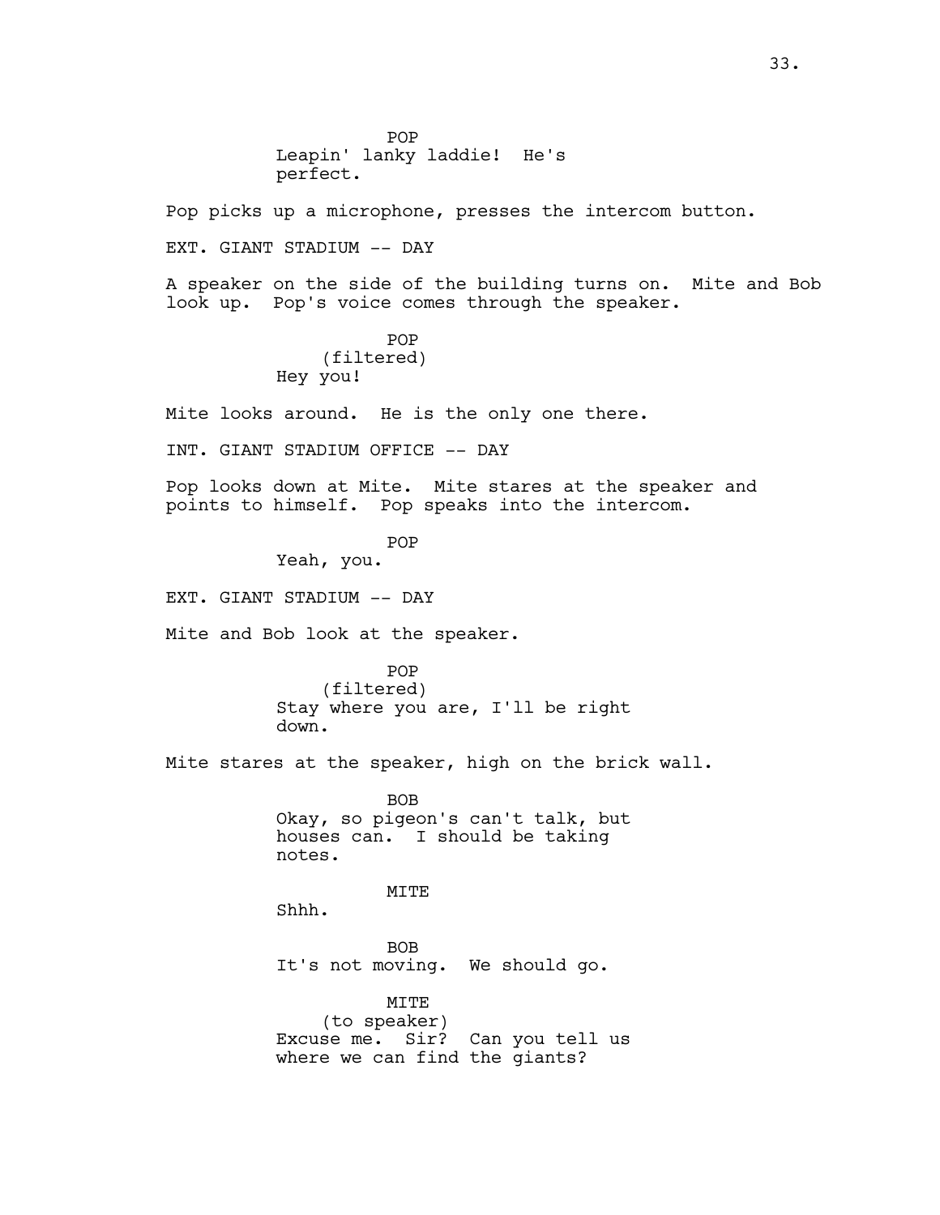POP
Leapin' lanky laddie! He's perfect.

Pop picks up a microphone, presses the intercom button.

EXT. GIANT STADIUM -- DAY

A speaker on the side of the building turns on. Mite and Bob look up. Pop's voice comes through the speaker.

POP
(filtered)
Hey you!

Mite looks around. He is the only one there.

INT. GIANT STADIUM OFFICE -- DAY

Pop looks down at Mite. Mite stares at the speaker and points to himself. Pop speaks into the intercom.

POP
Yeah, you.

EXT. GIANT STADIUM -- DAY

Mite and Bob look at the speaker.

POP
(filtered)
Stay where you are, I'll be right down.

Mite stares at the speaker, high on the brick wall.

BOB
Okay, so pigeon's can't talk, but houses can. I should be taking notes.

MITE
Shhh.

BOB
It's not moving. We should go.

MITE
(to speaker)
Excuse me. Sir? Can you tell us where we can find the giants?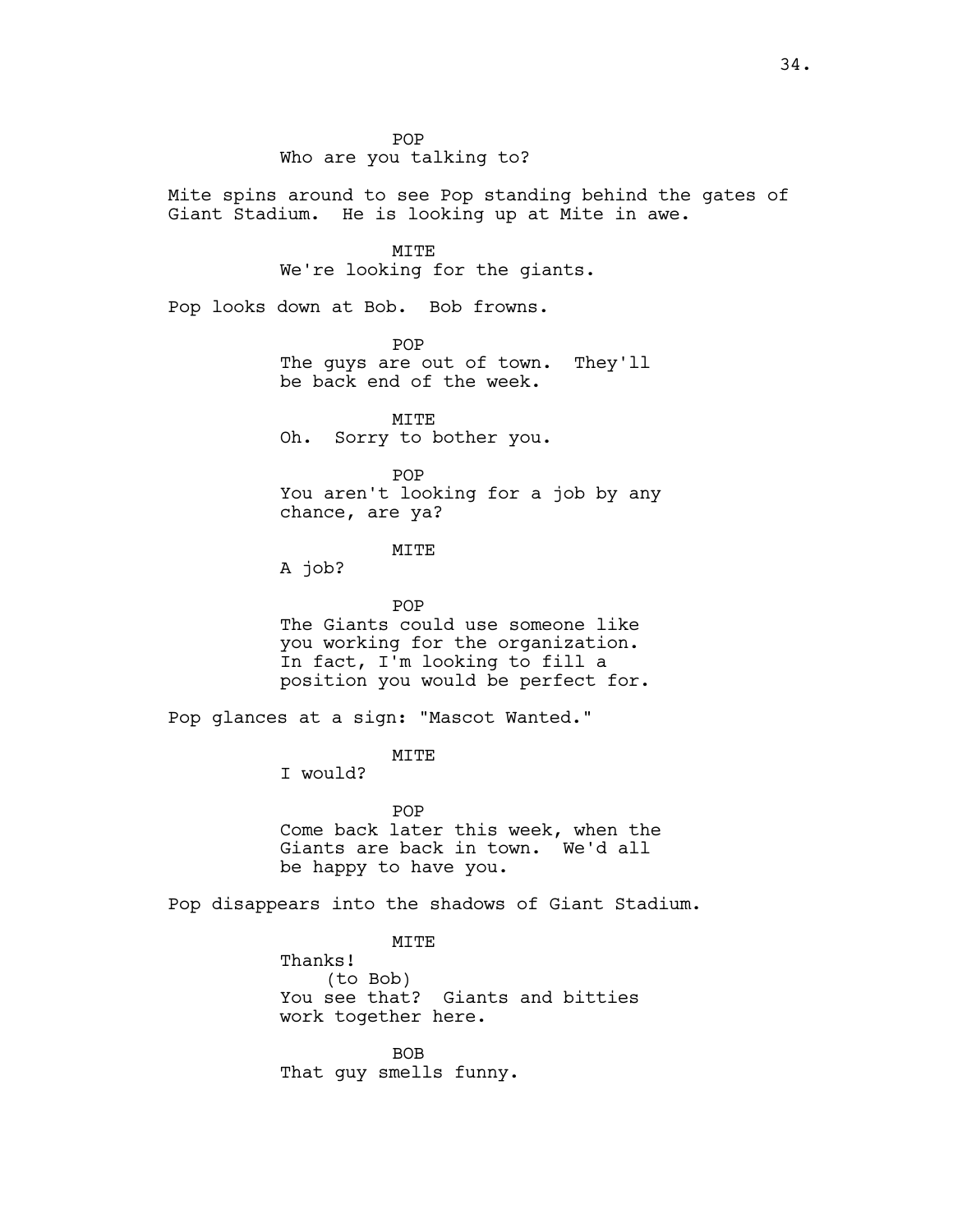POP
Who are you talking to?

Mite spins around to see Pop standing behind the gates of Giant Stadium. He is looking up at Mite in awe.

MITE
We're looking for the giants.

Pop looks down at Bob. Bob frowns.

POP
The guys are out of town. They'll be back end of the week.

MITE
Oh. Sorry to bother you.

POP
You aren't looking for a job by any chance, are ya?

MITE
A job?

POP
The Giants could use someone like you working for the organization. In fact, I'm looking to fill a position you would be perfect for.

Pop glances at a sign: "Mascot Wanted."

MITE
I would?

POP
Come back later this week, when the Giants are back in town. We'd all be happy to have you.

Pop disappears into the shadows of Giant Stadium.

MITE
Thanks!
(to Bob)
You see that? Giants and bitties work together here.

BOB
That guy smells funny.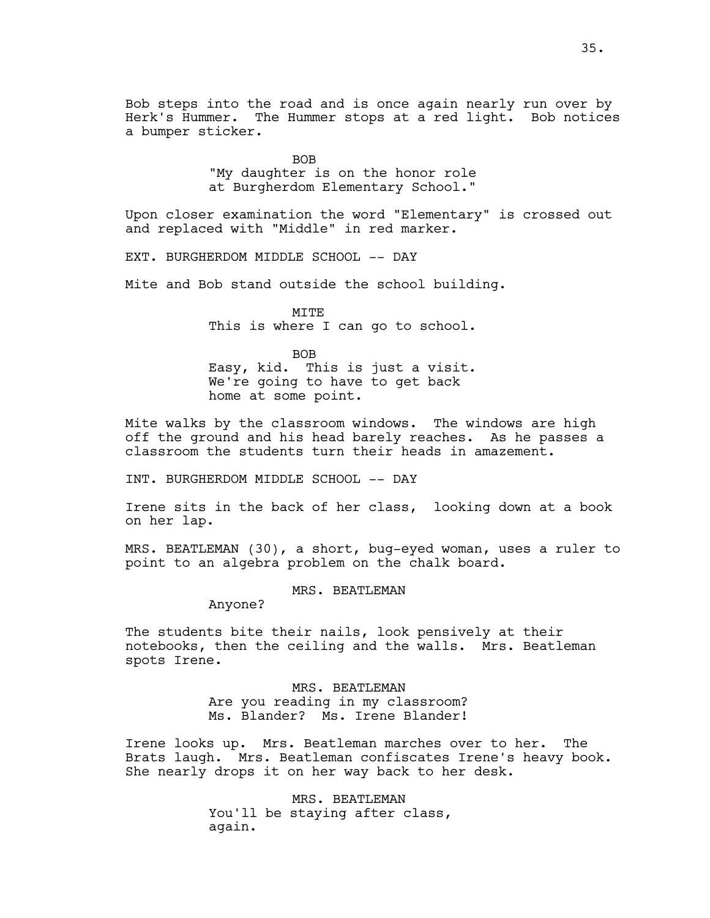Bob steps into the road and is once again nearly run over by Herk's Hummer. The Hummer stops at a red light. Bob notices a bumper sticker.

BOB
"My daughter is on the honor role at Burgherdom Elementary School."

Upon closer examination the word "Elementary" is crossed out and replaced with "Middle" in red marker.

EXT. BURGHERDOM MIDDLE SCHOOL -- DAY

Mite and Bob stand outside the school building.

MITE
This is where I can go to school.

BOB
Easy, kid. This is just a visit. We're going to have to get back home at some point.

Mite walks by the classroom windows. The windows are high off the ground and his head barely reaches. As he passes a classroom the students turn their heads in amazement.

INT. BURGHERDOM MIDDLE SCHOOL -- DAY

Irene sits in the back of her class, looking down at a book on her lap.

MRS. BEATLEMAN (30), a short, bug-eyed woman, uses a ruler to point to an algebra problem on the chalk board.

MRS. BEATLEMAN
Anyone?

The students bite their nails, look pensively at their notebooks, then the ceiling and the walls. Mrs. Beatleman spots Irene.

MRS. BEATLEMAN
Are you reading in my classroom? Ms. Blander? Ms. Irene Blander!

Irene looks up. Mrs. Beatleman marches over to her. The Brats laugh. Mrs. Beatleman confiscates Irene's heavy book. She nearly drops it on her way back to her desk.

MRS. BEATLEMAN
You'll be staying after class, again.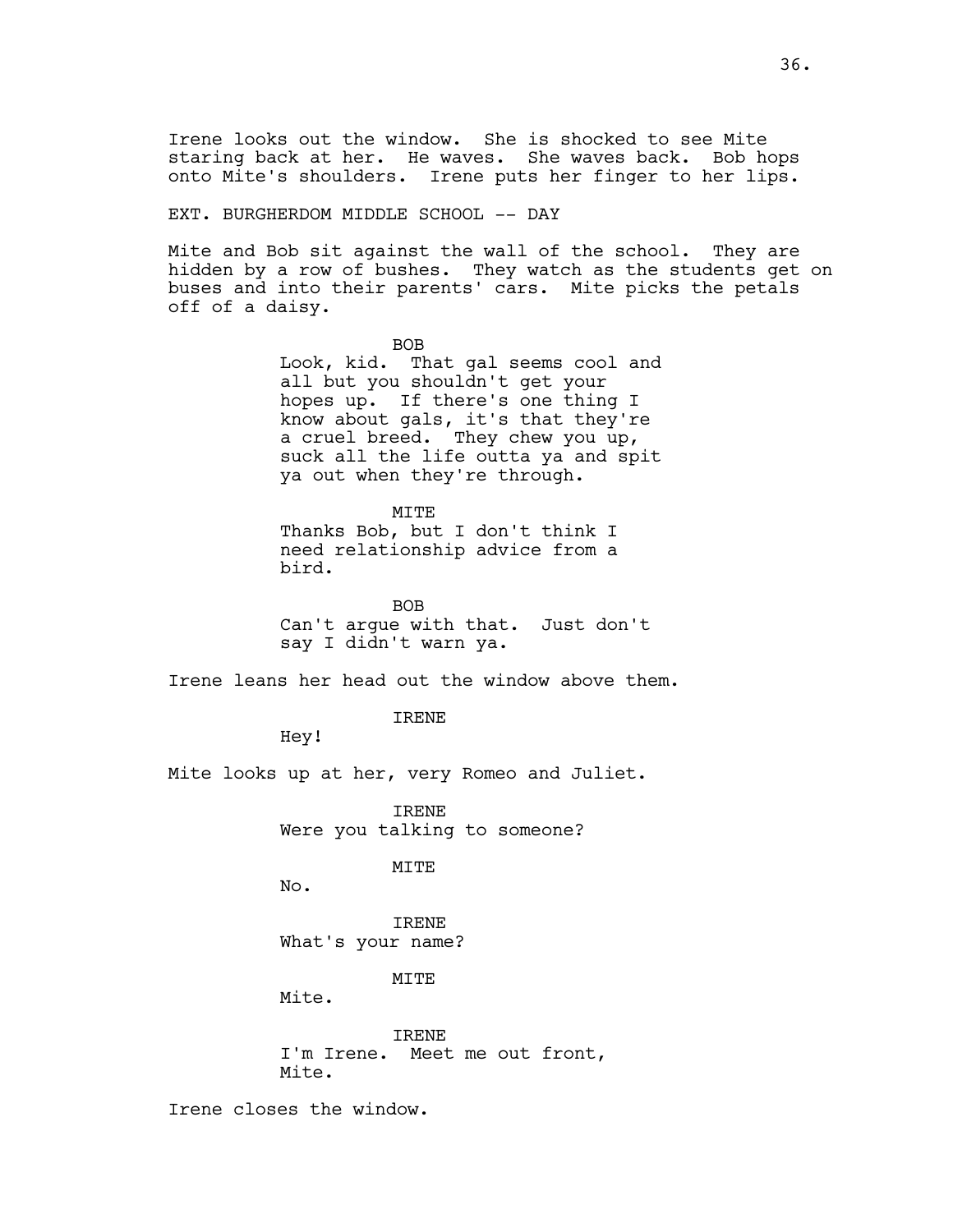Irene looks out the window. She is shocked to see Mite staring back at her. He waves. She waves back. Bob hops onto Mite's shoulders. Irene puts her finger to her lips.

EXT. BURGHERDOM MIDDLE SCHOOL -- DAY

Mite and Bob sit against the wall of the school. They are hidden by a row of bushes. They watch as the students get on buses and into their parents' cars. Mite picks the petals off of a daisy.

BOB
Look, kid. That gal seems cool and all but you shouldn't get your hopes up. If there's one thing I know about gals, it's that they're a cruel breed. They chew you up, suck all the life outta ya and spit ya out when they're through.

MITE
Thanks Bob, but I don't think I need relationship advice from a bird.

BOB
Can't argue with that. Just don't say I didn't warn ya.

Irene leans her head out the window above them.

IRENE
Hey!

Mite looks up at her, very Romeo and Juliet.

IRENE
Were you talking to someone?

MITE
No.

IRENE
What's your name?

MITE
Mite.

IRENE
I'm Irene. Meet me out front, Mite.

Irene closes the window.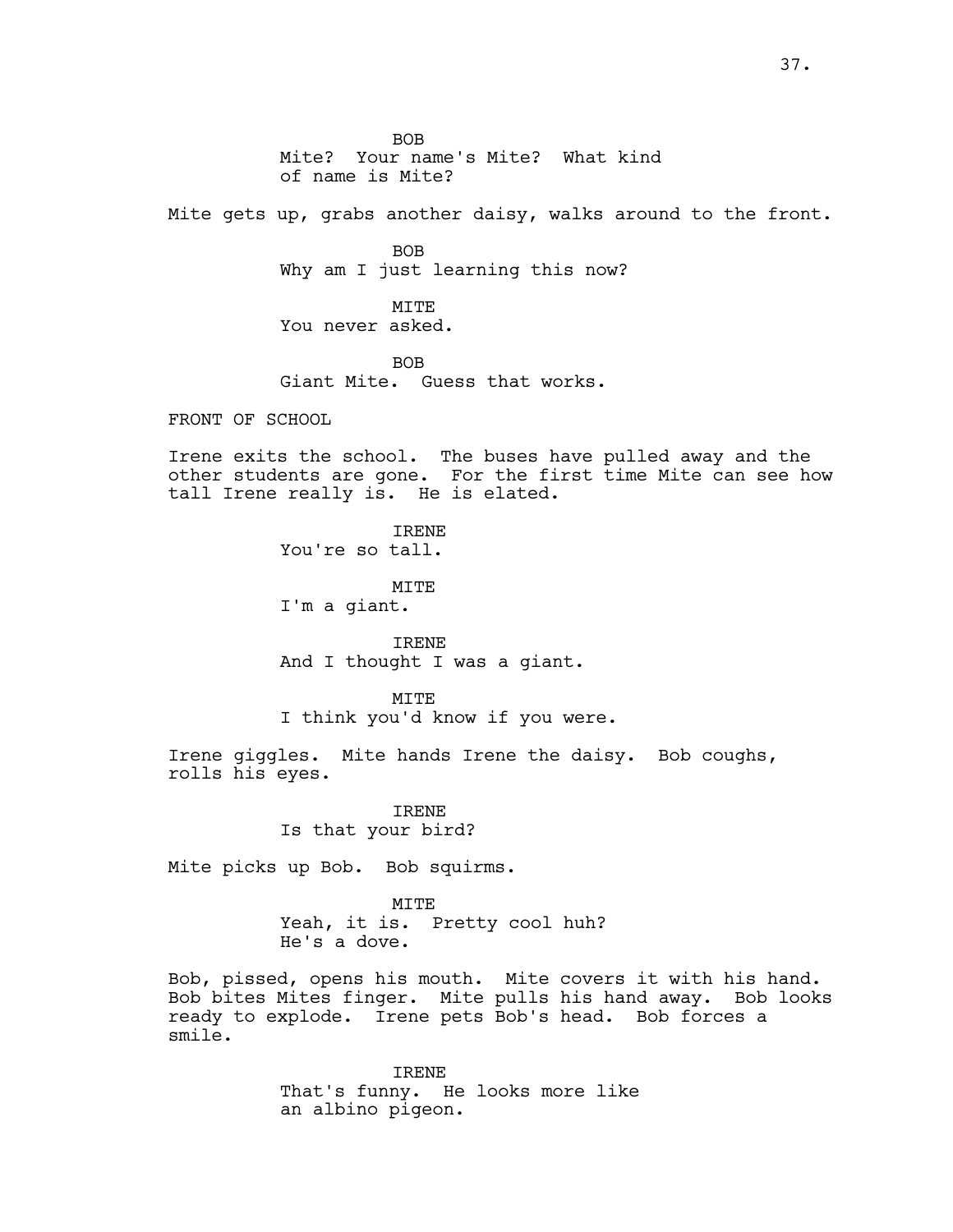BOB
Mite? Your name's Mite? What kind of name is Mite?

Mite gets up, grabs another daisy, walks around to the front.

BOB
Why am I just learning this now?

MITE
You never asked.

BOB
Giant Mite. Guess that works.

FRONT OF SCHOOL

Irene exits the school. The buses have pulled away and the other students are gone. For the first time Mite can see how tall Irene really is. He is elated.

IRENE
You're so tall.

MITE
I'm a giant.

IRENE
And I thought I was a giant.

MITE
I think you'd know if you were.

Irene giggles. Mite hands Irene the daisy. Bob coughs, rolls his eyes.

IRENE
Is that your bird?

Mite picks up Bob. Bob squirms.

MITE
Yeah, it is. Pretty cool huh? He's a dove.

Bob, pissed, opens his mouth. Mite covers it with his hand. Bob bites Mites finger. Mite pulls his hand away. Bob looks ready to explode. Irene pets Bob's head. Bob forces a smile.

IRENE
That's funny. He looks more like an albino pigeon.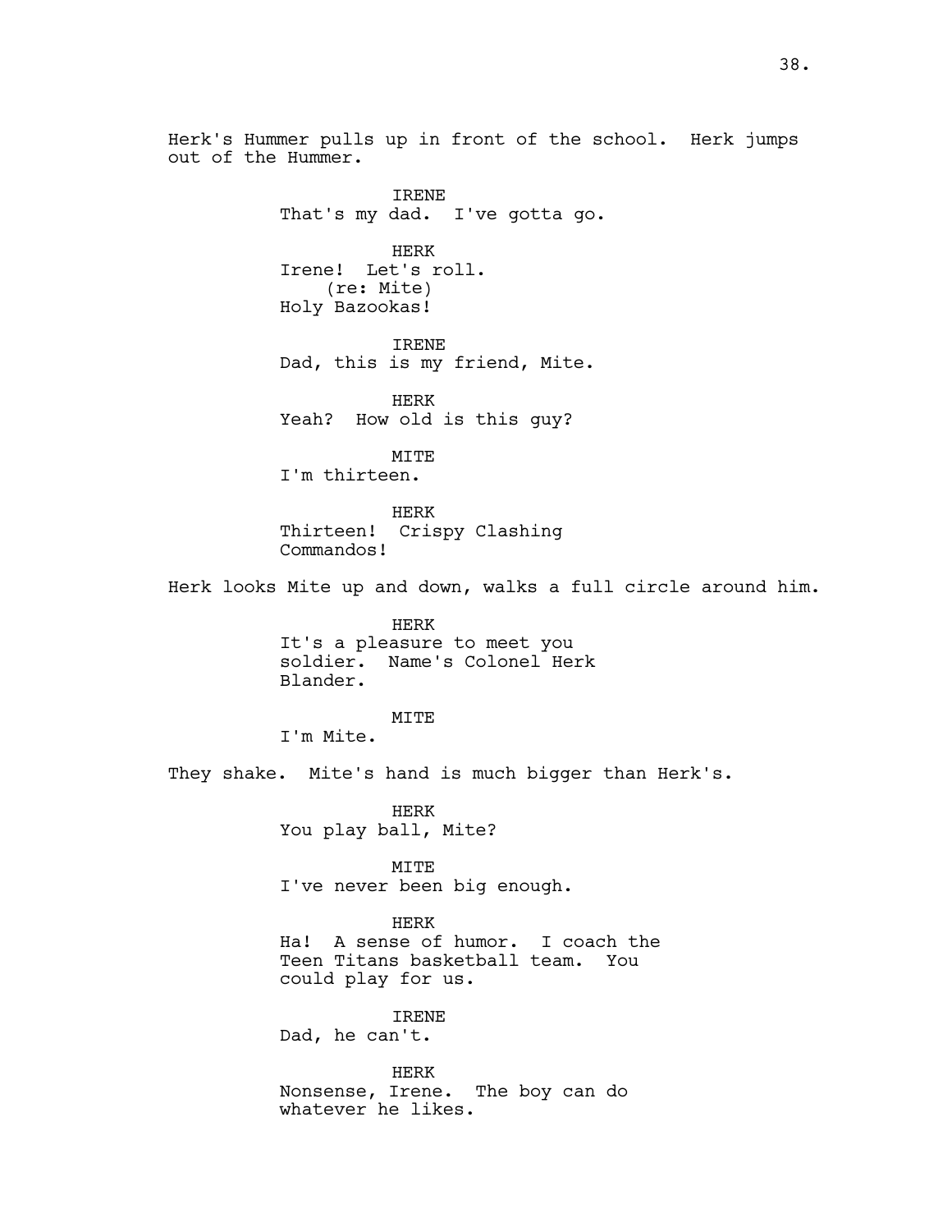Herk's Hummer pulls up in front of the school. Herk jumps out of the Hummer.

IRENE
That's my dad. I've gotta go.

HERK
Irene! Let's roll.
(re: Mite)
Holy Bazookas!

IRENE
Dad, this is my friend, Mite.

HERK
Yeah? How old is this guy?

MITE
I'm thirteen.

HERK
Thirteen! Crispy Clashing Commandos!

Herk looks Mite up and down, walks a full circle around him.

HERK
It's a pleasure to meet you soldier. Name's Colonel Herk Blander.

MITE
I'm Mite.

They shake. Mite's hand is much bigger than Herk's.

HERK
You play ball, Mite?

MITE
I've never been big enough.

HERK
Ha! A sense of humor. I coach the Teen Titans basketball team. You could play for us.

IRENE
Dad, he can't.

HERK
Nonsense, Irene. The boy can do whatever he likes.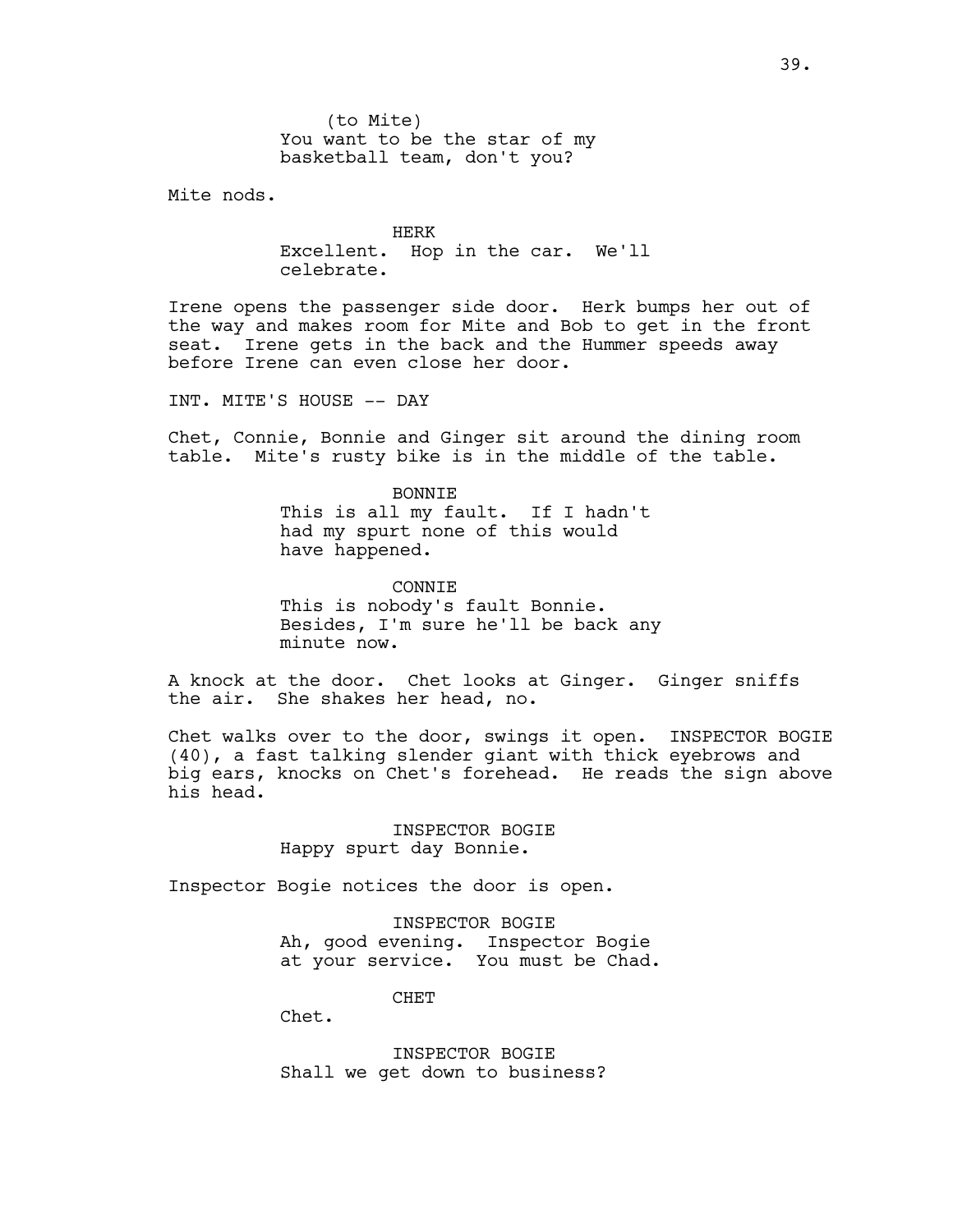(to Mite)
You want to be the star of my basketball team, don't you?

Mite nods.

HERK
Excellent. Hop in the car. We'll celebrate.

Irene opens the passenger side door. Herk bumps her out of the way and makes room for Mite and Bob to get in the front seat. Irene gets in the back and the Hummer speeds away before Irene can even close her door.

INT. MITE'S HOUSE -- DAY

Chet, Connie, Bonnie and Ginger sit around the dining room table. Mite's rusty bike is in the middle of the table.

BONNIE
This is all my fault. If I hadn't had my spurt none of this would have happened.

CONNIE
This is nobody's fault Bonnie. Besides, I'm sure he'll be back any minute now.

A knock at the door. Chet looks at Ginger. Ginger sniffs the air. She shakes her head, no.

Chet walks over to the door, swings it open. INSPECTOR BOGIE (40), a fast talking slender giant with thick eyebrows and big ears, knocks on Chet's forehead. He reads the sign above his head.

INSPECTOR BOGIE
Happy spurt day Bonnie.

Inspector Bogie notices the door is open.

INSPECTOR BOGIE
Ah, good evening. Inspector Bogie at your service. You must be Chad.

CHET
Chet.

INSPECTOR BOGIE
Shall we get down to business?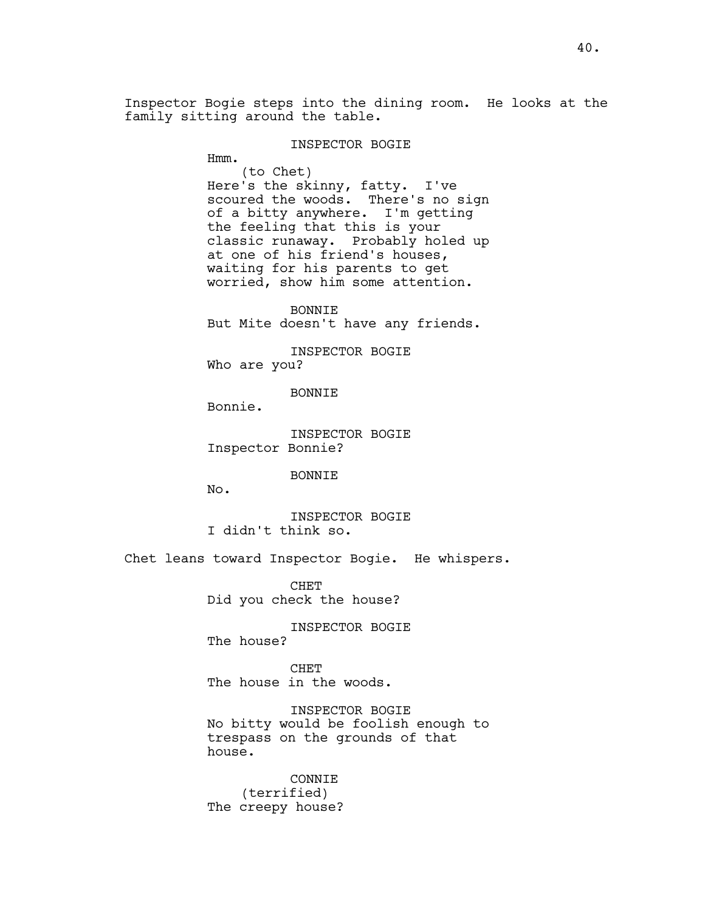Inspector Bogie steps into the dining room. He looks at the family sitting around the table.

INSPECTOR BOGIE

Hmm.

(to Chet)

Here's the skinny, fatty. I've scoured the woods. There's no sign of a bitty anywhere. I'm getting the feeling that this is your classic runaway. Probably holed up at one of his friend's houses, waiting for his parents to get worried, show him some attention.

BONNIE

But Mite doesn't have any friends.

INSPECTOR BOGIE

Who are you?

BONNIE

Bonnie.

INSPECTOR BOGIE

Inspector Bonnie?

BONNIE

No.

INSPECTOR BOGIE

I didn't think so.

Chet leans toward Inspector Bogie. He whispers.

CHET

Did you check the house?

INSPECTOR BOGIE

The house?

CHET

The house in the woods.

INSPECTOR BOGIE

No bitty would be foolish enough to trespass on the grounds of that house.

CONNIE

(terrified)

The creepy house?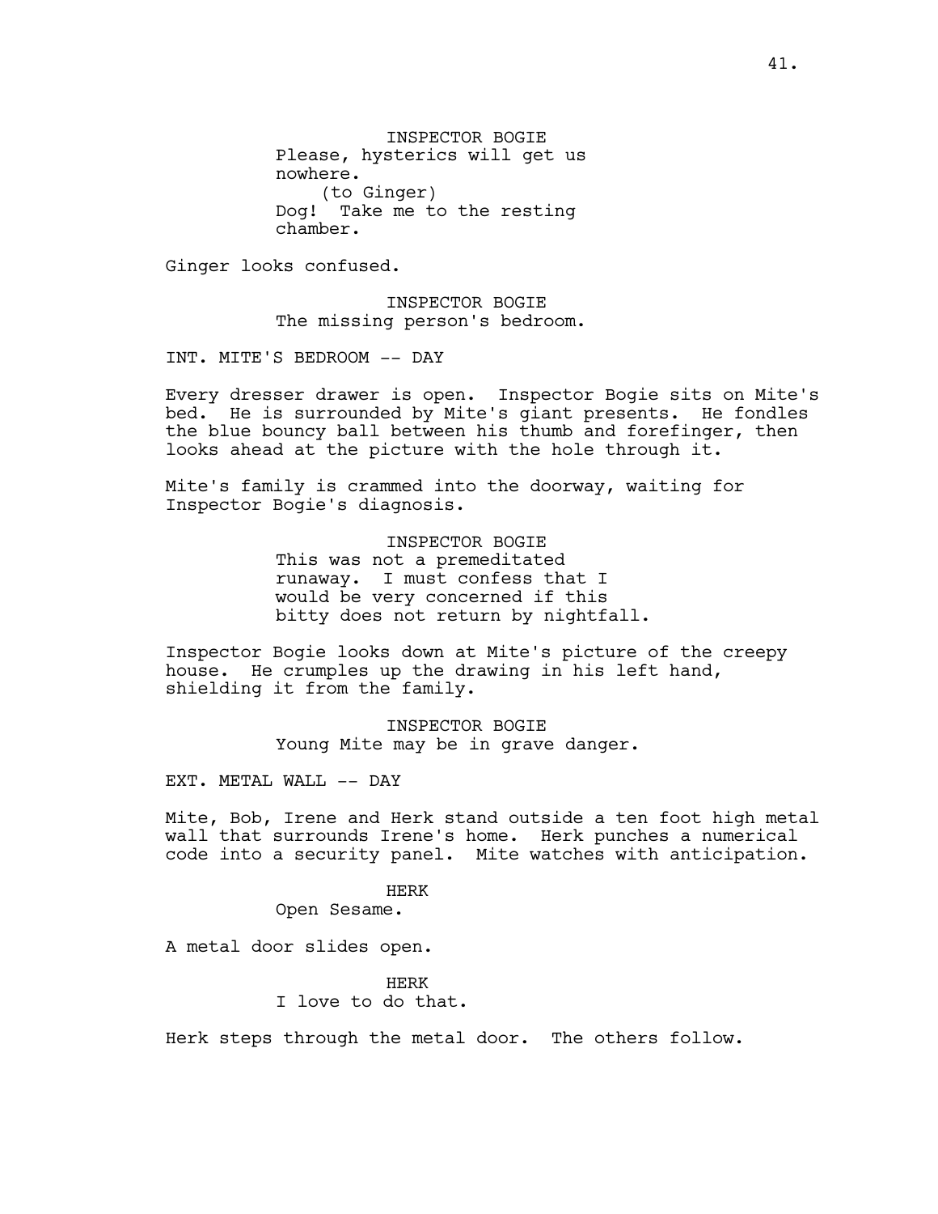INSPECTOR BOGIE
Please, hysterics will get us nowhere.
(to Ginger)
Dog! Take me to the resting chamber.

Ginger looks confused.

INSPECTOR BOGIE
The missing person's bedroom.

INT. MITE'S BEDROOM -- DAY

Every dresser drawer is open. Inspector Bogie sits on Mite's bed. He is surrounded by Mite's giant presents. He fondles the blue bouncy ball between his thumb and forefinger, then looks ahead at the picture with the hole through it.

Mite's family is crammed into the doorway, waiting for Inspector Bogie's diagnosis.

INSPECTOR BOGIE
This was not a premeditated runaway. I must confess that I would be very concerned if this bitty does not return by nightfall.

Inspector Bogie looks down at Mite's picture of the creepy house. He crumples up the drawing in his left hand, shielding it from the family.

INSPECTOR BOGIE
Young Mite may be in grave danger.

EXT. METAL WALL -- DAY

Mite, Bob, Irene and Herk stand outside a ten foot high metal wall that surrounds Irene's home. Herk punches a numerical code into a security panel. Mite watches with anticipation.

HERK
Open Sesame.

A metal door slides open.

HERK
I love to do that.

Herk steps through the metal door. The others follow.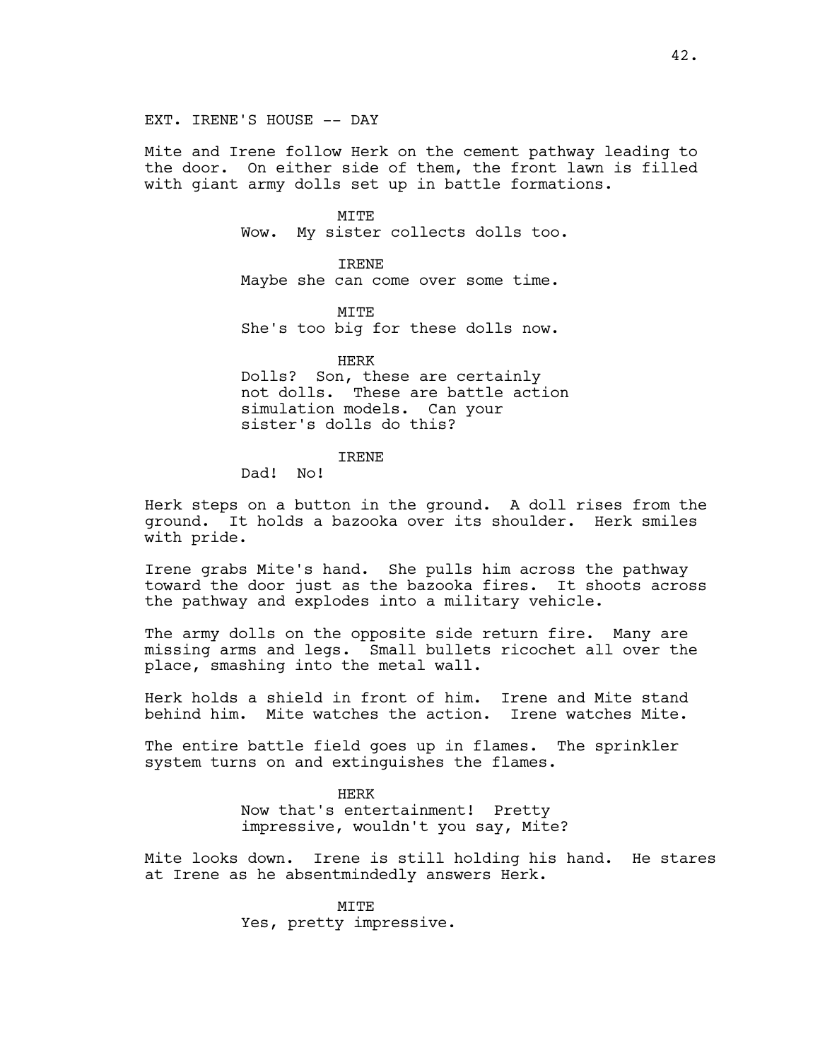EXT. IRENE'S HOUSE -- DAY

Mite and Irene follow Herk on the cement pathway leading to the door. On either side of them, the front lawn is filled with giant army dolls set up in battle formations.

MITE
Wow. My sister collects dolls too.

IRENE
Maybe she can come over some time.

MITE
She's too big for these dolls now.

HERK
Dolls? Son, these are certainly not dolls. These are battle action simulation models. Can your sister's dolls do this?

IRENE
Dad! No!

Herk steps on a button in the ground. A doll rises from the ground. It holds a bazooka over its shoulder. Herk smiles with pride.

Irene grabs Mite's hand. She pulls him across the pathway toward the door just as the bazooka fires. It shoots across the pathway and explodes into a military vehicle.

The army dolls on the opposite side return fire. Many are missing arms and legs. Small bullets ricochet all over the place, smashing into the metal wall.

Herk holds a shield in front of him. Irene and Mite stand behind him. Mite watches the action. Irene watches Mite.

The entire battle field goes up in flames. The sprinkler system turns on and extinguishes the flames.

HERK
Now that's entertainment! Pretty impressive, wouldn't you say, Mite?

Mite looks down. Irene is still holding his hand. He stares at Irene as he absentmindedly answers Herk.

MITE
Yes, pretty impressive.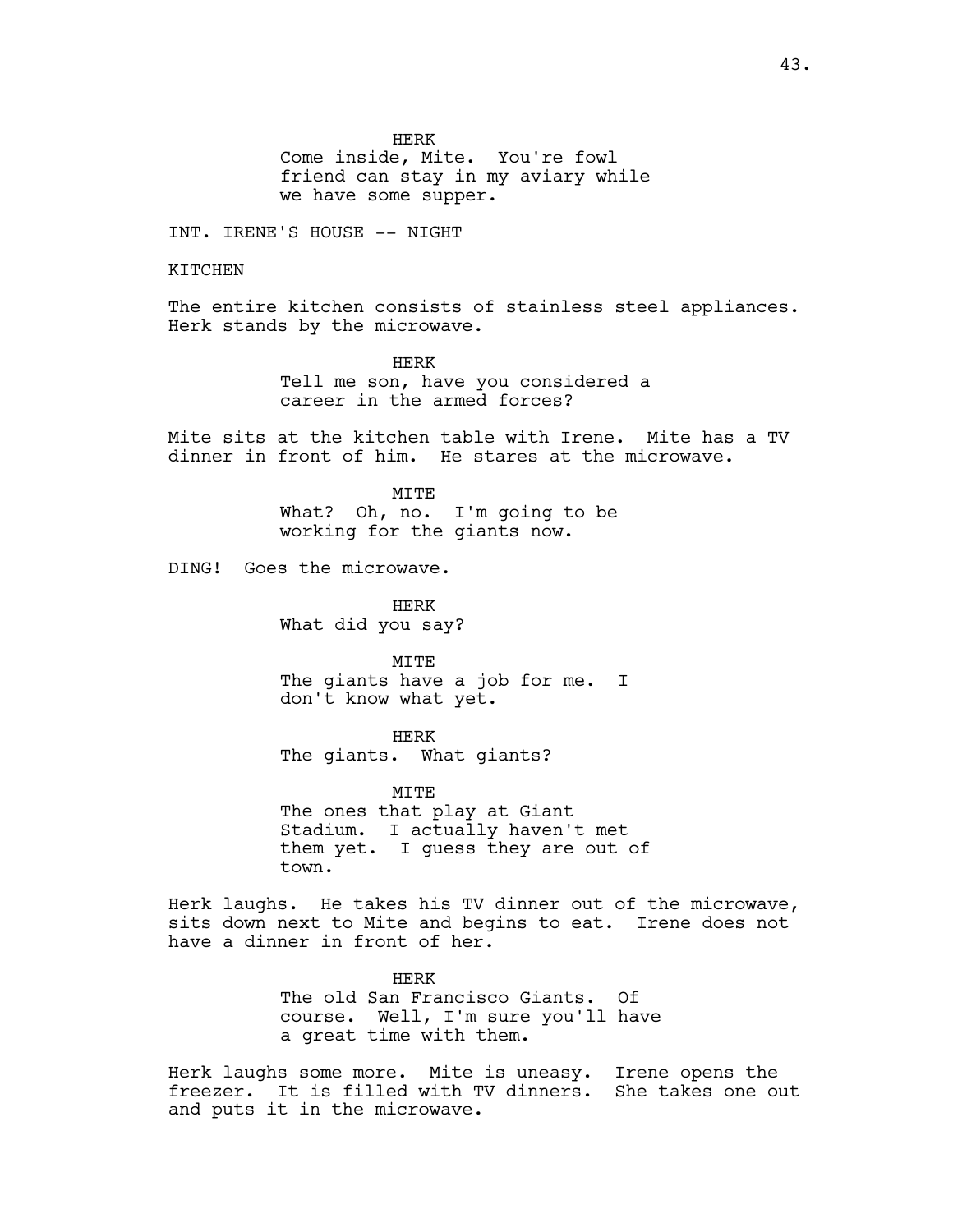HERK

Come inside, Mite. You're fowl friend can stay in my aviary while we have some supper.

INT. IRENE'S HOUSE -- NIGHT

KITCHEN

The entire kitchen consists of stainless steel appliances. Herk stands by the microwave.

HERK

Tell me son, have you considered a career in the armed forces?

Mite sits at the kitchen table with Irene. Mite has a TV dinner in front of him. He stares at the microwave.

MITE

What? Oh, no. I'm going to be working for the giants now.

DING! Goes the microwave.

HERK

What did you say?

MITE

The giants have a job for me. I don't know what yet.

HERK

The giants. What giants?

MITE

The ones that play at Giant Stadium. I actually haven't met them yet. I guess they are out of town.

Herk laughs. He takes his TV dinner out of the microwave, sits down next to Mite and begins to eat. Irene does not have a dinner in front of her.

HERK

The old San Francisco Giants. Of course. Well, I'm sure you'll have a great time with them.

Herk laughs some more. Mite is uneasy. Irene opens the freezer. It is filled with TV dinners. She takes one out and puts it in the microwave.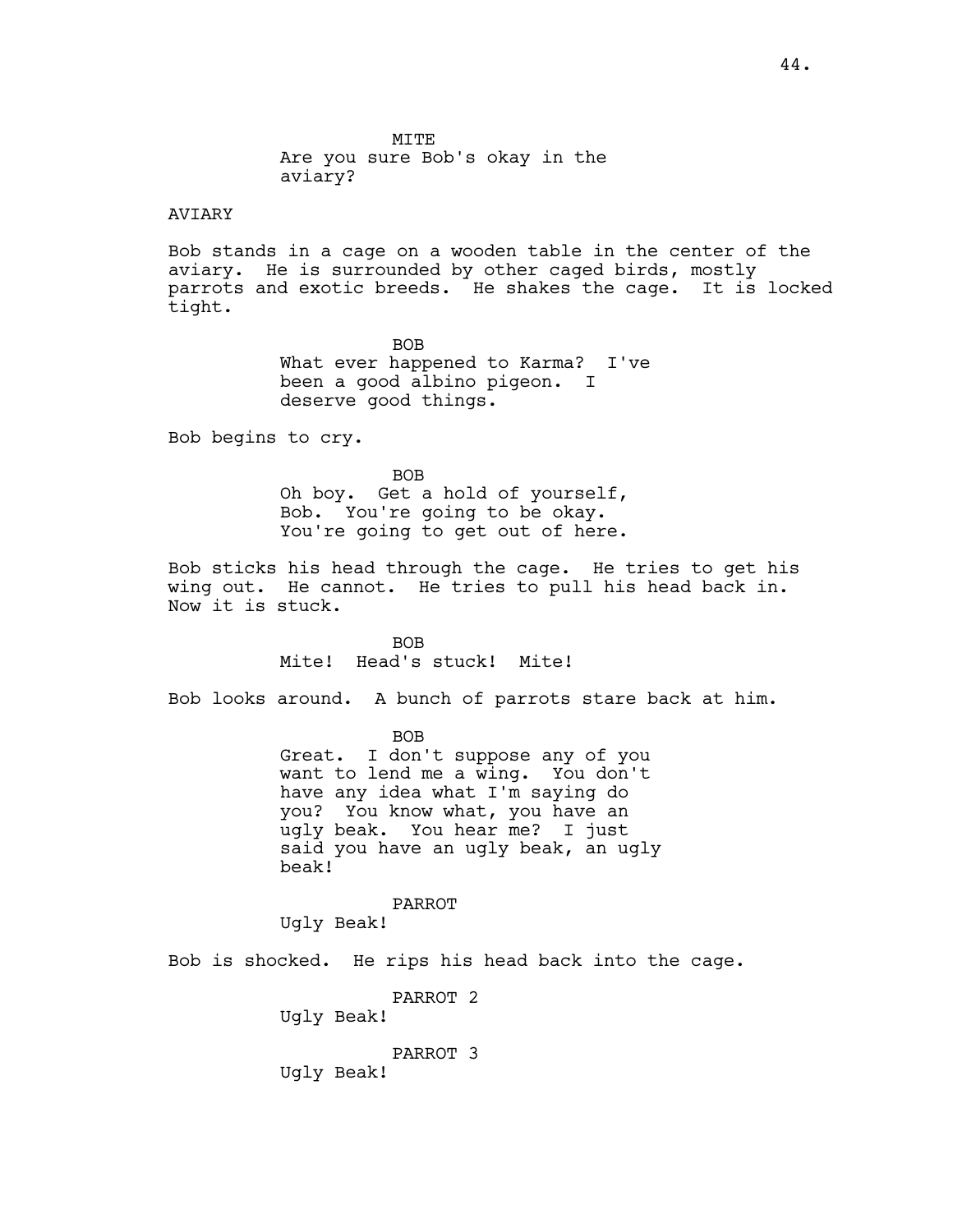MITE

Are you sure Bob's okay in the aviary?

AVIARY

Bob stands in a cage on a wooden table in the center of the aviary. He is surrounded by other caged birds, mostly parrots and exotic breeds. He shakes the cage. It is locked tight.

BOB

What ever happened to Karma? I've been a good albino pigeon. I deserve good things.

Bob begins to cry.

BOB

Oh boy. Get a hold of yourself, Bob. You're going to be okay. You're going to get out of here.

Bob sticks his head through the cage. He tries to get his wing out. He cannot. He tries to pull his head back in. Now it is stuck.

BOB

Mite! Head's stuck! Mite!

Bob looks around. A bunch of parrots stare back at him.

BOB

Great. I don't suppose any of you want to lend me a wing. You don't have any idea what I'm saying do you? You know what, you have an ugly beak. You hear me? I just said you have an ugly beak, an ugly beak!

PARROT

Ugly Beak!

Bob is shocked. He rips his head back into the cage.

PARROT 2

Ugly Beak!

PARROT 3

Ugly Beak!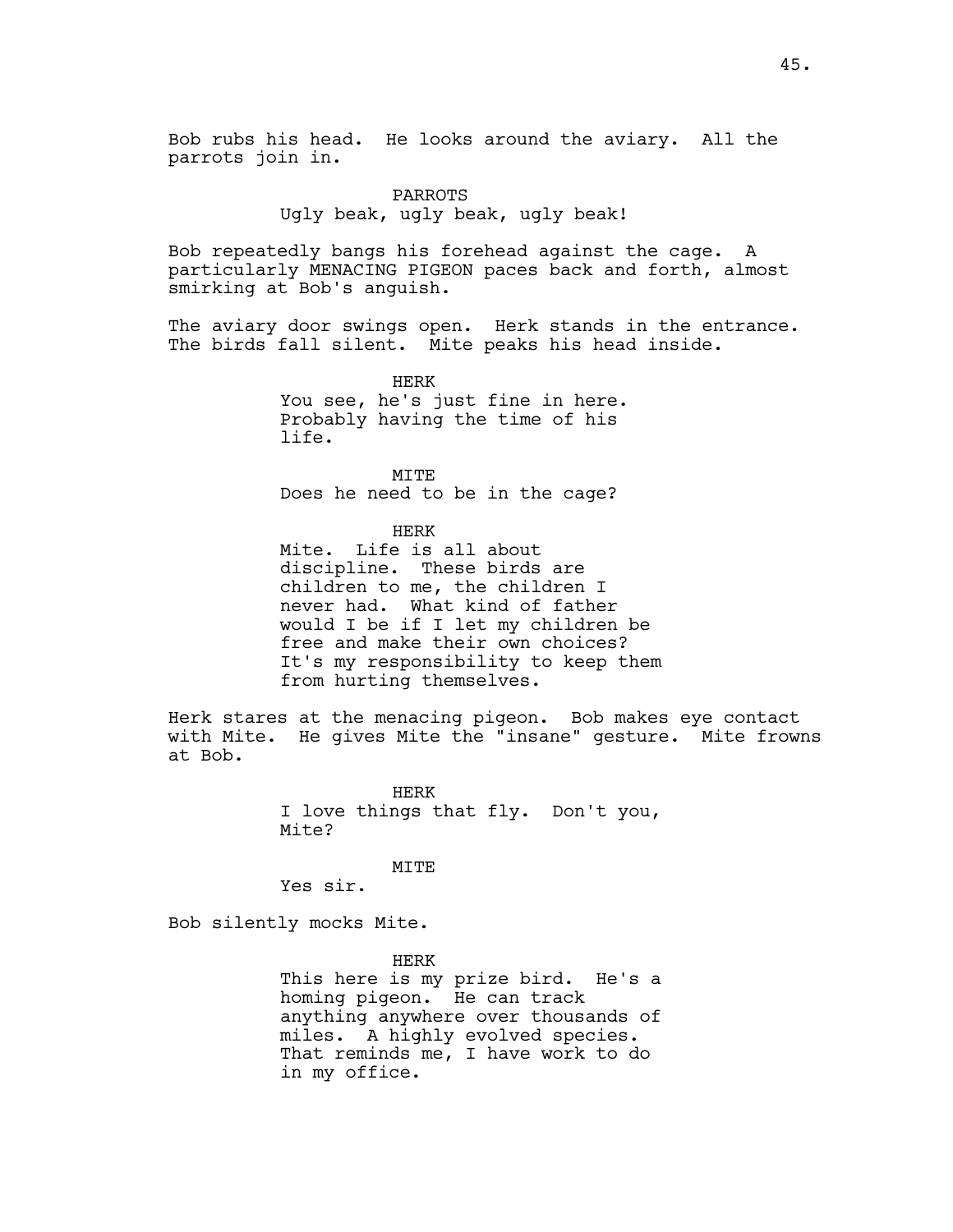Bob rubs his head. He looks around the aviary. All the parrots join in.

PARROTS
Ugly beak, ugly beak, ugly beak!

Bob repeatedly bangs his forehead against the cage. A particularly MENACING PIGEON paces back and forth, almost smirking at Bob's anguish.

The aviary door swings open. Herk stands in the entrance. The birds fall silent. Mite peaks his head inside.

HERK
You see, he's just fine in here. Probably having the time of his life.

MITE
Does he need to be in the cage?

HERK
Mite. Life is all about discipline. These birds are children to me, the children I never had. What kind of father would I be if I let my children be free and make their own choices? It's my responsibility to keep them from hurting themselves.

Herk stares at the menacing pigeon. Bob makes eye contact with Mite. He gives Mite the "insane" gesture. Mite frowns at Bob.

HERK
I love things that fly. Don't you, Mite?

MITE
Yes sir.

Bob silently mocks Mite.

HERK
This here is my prize bird. He's a homing pigeon. He can track anything anywhere over thousands of miles. A highly evolved species. That reminds me, I have work to do in my office.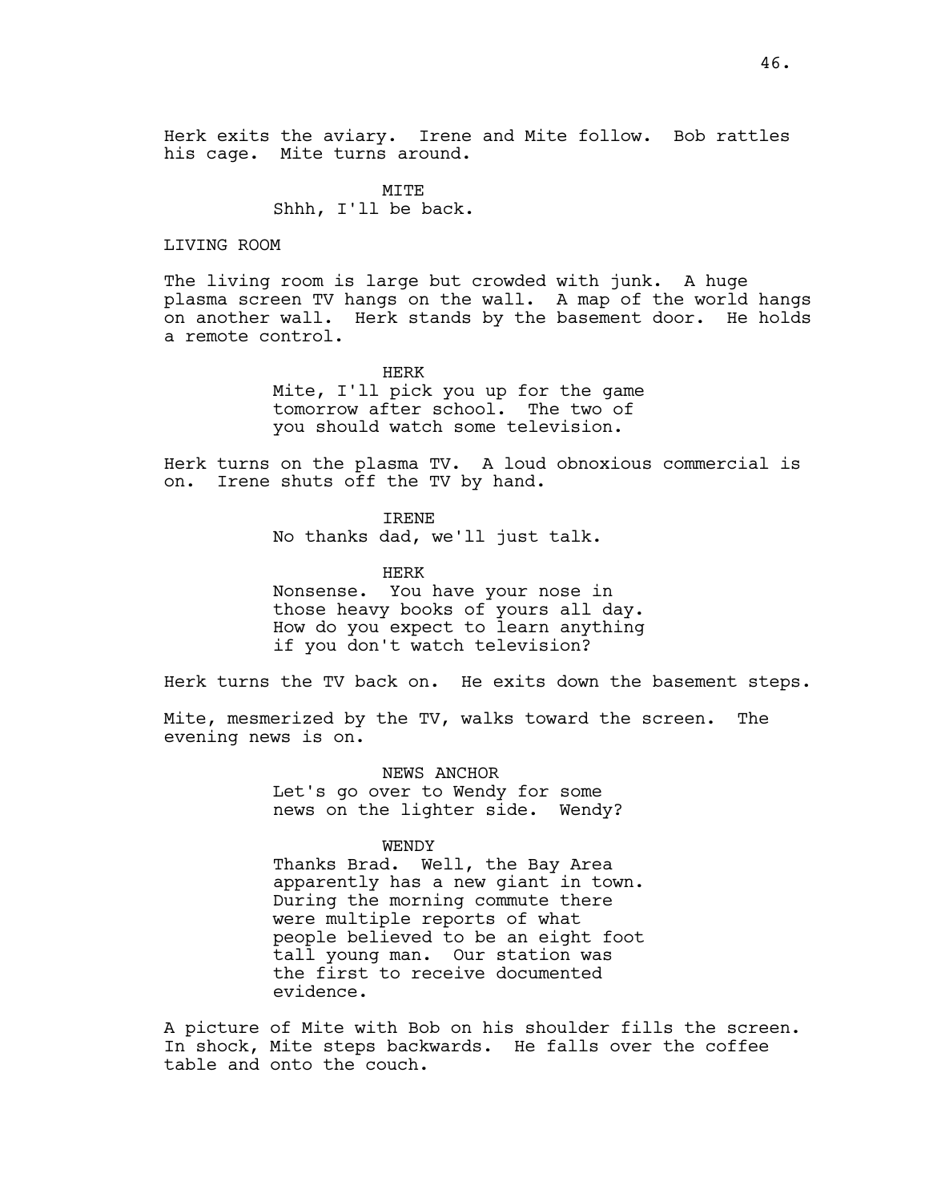Herk exits the aviary. Irene and Mite follow. Bob rattles his cage. Mite turns around.

MITE
Shhh, I'll be back.

LIVING ROOM

The living room is large but crowded with junk. A huge plasma screen TV hangs on the wall. A map of the world hangs on another wall. Herk stands by the basement door. He holds a remote control.

HERK
Mite, I'll pick you up for the game tomorrow after school. The two of you should watch some television.

Herk turns on the plasma TV. A loud obnoxious commercial is on. Irene shuts off the TV by hand.

IRENE
No thanks dad, we'll just talk.

HERK
Nonsense. You have your nose in those heavy books of yours all day. How do you expect to learn anything if you don't watch television?

Herk turns the TV back on. He exits down the basement steps.

Mite, mesmerized by the TV, walks toward the screen. The evening news is on.

NEWS ANCHOR
Let's go over to Wendy for some news on the lighter side. Wendy?

WENDY
Thanks Brad. Well, the Bay Area apparently has a new giant in town. During the morning commute there were multiple reports of what people believed to be an eight foot tall young man. Our station was the first to receive documented evidence.

A picture of Mite with Bob on his shoulder fills the screen. In shock, Mite steps backwards. He falls over the coffee table and onto the couch.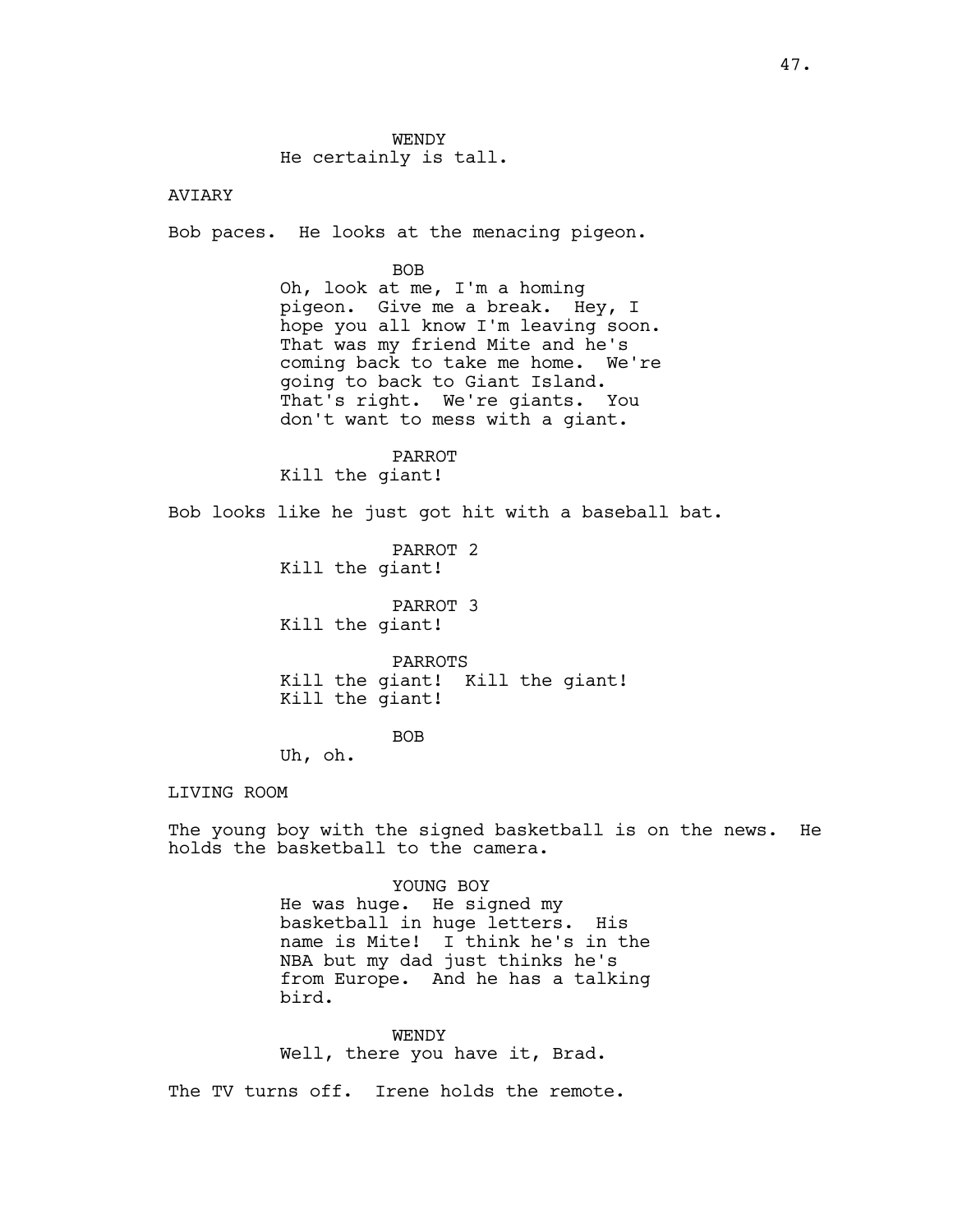WENDY
He certainly is tall.

AVIARY

Bob paces. He looks at the menacing pigeon.

BOB
Oh, look at me, I'm a homing pigeon. Give me a break. Hey, I hope you all know I'm leaving soon. That was my friend Mite and he's coming back to take me home. We're going to back to Giant Island. That's right. We're giants. You don't want to mess with a giant.

PARROT
Kill the giant!

Bob looks like he just got hit with a baseball bat.

PARROT 2
Kill the giant!

PARROT 3
Kill the giant!

PARROTS
Kill the giant! Kill the giant! Kill the giant!

BOB
Uh, oh.

LIVING ROOM

The young boy with the signed basketball is on the news. He holds the basketball to the camera.

YOUNG BOY
He was huge. He signed my basketball in huge letters. His name is Mite! I think he's in the NBA but my dad just thinks he's from Europe. And he has a talking bird.

WENDY
Well, there you have it, Brad.

The TV turns off. Irene holds the remote.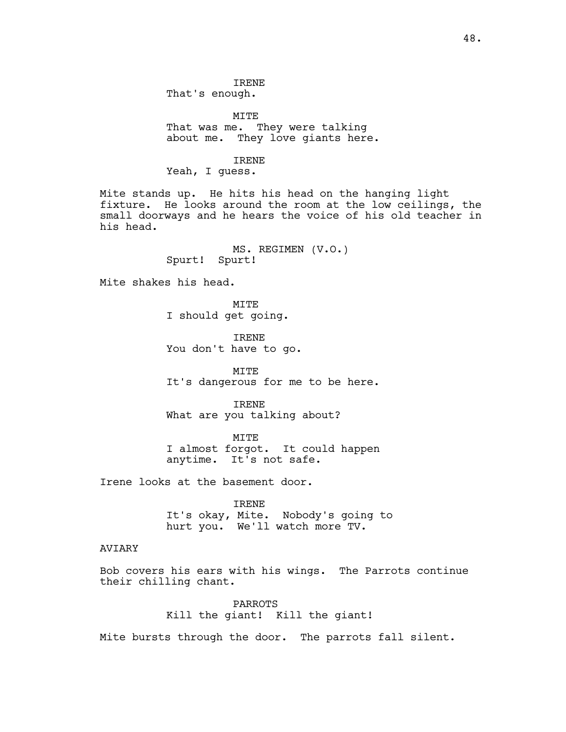IRENE
That's enough.

MITE
That was me. They were talking about me. They love giants here.

IRENE
Yeah, I guess.

Mite stands up. He hits his head on the hanging light fixture. He looks around the room at the low ceilings, the small doorways and he hears the voice of his old teacher in his head.

MS. REGIMEN (V.O.)
Spurt! Spurt!

Mite shakes his head.

MITE
I should get going.

IRENE
You don't have to go.

MITE
It's dangerous for me to be here.

IRENE
What are you talking about?

MITE
I almost forgot. It could happen anytime. It's not safe.

Irene looks at the basement door.

IRENE
It's okay, Mite. Nobody's going to hurt you. We'll watch more TV.

AVIARY

Bob covers his ears with his wings. The Parrots continue their chilling chant.

PARROTS
Kill the giant! Kill the giant!

Mite bursts through the door. The parrots fall silent.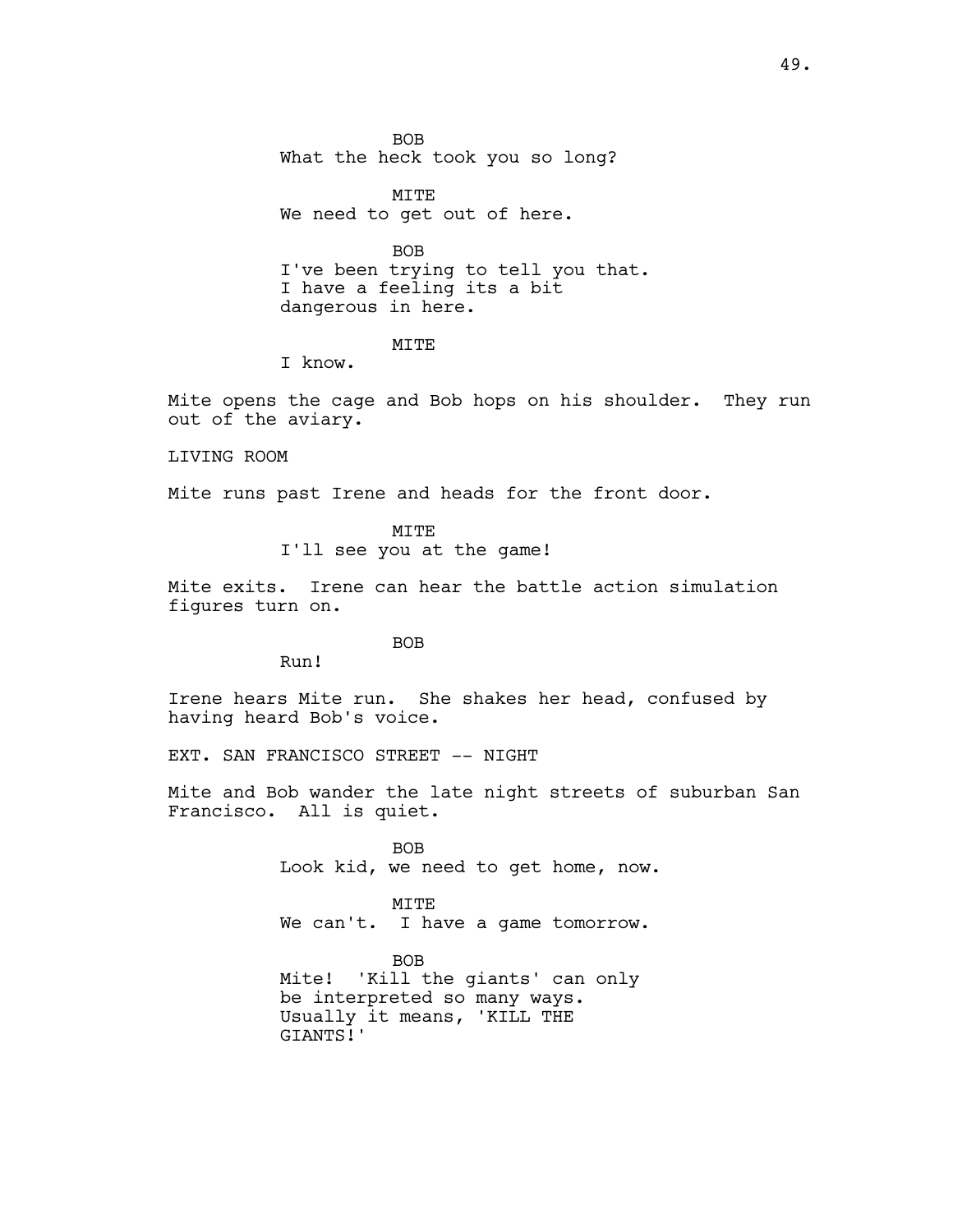BOB
What the heck took you so long?

MITE
We need to get out of here.

BOB
I've been trying to tell you that. I have a feeling its a bit dangerous in here.

MITE
I know.

Mite opens the cage and Bob hops on his shoulder. They run out of the aviary.

LIVING ROOM

Mite runs past Irene and heads for the front door.

MITE
I'll see you at the game!

Mite exits. Irene can hear the battle action simulation figures turn on.

BOB
Run!

Irene hears Mite run. She shakes her head, confused by having heard Bob's voice.

EXT. SAN FRANCISCO STREET -- NIGHT

Mite and Bob wander the late night streets of suburban San Francisco. All is quiet.

BOB
Look kid, we need to get home, now.

MITE
We can't. I have a game tomorrow.

BOB
Mite! 'Kill the giants' can only be interpreted so many ways. Usually it means, 'KILL THE GIANTS!'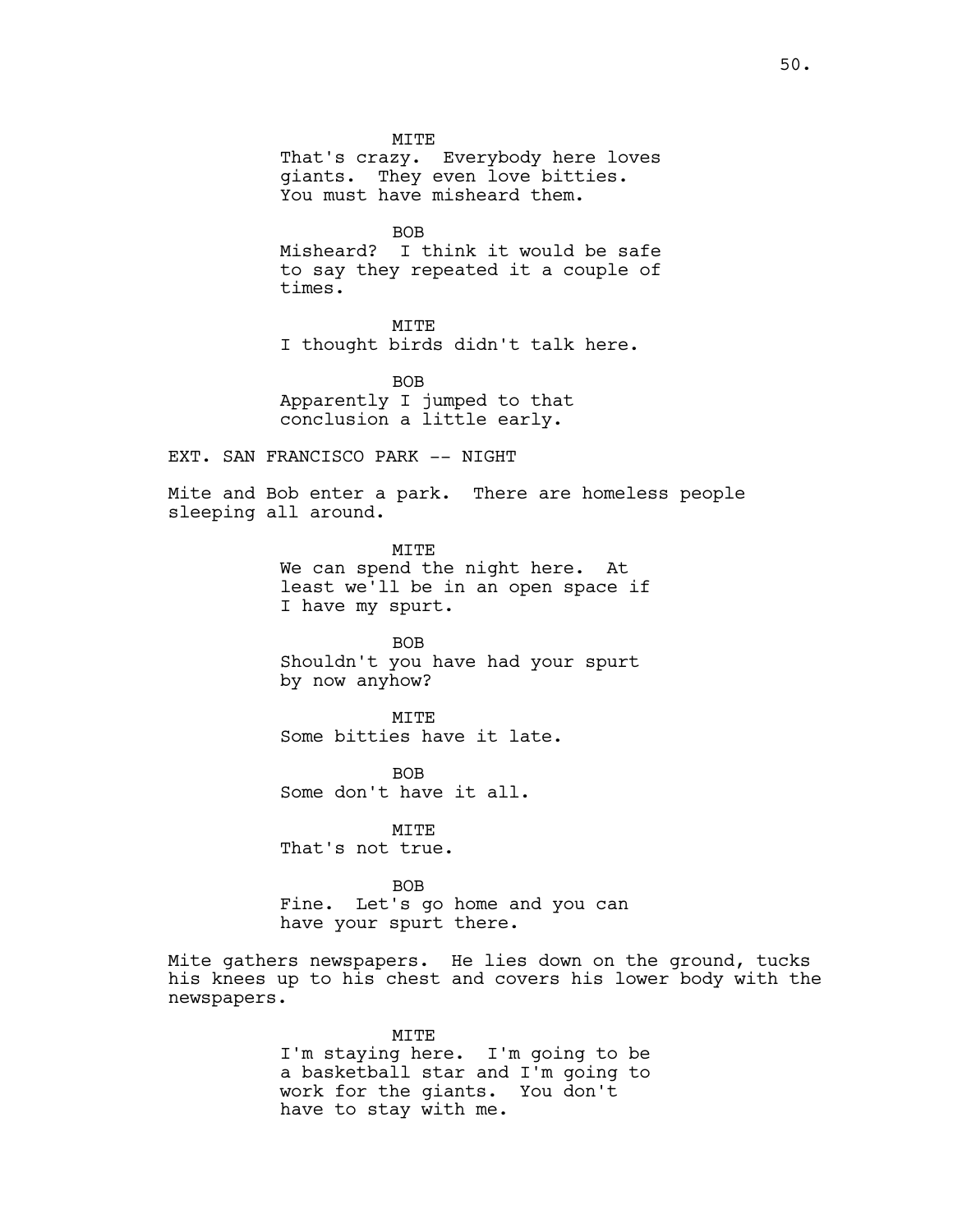MITE
That's crazy. Everybody here loves giants. They even love bitties. You must have misheard them.

BOB
Misheard? I think it would be safe to say they repeated it a couple of times.

MITE
I thought birds didn't talk here.

BOB
Apparently I jumped to that conclusion a little early.

EXT. SAN FRANCISCO PARK -- NIGHT

Mite and Bob enter a park. There are homeless people sleeping all around.

MITE
We can spend the night here. At least we'll be in an open space if I have my spurt.

BOB
Shouldn't you have had your spurt by now anyhow?

MITE
Some bitties have it late.

BOB
Some don't have it all.

MITE
That's not true.

BOB
Fine. Let's go home and you can have your spurt there.

Mite gathers newspapers. He lies down on the ground, tucks his knees up to his chest and covers his lower body with the newspapers.

MITE
I'm staying here. I'm going to be a basketball star and I'm going to work for the giants. You don't have to stay with me.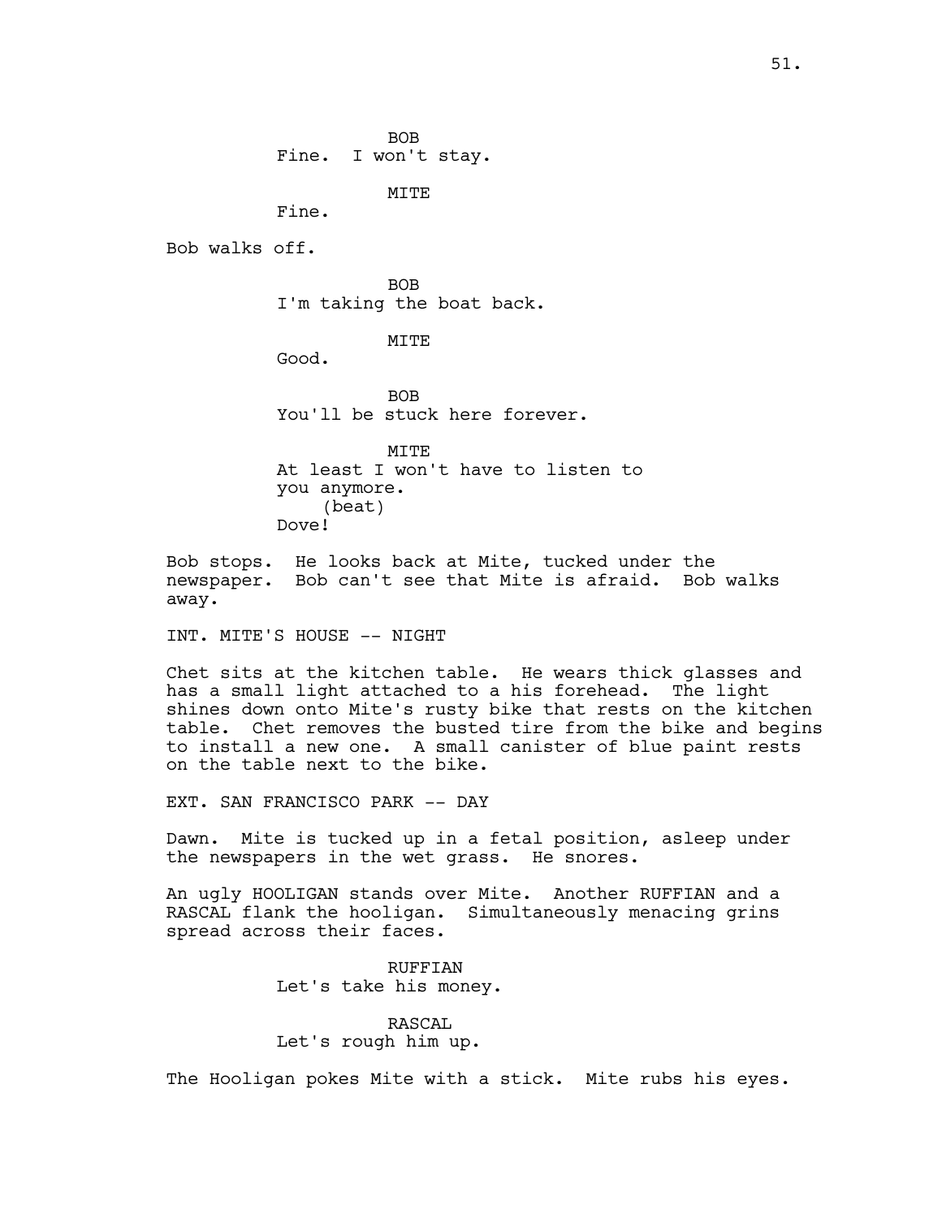BOB
Fine. I won't stay.

MITE
Fine.

Bob walks off.

BOB
I'm taking the boat back.

MITE
Good.

BOB
You'll be stuck here forever.

MITE
At least I won't have to listen to you anymore.
(beat)
Dove!

Bob stops. He looks back at Mite, tucked under the newspaper. Bob can't see that Mite is afraid. Bob walks away.

INT. MITE'S HOUSE -- NIGHT

Chet sits at the kitchen table. He wears thick glasses and has a small light attached to a his forehead. The light shines down onto Mite's rusty bike that rests on the kitchen table. Chet removes the busted tire from the bike and begins to install a new one. A small canister of blue paint rests on the table next to the bike.

EXT. SAN FRANCISCO PARK -- DAY

Dawn. Mite is tucked up in a fetal position, asleep under the newspapers in the wet grass. He snores.

An ugly HOOLIGAN stands over Mite. Another RUFFIAN and a RASCAL flank the hooligan. Simultaneously menacing grins spread across their faces.

RUFFIAN
Let's take his money.

RASCAL
Let's rough him up.

The Hooligan pokes Mite with a stick. Mite rubs his eyes.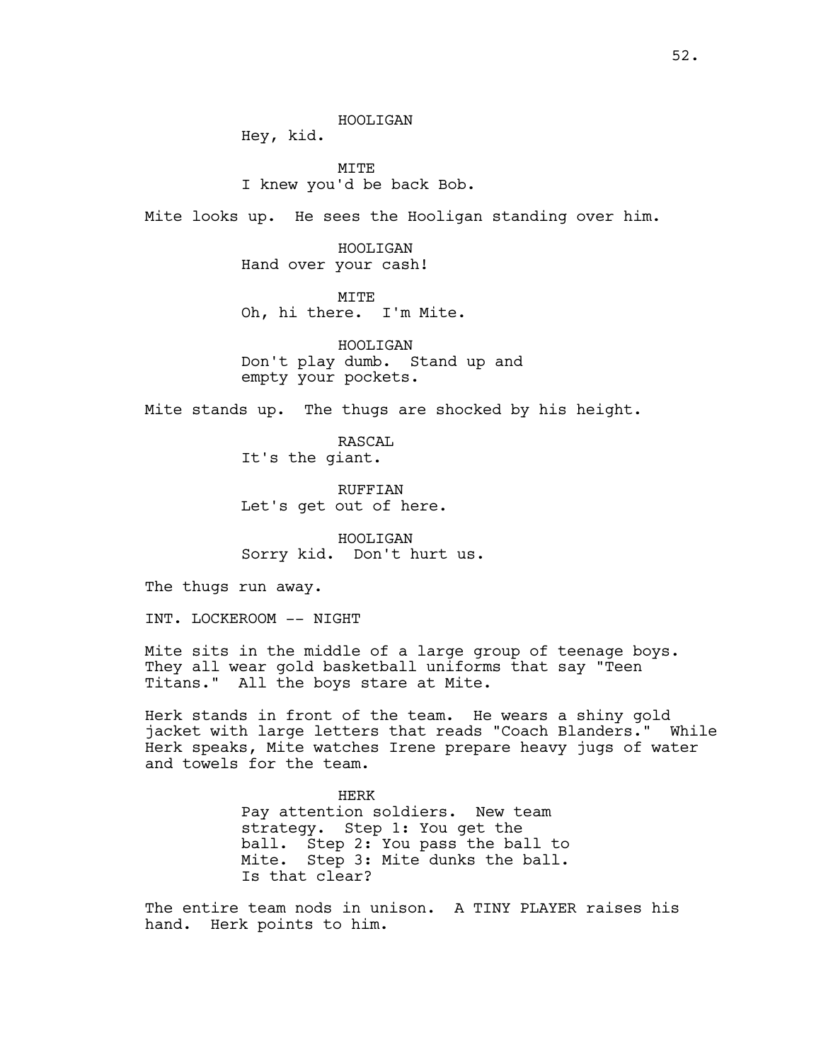HOOLIGAN
Hey, kid.

MITE
I knew you'd be back Bob.

Mite looks up. He sees the Hooligan standing over him.

HOOLIGAN
Hand over your cash!

MITE
Oh, hi there. I'm Mite.

HOOLIGAN
Don't play dumb. Stand up and empty your pockets.

Mite stands up. The thugs are shocked by his height.

RASCAL
It's the giant.

RUFFIAN
Let's get out of here.

HOOLIGAN
Sorry kid. Don't hurt us.

The thugs run away.

INT. LOCKEROOM -- NIGHT

Mite sits in the middle of a large group of teenage boys. They all wear gold basketball uniforms that say "Teen Titans." All the boys stare at Mite.

Herk stands in front of the team. He wears a shiny gold jacket with large letters that reads "Coach Blanders." While Herk speaks, Mite watches Irene prepare heavy jugs of water and towels for the team.

HERK
Pay attention soldiers. New team strategy. Step 1: You get the ball. Step 2: You pass the ball to Mite. Step 3: Mite dunks the ball. Is that clear?

The entire team nods in unison. A TINY PLAYER raises his hand. Herk points to him.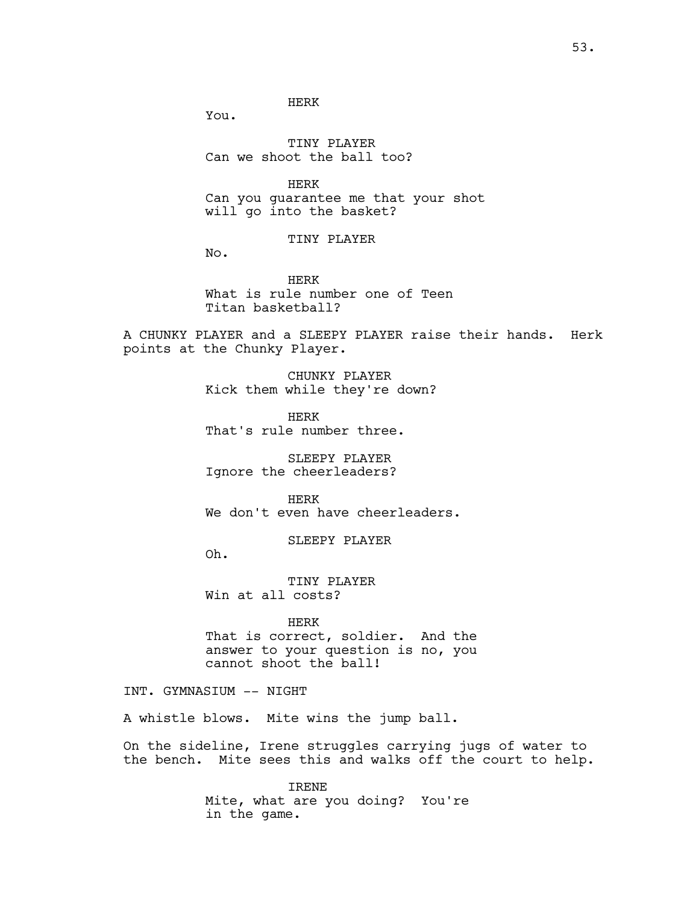HERK

You.

TINY PLAYER

Can we shoot the ball too?

HERK

Can you guarantee me that your shot will go into the basket?

TINY PLAYER

No.

HERK

What is rule number one of Teen Titan basketball?

A CHUNKY PLAYER and a SLEEPY PLAYER raise their hands. Herk points at the Chunky Player.

CHUNKY PLAYER

Kick them while they're down?

HERK

That's rule number three.

SLEEPY PLAYER

Ignore the cheerleaders?

HERK

We don't even have cheerleaders.

SLEEPY PLAYER

Oh.

TINY PLAYER

Win at all costs?

HERK

That is correct, soldier. And the answer to your question is no, you cannot shoot the ball!

INT. GYMNASIUM -- NIGHT

A whistle blows. Mite wins the jump ball.

On the sideline, Irene struggles carrying jugs of water to the bench. Mite sees this and walks off the court to help.

IRENE

Mite, what are you doing? You're in the game.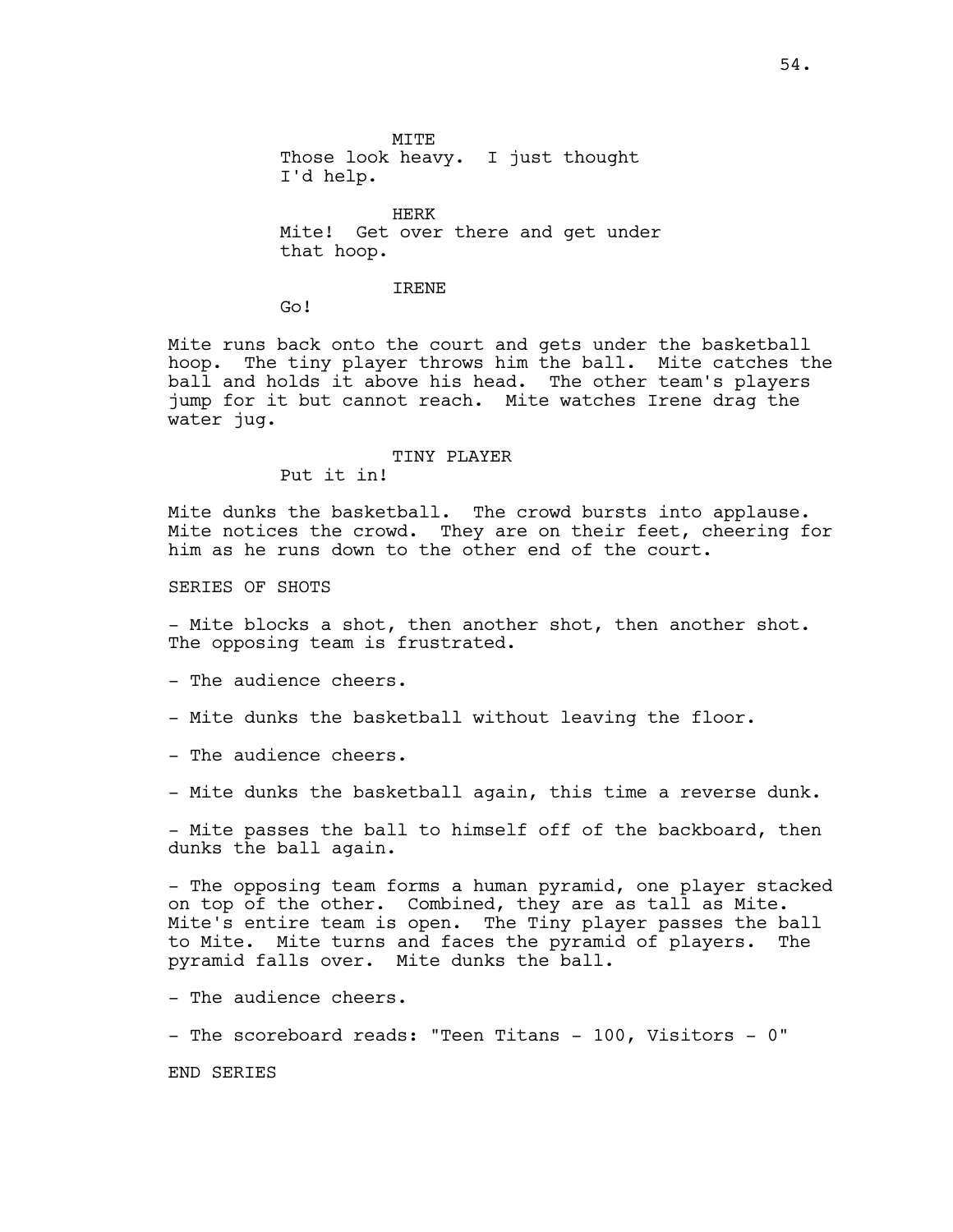MITE
Those look heavy. I just thought I'd help.

HERK
Mite! Get over there and get under that hoop.

IRENE
Go!

Mite runs back onto the court and gets under the basketball hoop. The tiny player throws him the ball. Mite catches the ball and holds it above his head. The other team's players jump for it but cannot reach. Mite watches Irene drag the water jug.

TINY PLAYER
Put it in!

Mite dunks the basketball. The crowd bursts into applause. Mite notices the crowd. They are on their feet, cheering for him as he runs down to the other end of the court.

SERIES OF SHOTS

- Mite blocks a shot, then another shot, then another shot. The opposing team is frustrated.

- The audience cheers.

- Mite dunks the basketball without leaving the floor.

- The audience cheers.

- Mite dunks the basketball again, this time a reverse dunk.

- Mite passes the ball to himself off of the backboard, then dunks the ball again.

- The opposing team forms a human pyramid, one player stacked on top of the other. Combined, they are as tall as Mite. Mite's entire team is open. The Tiny player passes the ball to Mite. Mite turns and faces the pyramid of players. The pyramid falls over. Mite dunks the ball.

- The audience cheers.

- The scoreboard reads: "Teen Titans - 100, Visitors - 0"

END SERIES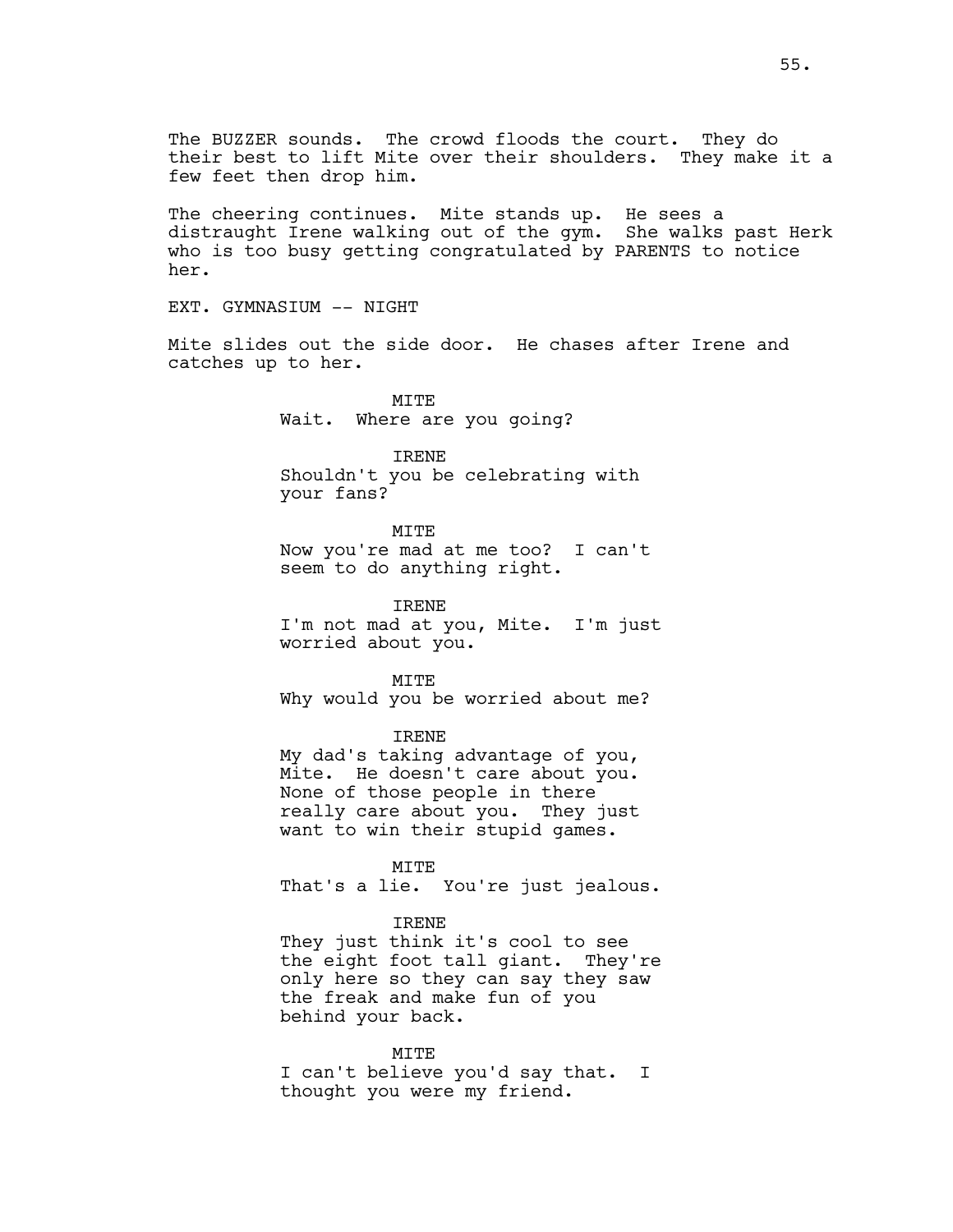The BUZZER sounds. The crowd floods the court. They do their best to lift Mite over their shoulders. They make it a few feet then drop him.

The cheering continues. Mite stands up. He sees a distraught Irene walking out of the gym. She walks past Herk who is too busy getting congratulated by PARENTS to notice her.

EXT. GYMNASIUM -- NIGHT

Mite slides out the side door. He chases after Irene and catches up to her.

MITE
Wait. Where are you going?

IRENE
Shouldn't you be celebrating with your fans?

MITE
Now you're mad at me too? I can't seem to do anything right.

IRENE
I'm not mad at you, Mite. I'm just worried about you.

MITE
Why would you be worried about me?

IRENE
My dad's taking advantage of you, Mite. He doesn't care about you. None of those people in there really care about you. They just want to win their stupid games.

MITE
That's a lie. You're just jealous.

IRENE
They just think it's cool to see the eight foot tall giant. They're only here so they can say they saw the freak and make fun of you behind your back.

MITE
I can't believe you'd say that. I thought you were my friend.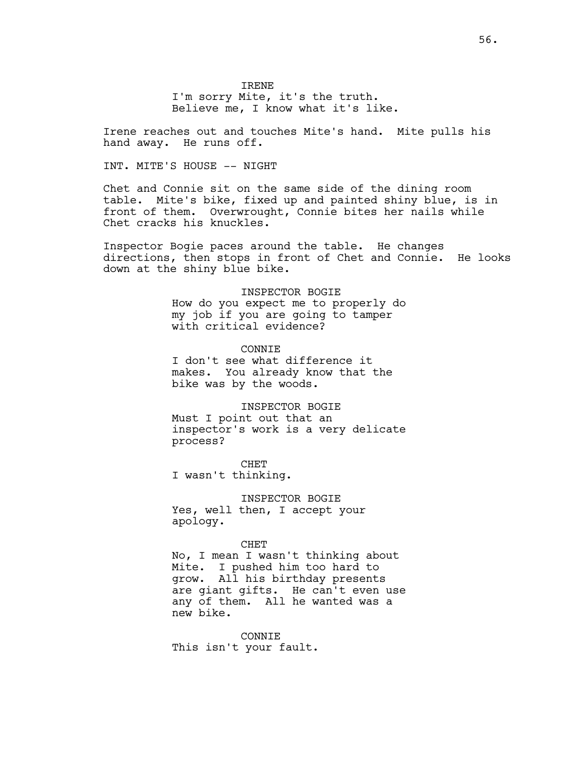IRENE
I'm sorry Mite, it's the truth. Believe me, I know what it's like.

Irene reaches out and touches Mite's hand. Mite pulls his hand away. He runs off.

INT. MITE'S HOUSE -- NIGHT

Chet and Connie sit on the same side of the dining room table. Mite's bike, fixed up and painted shiny blue, is in front of them. Overwrought, Connie bites her nails while Chet cracks his knuckles.

Inspector Bogie paces around the table. He changes directions, then stops in front of Chet and Connie. He looks down at the shiny blue bike.

INSPECTOR BOGIE
How do you expect me to properly do my job if you are going to tamper with critical evidence?

CONNIE
I don't see what difference it makes. You already know that the bike was by the woods.

INSPECTOR BOGIE
Must I point out that an inspector's work is a very delicate process?

CHET
I wasn't thinking.

INSPECTOR BOGIE
Yes, well then, I accept your apology.

CHET
No, I mean I wasn't thinking about Mite. I pushed him too hard to grow. All his birthday presents are giant gifts. He can't even use any of them. All he wanted was a new bike.

CONNIE
This isn't your fault.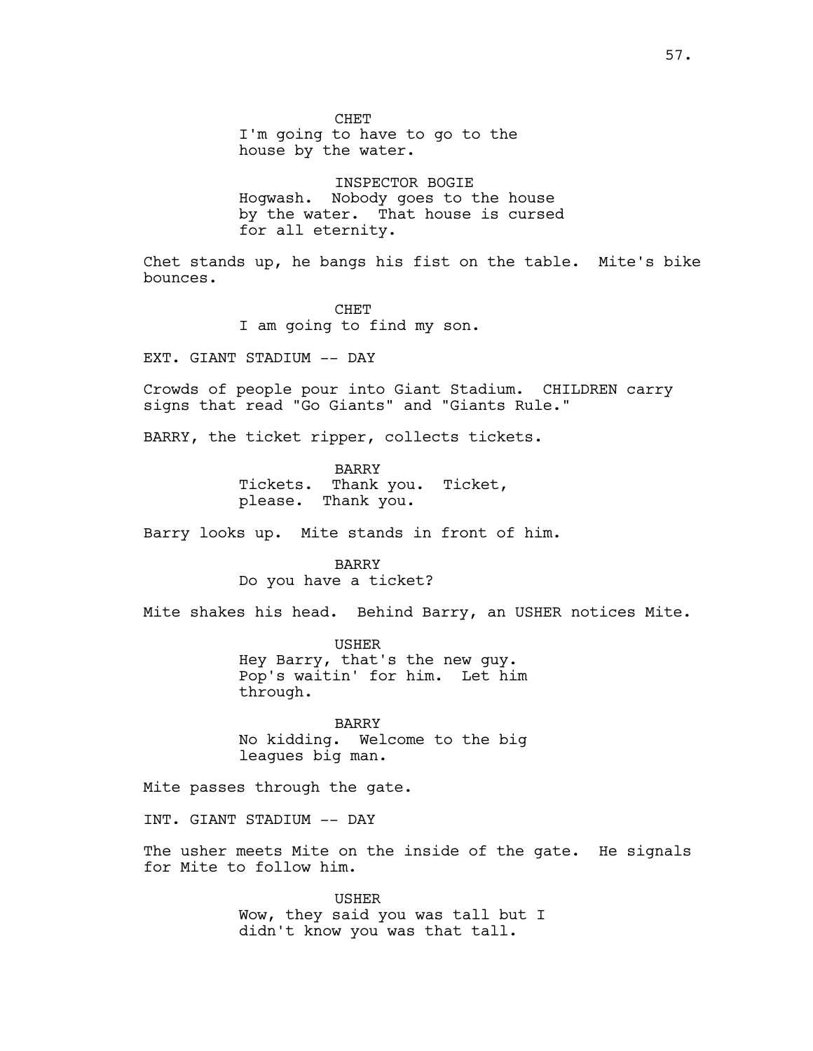CHET
I'm going to have to go to the house by the water.

INSPECTOR BOGIE
Hogwash. Nobody goes to the house by the water. That house is cursed for all eternity.

Chet stands up, he bangs his fist on the table. Mite's bike bounces.

CHET
I am going to find my son.

EXT. GIANT STADIUM -- DAY

Crowds of people pour into Giant Stadium. CHILDREN carry signs that read "Go Giants" and "Giants Rule."

BARRY, the ticket ripper, collects tickets.

BARRY
Tickets. Thank you. Ticket, please. Thank you.

Barry looks up. Mite stands in front of him.

BARRY
Do you have a ticket?

Mite shakes his head. Behind Barry, an USHER notices Mite.

USHER
Hey Barry, that's the new guy. Pop's waitin' for him. Let him through.

BARRY
No kidding. Welcome to the big leagues big man.

Mite passes through the gate.

INT. GIANT STADIUM -- DAY

The usher meets Mite on the inside of the gate. He signals for Mite to follow him.

USHER
Wow, they said you was tall but I didn't know you was that tall.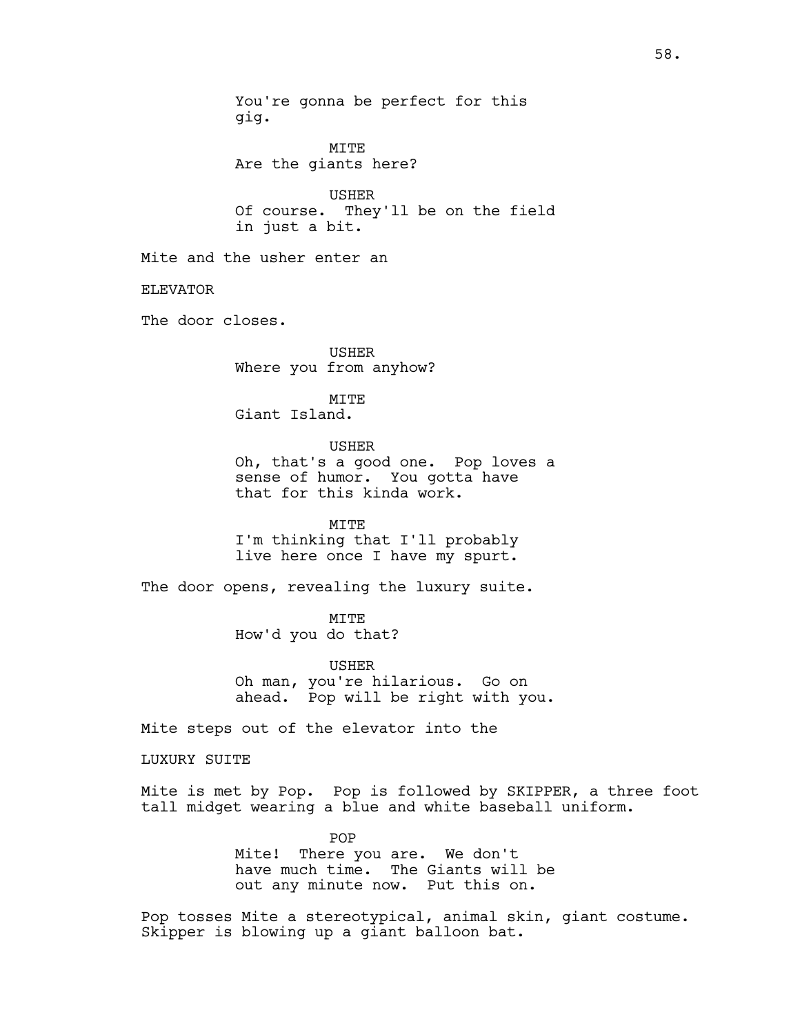You're gonna be perfect for this gig.

MITE

Are the giants here?

USHER

Of course. They'll be on the field in just a bit.

Mite and the usher enter an

ELEVATOR

The door closes.

USHER

Where you from anyhow?

MITE

Giant Island.

USHER

Oh, that's a good one. Pop loves a sense of humor. You gotta have that for this kinda work.

MITE

I'm thinking that I'll probably live here once I have my spurt.

The door opens, revealing the luxury suite.

MITE

How'd you do that?

USHER

Oh man, you're hilarious. Go on ahead. Pop will be right with you.

Mite steps out of the elevator into the

LUXURY SUITE

Mite is met by Pop. Pop is followed by SKIPPER, a three foot tall midget wearing a blue and white baseball uniform.

POP

Mite! There you are. We don't have much time. The Giants will be out any minute now. Put this on.

Pop tosses Mite a stereotypical, animal skin, giant costume. Skipper is blowing up a giant balloon bat.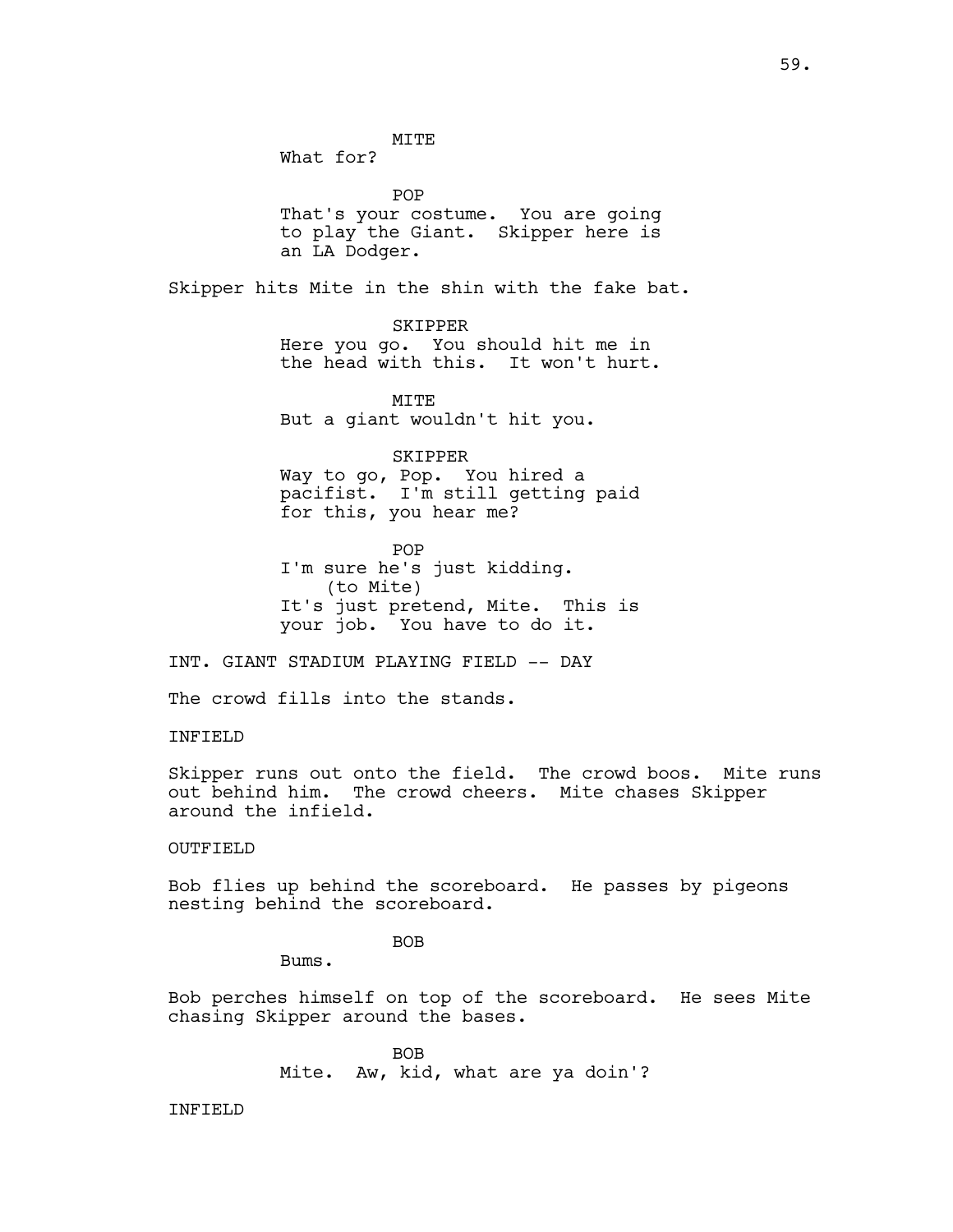MITE
What for?

POP
That's your costume. You are going to play the Giant. Skipper here is an LA Dodger.

Skipper hits Mite in the shin with the fake bat.

SKIPPER
Here you go. You should hit me in the head with this. It won't hurt.

MITE
But a giant wouldn't hit you.

SKIPPER
Way to go, Pop. You hired a pacifist. I'm still getting paid for this, you hear me?

POP
I'm sure he's just kidding.
(to Mite)
It's just pretend, Mite. This is your job. You have to do it.

INT. GIANT STADIUM PLAYING FIELD -- DAY

The crowd fills into the stands.

INFIELD

Skipper runs out onto the field. The crowd boos. Mite runs out behind him. The crowd cheers. Mite chases Skipper around the infield.

OUTFIELD

Bob flies up behind the scoreboard. He passes by pigeons nesting behind the scoreboard.

BOB
Bums.

Bob perches himself on top of the scoreboard. He sees Mite chasing Skipper around the bases.

BOB
Mite. Aw, kid, what are ya doin'?

INFIELD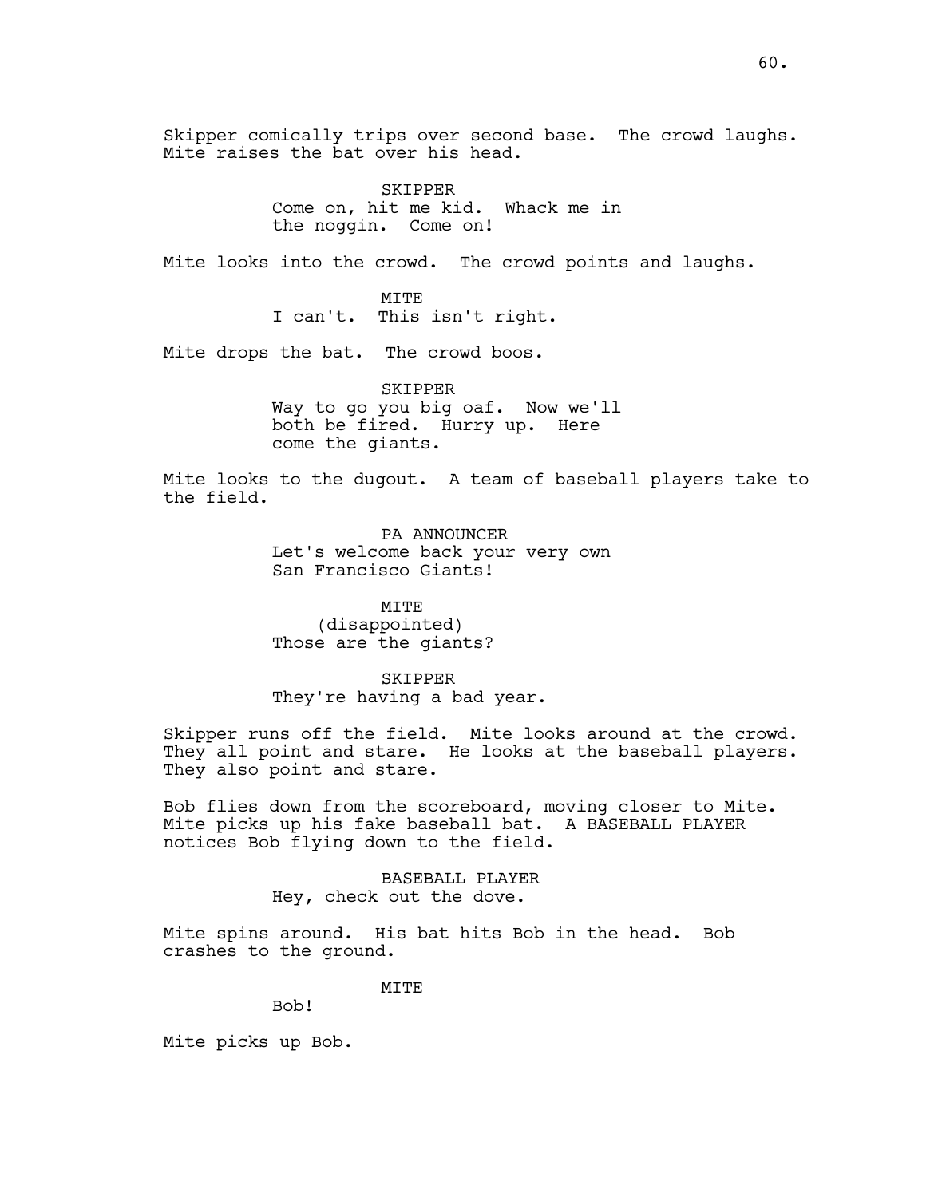Skipper comically trips over second base. The crowd laughs. Mite raises the bat over his head.

SKIPPER
Come on, hit me kid. Whack me in the noggin. Come on!

Mite looks into the crowd. The crowd points and laughs.

MITE
I can't. This isn't right.

Mite drops the bat. The crowd boos.

SKIPPER
Way to go you big oaf. Now we'll both be fired. Hurry up. Here come the giants.

Mite looks to the dugout. A team of baseball players take to the field.

PA ANNOUNCER
Let's welcome back your very own San Francisco Giants!

MITE
(disappointed)
Those are the giants?

SKIPPER
They're having a bad year.

Skipper runs off the field. Mite looks around at the crowd. They all point and stare. He looks at the baseball players. They also point and stare.

Bob flies down from the scoreboard, moving closer to Mite. Mite picks up his fake baseball bat. A BASEBALL PLAYER notices Bob flying down to the field.

BASEBALL PLAYER
Hey, check out the dove.

Mite spins around. His bat hits Bob in the head. Bob crashes to the ground.

MITE
Bob!

Mite picks up Bob.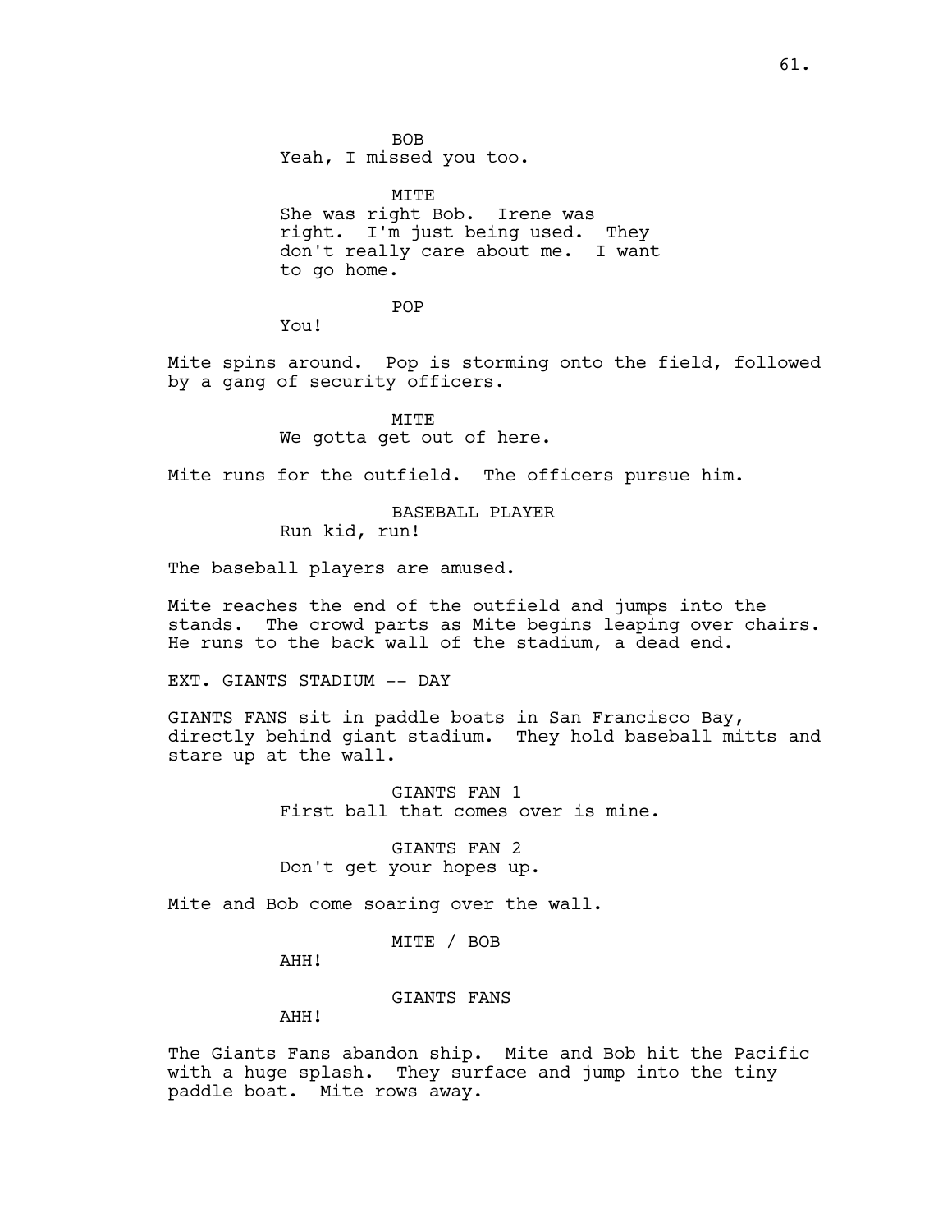BOB
Yeah, I missed you too.

MITE
She was right Bob. Irene was right. I'm just being used. They don't really care about me. I want to go home.

POP
You!

Mite spins around. Pop is storming onto the field, followed by a gang of security officers.

MITE
We gotta get out of here.

Mite runs for the outfield. The officers pursue him.

BASEBALL PLAYER
Run kid, run!

The baseball players are amused.

Mite reaches the end of the outfield and jumps into the stands. The crowd parts as Mite begins leaping over chairs. He runs to the back wall of the stadium, a dead end.

EXT. GIANTS STADIUM -- DAY

GIANTS FANS sit in paddle boats in San Francisco Bay, directly behind giant stadium. They hold baseball mitts and stare up at the wall.

GIANTS FAN 1
First ball that comes over is mine.

GIANTS FAN 2
Don't get your hopes up.

Mite and Bob come soaring over the wall.

MITE / BOB
AHH!

GIANTS FANS
AHH!

The Giants Fans abandon ship. Mite and Bob hit the Pacific with a huge splash. They surface and jump into the tiny paddle boat. Mite rows away.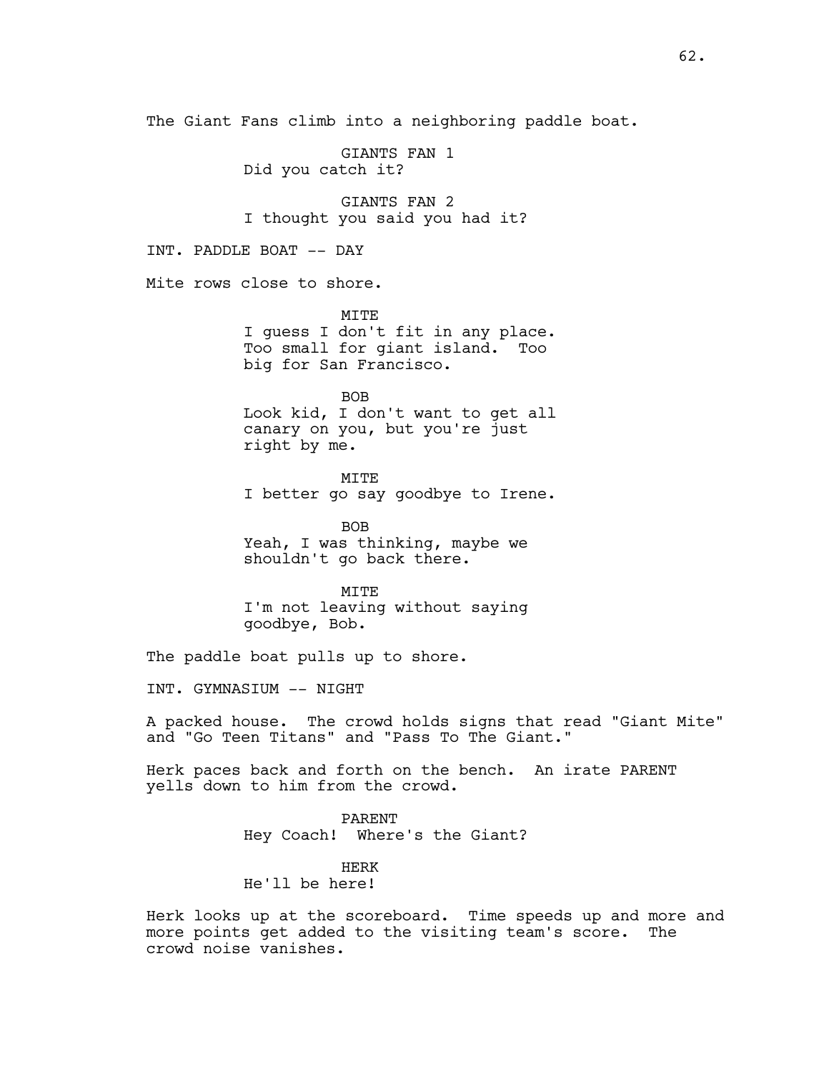The Giant Fans climb into a neighboring paddle boat.

GIANTS FAN 1
Did you catch it?

GIANTS FAN 2
I thought you said you had it?

INT. PADDLE BOAT -- DAY

Mite rows close to shore.

MITE
I guess I don't fit in any place. Too small for giant island. Too big for San Francisco.

BOB
Look kid, I don't want to get all canary on you, but you're just right by me.

MITE
I better go say goodbye to Irene.

BOB
Yeah, I was thinking, maybe we shouldn't go back there.

MITE
I'm not leaving without saying goodbye, Bob.

The paddle boat pulls up to shore.

INT. GYMNASIUM -- NIGHT

A packed house. The crowd holds signs that read "Giant Mite" and "Go Teen Titans" and "Pass To The Giant."

Herk paces back and forth on the bench. An irate PARENT yells down to him from the crowd.

PARENT
Hey Coach! Where's the Giant?

HERK
He'll be here!

Herk looks up at the scoreboard. Time speeds up and more and more points get added to the visiting team's score. The crowd noise vanishes.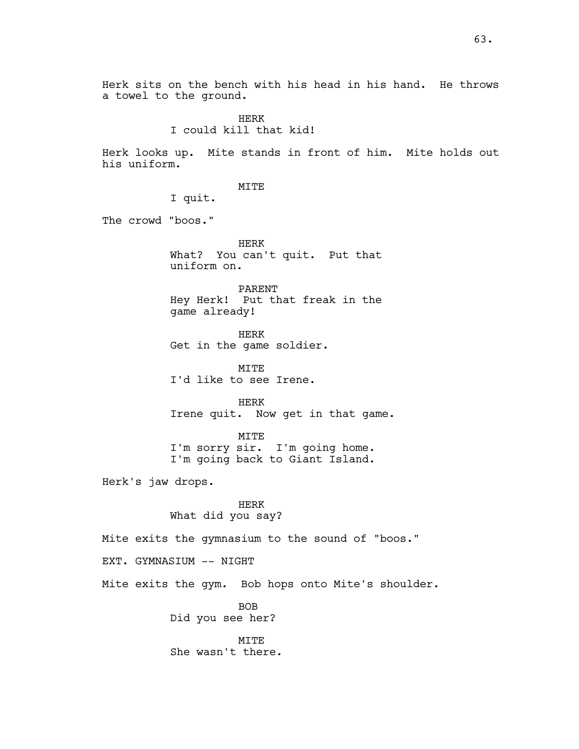Herk sits on the bench with his head in his hand. He throws a towel to the ground.

HERK
I could kill that kid!

Herk looks up. Mite stands in front of him. Mite holds out his uniform.

MITE
I quit.

The crowd "boos."

HERK
What? You can't quit. Put that uniform on.

PARENT
Hey Herk! Put that freak in the game already!

HERK
Get in the game soldier.

MITE
I'd like to see Irene.

HERK
Irene quit. Now get in that game.

MITE
I'm sorry sir. I'm going home. I'm going back to Giant Island.

Herk's jaw drops.

HERK
What did you say?

Mite exits the gymnasium to the sound of "boos."

EXT. GYMNASIUM -- NIGHT

Mite exits the gym. Bob hops onto Mite's shoulder.

BOB
Did you see her?

MITE
She wasn't there.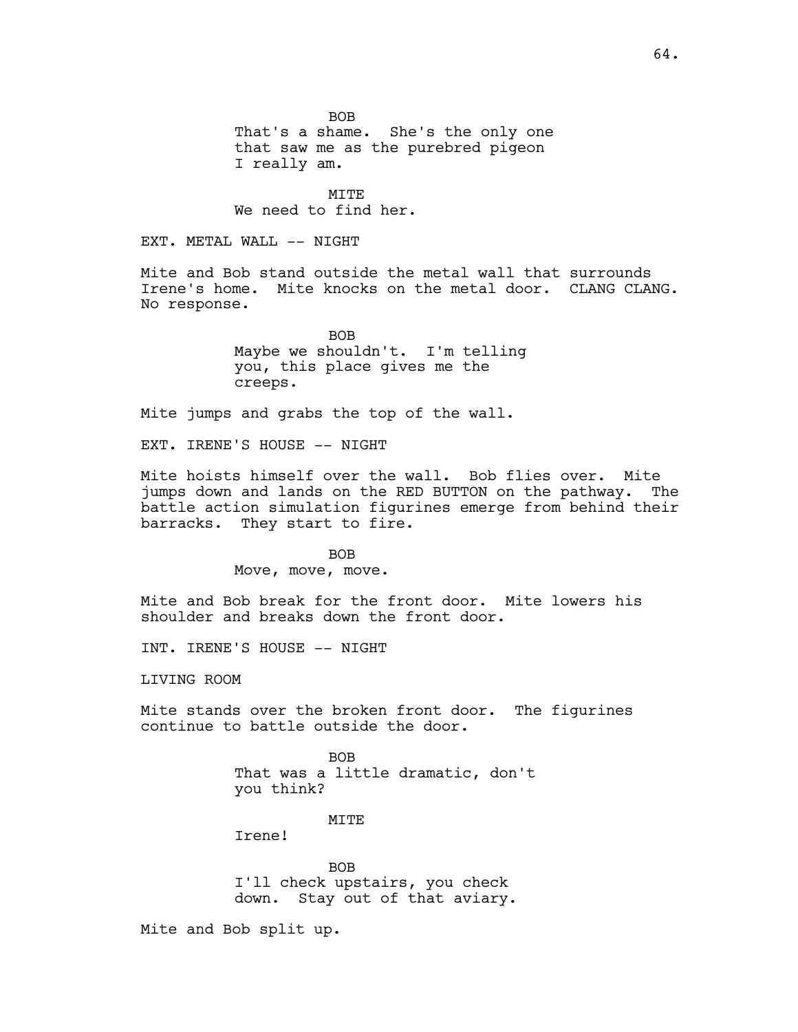BOB

That's a shame. She's the only one that saw me as the purebred pigeon I really am.

MITE

We need to find her.

EXT. METAL WALL -- NIGHT

Mite and Bob stand outside the metal wall that surrounds Irene's home. Mite knocks on the metal door. CLANG CLANG. No response.

BOB

Maybe we shouldn't. I'm telling you, this place gives me the creeps.

Mite jumps and grabs the top of the wall.

EXT. IRENE'S HOUSE -- NIGHT

Mite hoists himself over the wall. Bob flies over. Mite jumps down and lands on the RED BUTTON on the pathway. The battle action simulation figurines emerge from behind their barracks. They start to fire.

BOB

Move, move, move.

Mite and Bob break for the front door. Mite lowers his shoulder and breaks down the front door.

INT. IRENE'S HOUSE -- NIGHT

LIVING ROOM

Mite stands over the broken front door. The figurines continue to battle outside the door.

BOB

That was a little dramatic, don't you think?

MITE

Irene!

BOB

I'll check upstairs, you check down. Stay out of that aviary.

Mite and Bob split up.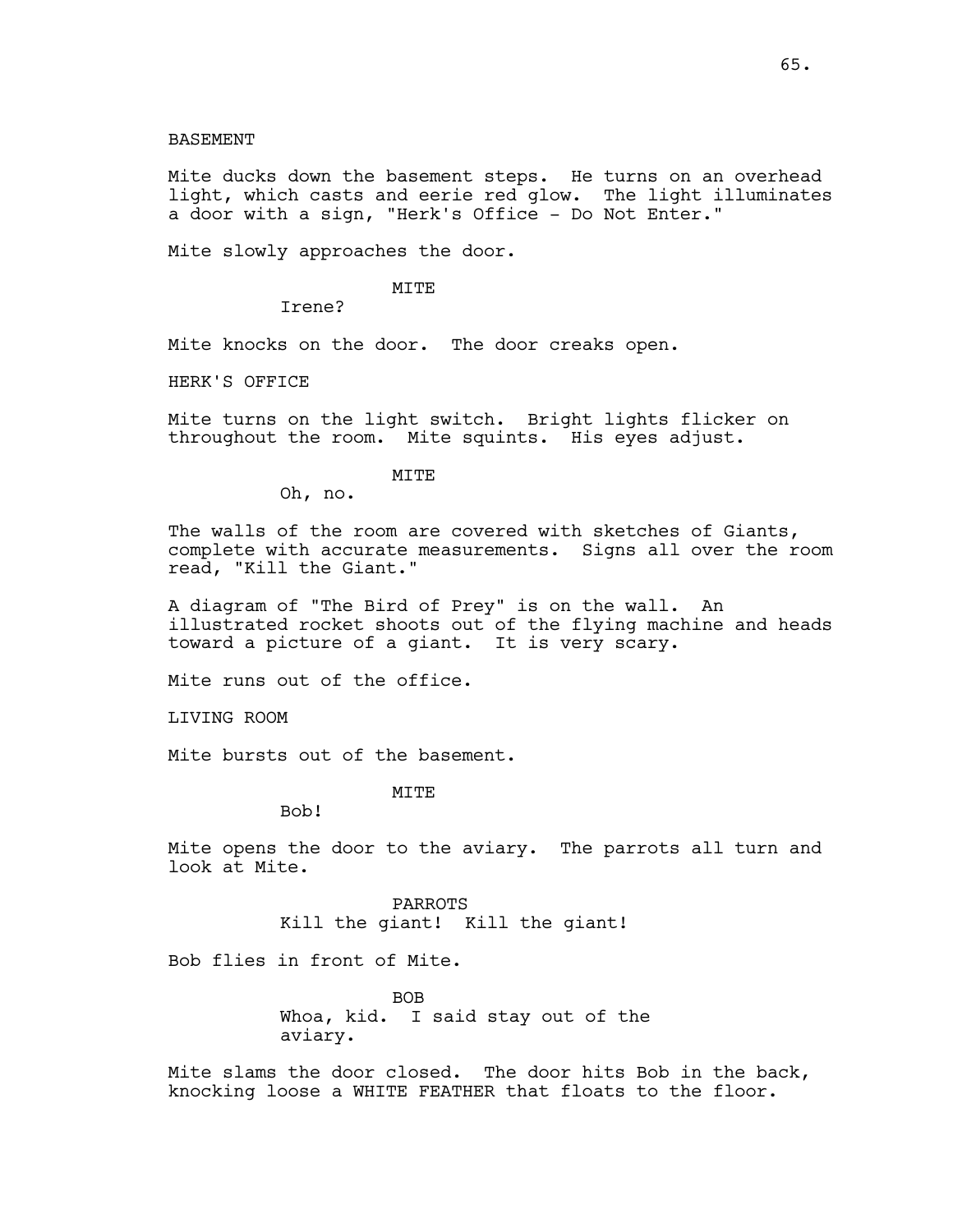BASEMENT

Mite ducks down the basement steps. He turns on an overhead light, which casts and eerie red glow. The light illuminates a door with a sign, "Herk's Office - Do Not Enter."

Mite slowly approaches the door.

MITE

Irene?

Mite knocks on the door. The door creaks open.

HERK'S OFFICE

Mite turns on the light switch. Bright lights flicker on throughout the room. Mite squints. His eyes adjust.

MITE

Oh, no.

The walls of the room are covered with sketches of Giants, complete with accurate measurements. Signs all over the room read, "Kill the Giant."

A diagram of "The Bird of Prey" is on the wall. An illustrated rocket shoots out of the flying machine and heads toward a picture of a giant. It is very scary.

Mite runs out of the office.

LIVING ROOM

Mite bursts out of the basement.

MITE

Bob!

Mite opens the door to the aviary. The parrots all turn and look at Mite.

PARROTS

Kill the giant! Kill the giant!

Bob flies in front of Mite.

BOB

Whoa, kid. I said stay out of the aviary.

Mite slams the door closed. The door hits Bob in the back, knocking loose a WHITE FEATHER that floats to the floor.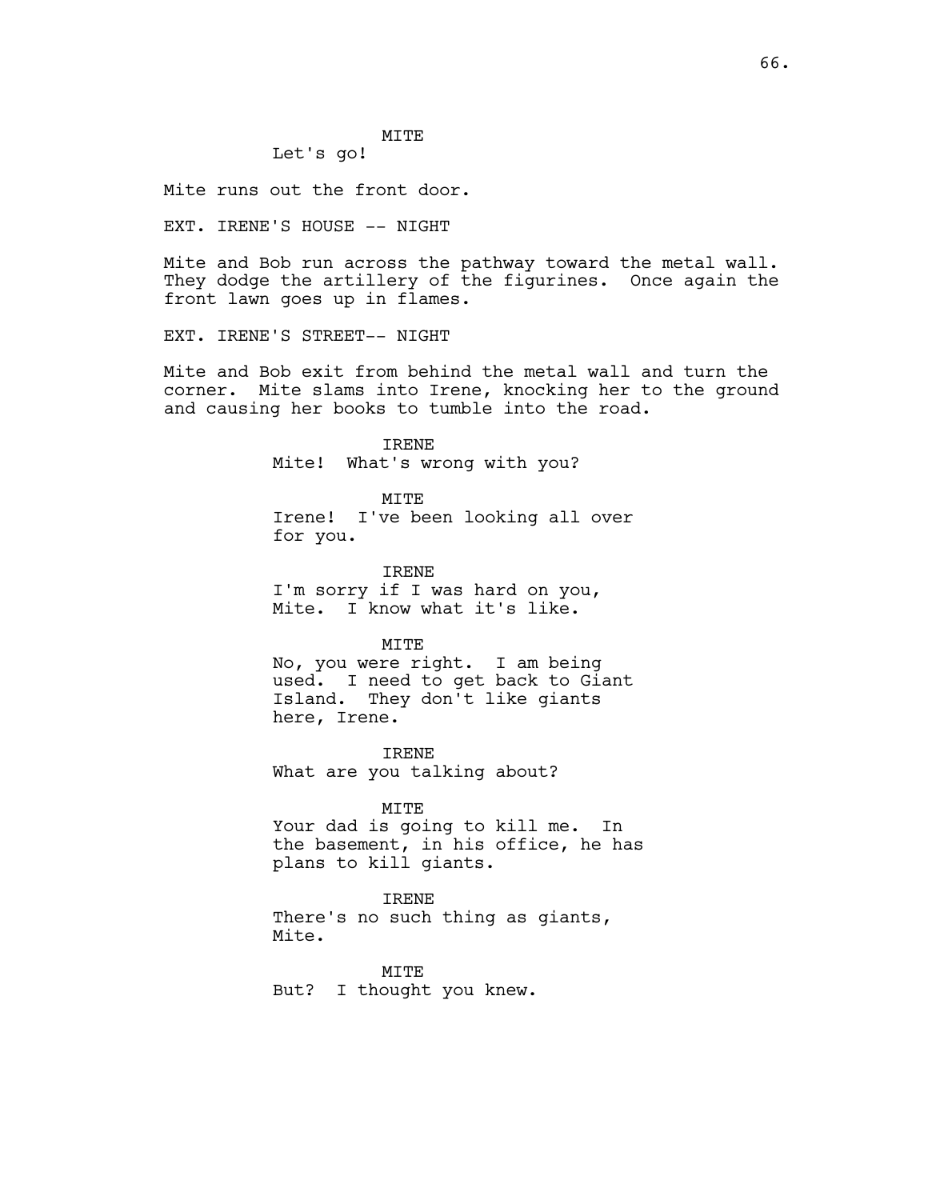MITE
Let's go!

Mite runs out the front door.

EXT. IRENE'S HOUSE -- NIGHT

Mite and Bob run across the pathway toward the metal wall. They dodge the artillery of the figurines. Once again the front lawn goes up in flames.

EXT. IRENE'S STREET-- NIGHT

Mite and Bob exit from behind the metal wall and turn the corner. Mite slams into Irene, knocking her to the ground and causing her books to tumble into the road.

IRENE
Mite! What's wrong with you?

MITE
Irene! I've been looking all over for you.

IRENE
I'm sorry if I was hard on you, Mite. I know what it's like.

MITE
No, you were right. I am being used. I need to get back to Giant Island. They don't like giants here, Irene.

IRENE
What are you talking about?

MITE
Your dad is going to kill me. In the basement, in his office, he has plans to kill giants.

IRENE
There's no such thing as giants, Mite.

MITE
But? I thought you knew.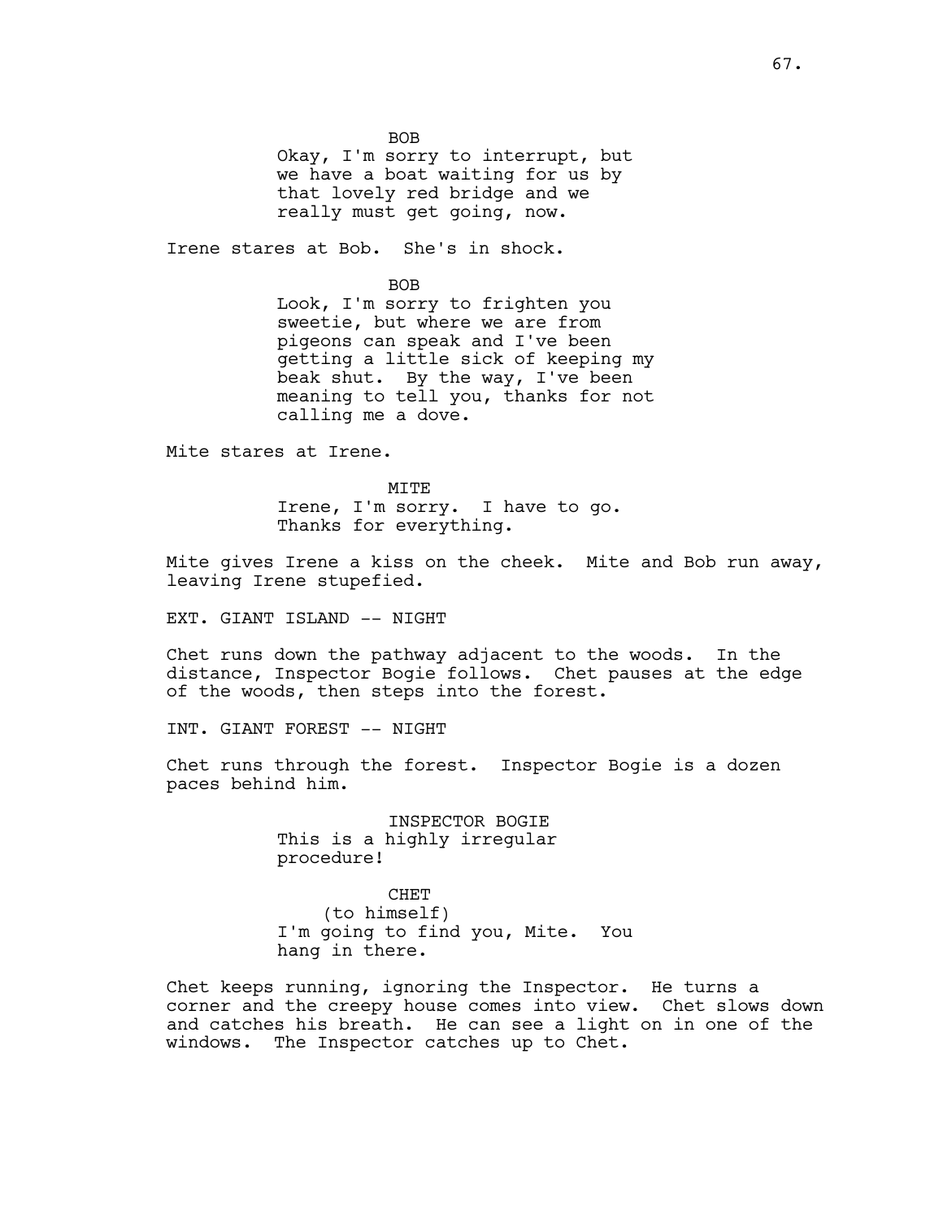BOB
Okay, I'm sorry to interrupt, but we have a boat waiting for us by that lovely red bridge and we really must get going, now.

Irene stares at Bob. She's in shock.

BOB
Look, I'm sorry to frighten you sweetie, but where we are from pigeons can speak and I've been getting a little sick of keeping my beak shut. By the way, I've been meaning to tell you, thanks for not calling me a dove.

Mite stares at Irene.

MITE
Irene, I'm sorry. I have to go. Thanks for everything.

Mite gives Irene a kiss on the cheek. Mite and Bob run away, leaving Irene stupefied.

EXT. GIANT ISLAND -- NIGHT

Chet runs down the pathway adjacent to the woods. In the distance, Inspector Bogie follows. Chet pauses at the edge of the woods, then steps into the forest.

INT. GIANT FOREST -- NIGHT

Chet runs through the forest. Inspector Bogie is a dozen paces behind him.

INSPECTOR BOGIE
This is a highly irregular procedure!

CHET
(to himself)
I'm going to find you, Mite. You hang in there.

Chet keeps running, ignoring the Inspector. He turns a corner and the creepy house comes into view. Chet slows down and catches his breath. He can see a light on in one of the windows. The Inspector catches up to Chet.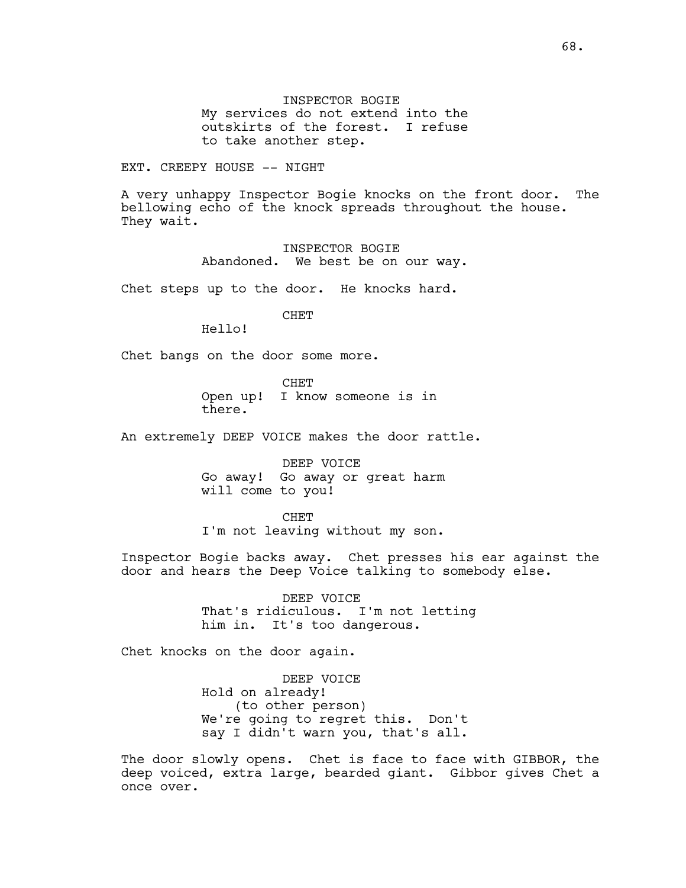INSPECTOR BOGIE
My services do not extend into the outskirts of the forest. I refuse to take another step.

EXT. CREEPY HOUSE -- NIGHT

A very unhappy Inspector Bogie knocks on the front door. The bellowing echo of the knock spreads throughout the house. They wait.

INSPECTOR BOGIE
Abandoned. We best be on our way.

Chet steps up to the door. He knocks hard.

CHET
Hello!

Chet bangs on the door some more.

CHET
Open up! I know someone is in there.

An extremely DEEP VOICE makes the door rattle.

DEEP VOICE
Go away! Go away or great harm will come to you!

CHET
I'm not leaving without my son.

Inspector Bogie backs away. Chet presses his ear against the door and hears the Deep Voice talking to somebody else.

DEEP VOICE
That's ridiculous. I'm not letting him in. It's too dangerous.

Chet knocks on the door again.

DEEP VOICE
Hold on already!
(to other person)
We're going to regret this. Don't say I didn't warn you, that's all.

The door slowly opens. Chet is face to face with GIBBOR, the deep voiced, extra large, bearded giant. Gibbor gives Chet a once over.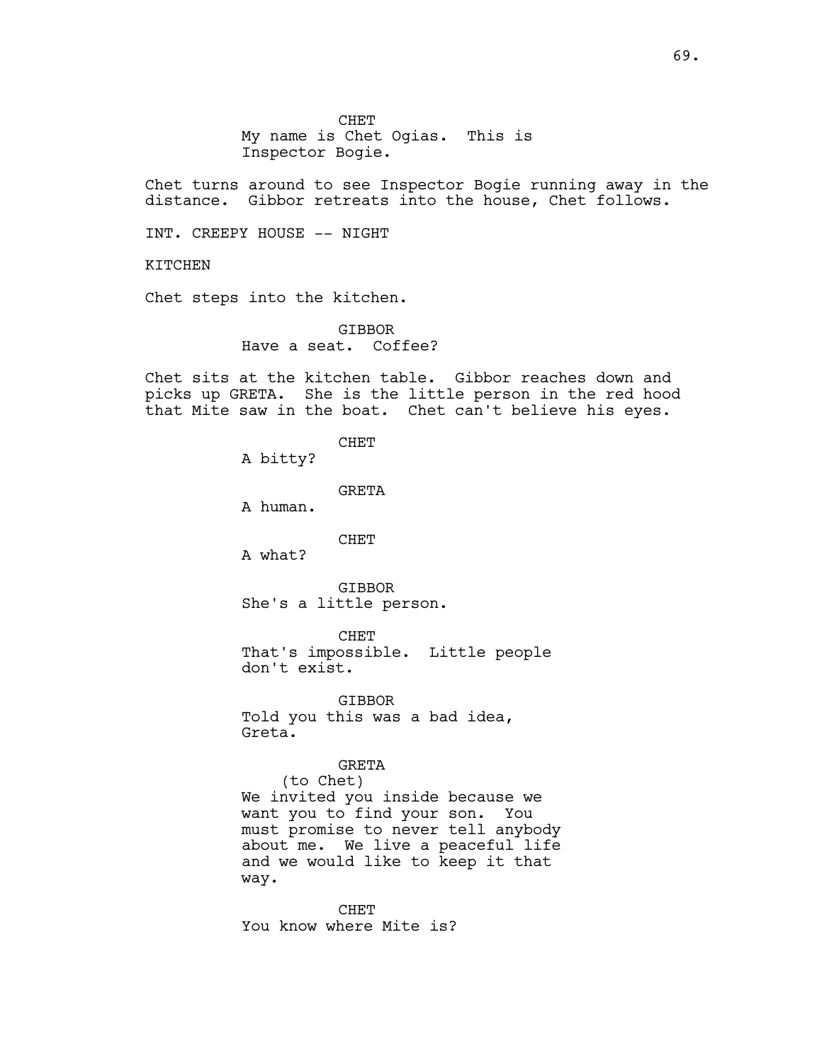CHET
My name is Chet Ogias. This is Inspector Bogie.

Chet turns around to see Inspector Bogie running away in the distance. Gibbor retreats into the house, Chet follows.

INT. CREEPY HOUSE -- NIGHT

KITCHEN

Chet steps into the kitchen.

GIBBOR
Have a seat. Coffee?

Chet sits at the kitchen table. Gibbor reaches down and picks up GRETA. She is the little person in the red hood that Mite saw in the boat. Chet can't believe his eyes.

CHET
A bitty?

GRETA
A human.

CHET
A what?

GIBBOR
She's a little person.

CHET
That's impossible. Little people don't exist.

GIBBOR
Told you this was a bad idea, Greta.

GRETA
(to Chet)
We invited you inside because we want you to find your son. You must promise to never tell anybody about me. We live a peaceful life and we would like to keep it that way.

CHET
You know where Mite is?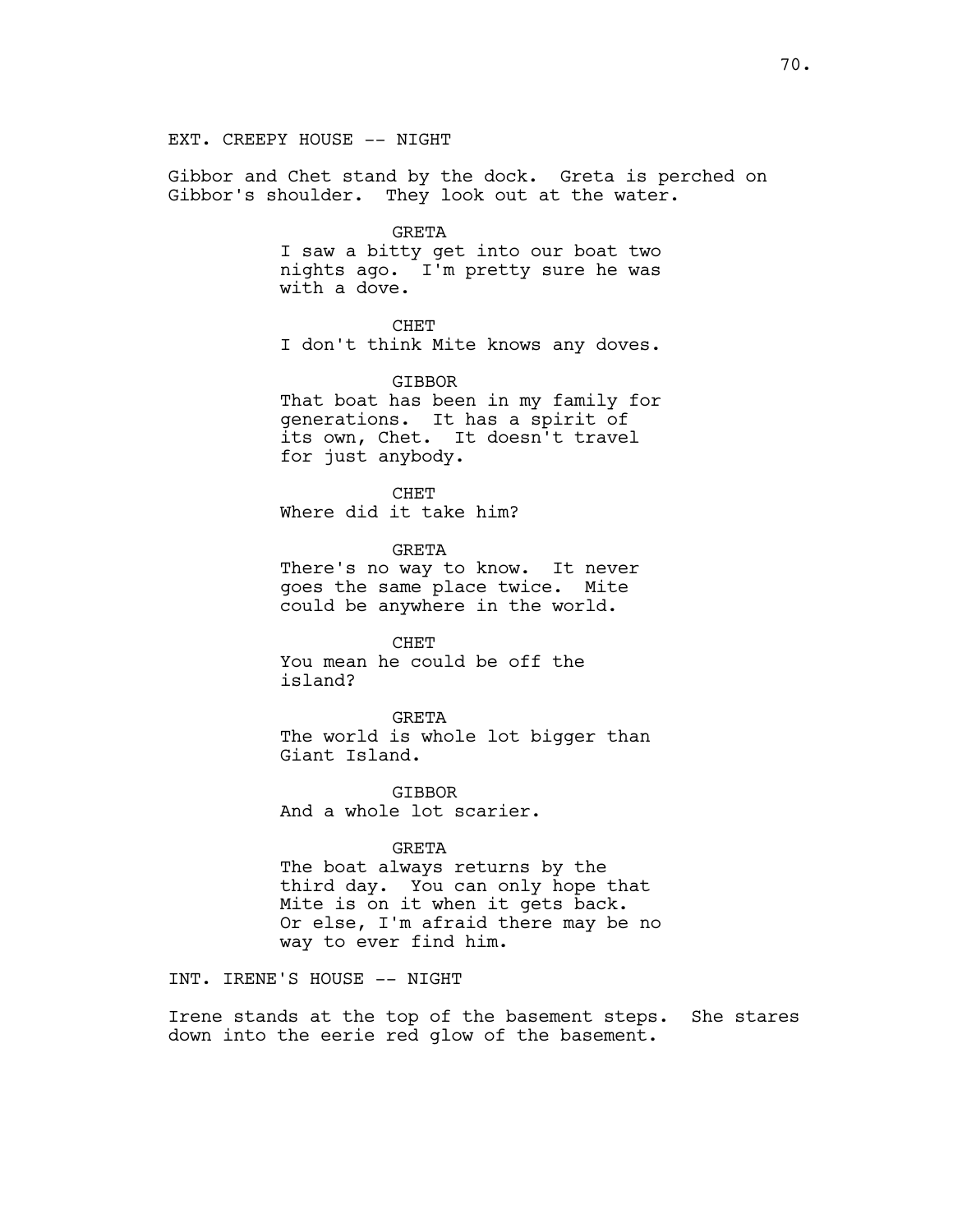EXT. CREEPY HOUSE -- NIGHT

Gibbor and Chet stand by the dock. Greta is perched on Gibbor's shoulder. They look out at the water.

GRETA
I saw a bitty get into our boat two nights ago. I'm pretty sure he was with a dove.

CHET
I don't think Mite knows any doves.

GIBBOR
That boat has been in my family for generations. It has a spirit of its own, Chet. It doesn't travel for just anybody.

CHET
Where did it take him?

GRETA
There's no way to know. It never goes the same place twice. Mite could be anywhere in the world.

CHET
You mean he could be off the island?

GRETA
The world is whole lot bigger than Giant Island.

GIBBOR
And a whole lot scarier.

GRETA
The boat always returns by the third day. You can only hope that Mite is on it when it gets back. Or else, I'm afraid there may be no way to ever find him.

INT. IRENE'S HOUSE -- NIGHT

Irene stands at the top of the basement steps. She stares down into the eerie red glow of the basement.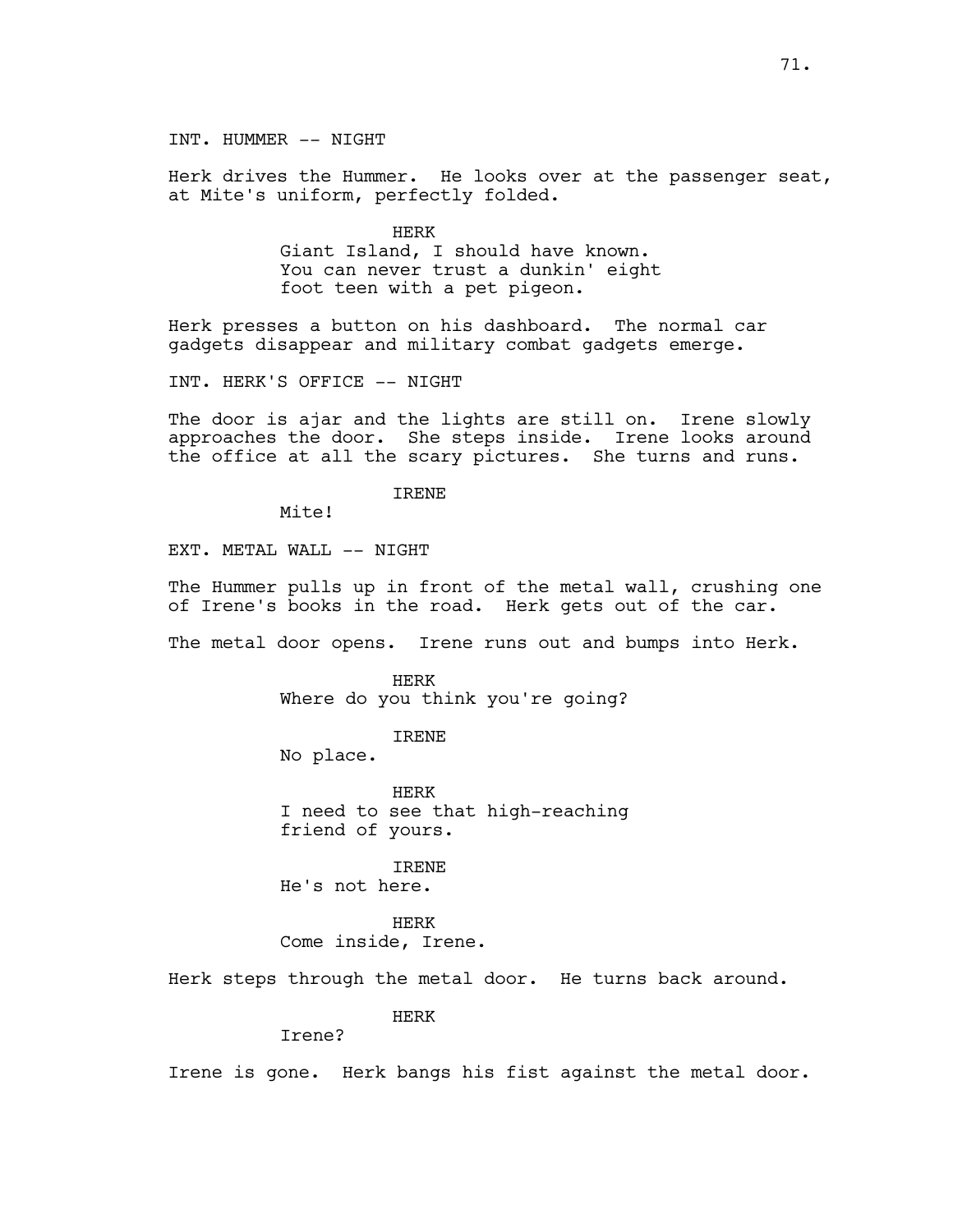INT. HUMMER -- NIGHT

Herk drives the Hummer. He looks over at the passenger seat, at Mite's uniform, perfectly folded.

HERK
Giant Island, I should have known. You can never trust a dunkin' eight foot teen with a pet pigeon.

Herk presses a button on his dashboard. The normal car gadgets disappear and military combat gadgets emerge.

INT. HERK'S OFFICE -- NIGHT

The door is ajar and the lights are still on. Irene slowly approaches the door. She steps inside. Irene looks around the office at all the scary pictures. She turns and runs.

IRENE
Mite!

EXT. METAL WALL -- NIGHT

The Hummer pulls up in front of the metal wall, crushing one of Irene's books in the road. Herk gets out of the car.

The metal door opens. Irene runs out and bumps into Herk.

HERK
Where do you think you're going?

IRENE
No place.

HERK
I need to see that high-reaching friend of yours.

IRENE
He's not here.

HERK
Come inside, Irene.

Herk steps through the metal door. He turns back around.

HERK
Irene?

Irene is gone. Herk bangs his fist against the metal door.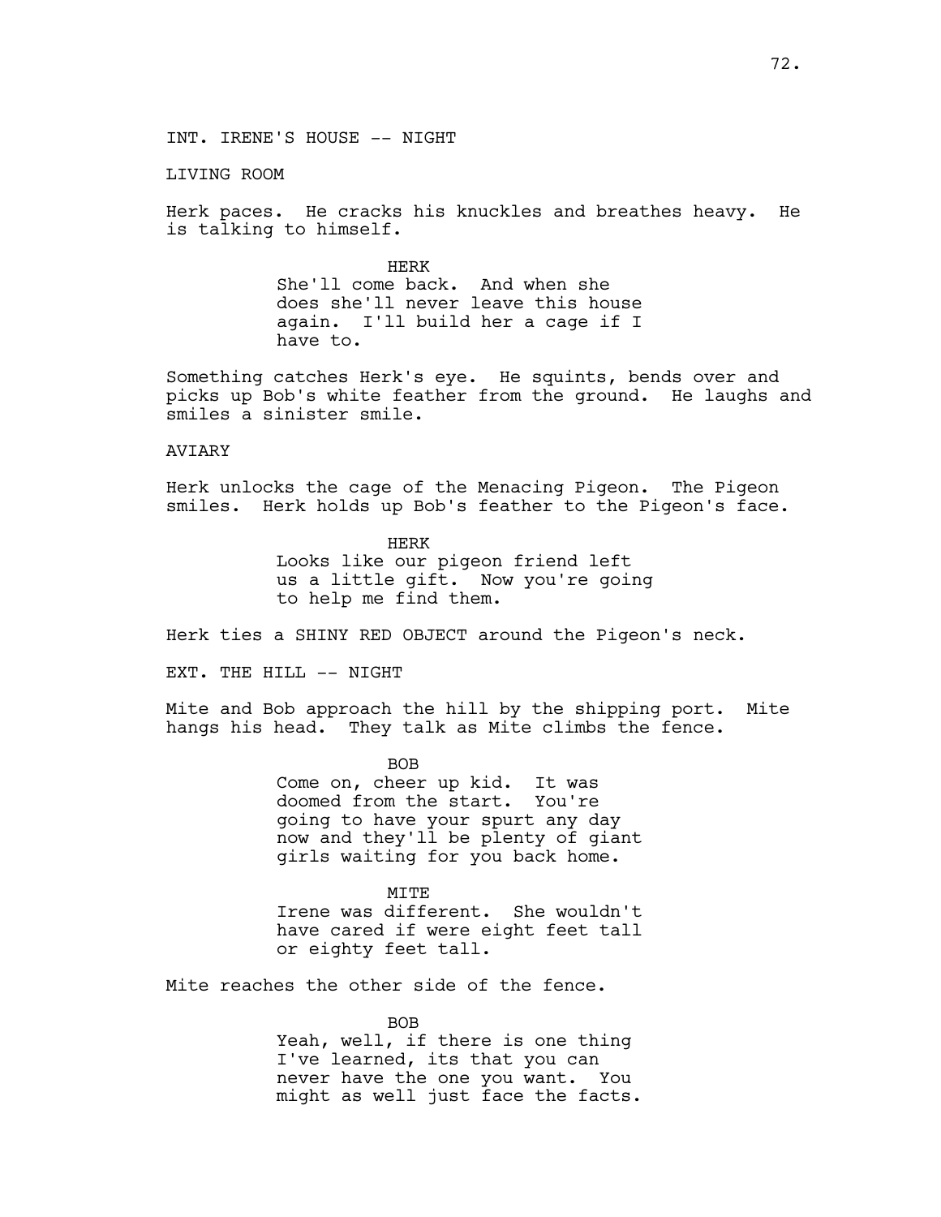INT. IRENE'S HOUSE -- NIGHT

LIVING ROOM

Herk paces. He cracks his knuckles and breathes heavy. He is talking to himself.

HERK
She'll come back. And when she does she'll never leave this house again. I'll build her a cage if I have to.

Something catches Herk's eye. He squints, bends over and picks up Bob's white feather from the ground. He laughs and smiles a sinister smile.

AVIARY

Herk unlocks the cage of the Menacing Pigeon. The Pigeon smiles. Herk holds up Bob's feather to the Pigeon's face.

HERK
Looks like our pigeon friend left us a little gift. Now you're going to help me find them.

Herk ties a SHINY RED OBJECT around the Pigeon's neck.

EXT. THE HILL -- NIGHT

Mite and Bob approach the hill by the shipping port. Mite hangs his head. They talk as Mite climbs the fence.

BOB
Come on, cheer up kid. It was doomed from the start. You're going to have your spurt any day now and they'll be plenty of giant girls waiting for you back home.

MITE
Irene was different. She wouldn't have cared if were eight feet tall or eighty feet tall.

Mite reaches the other side of the fence.

BOB
Yeah, well, if there is one thing I've learned, its that you can never have the one you want. You might as well just face the facts.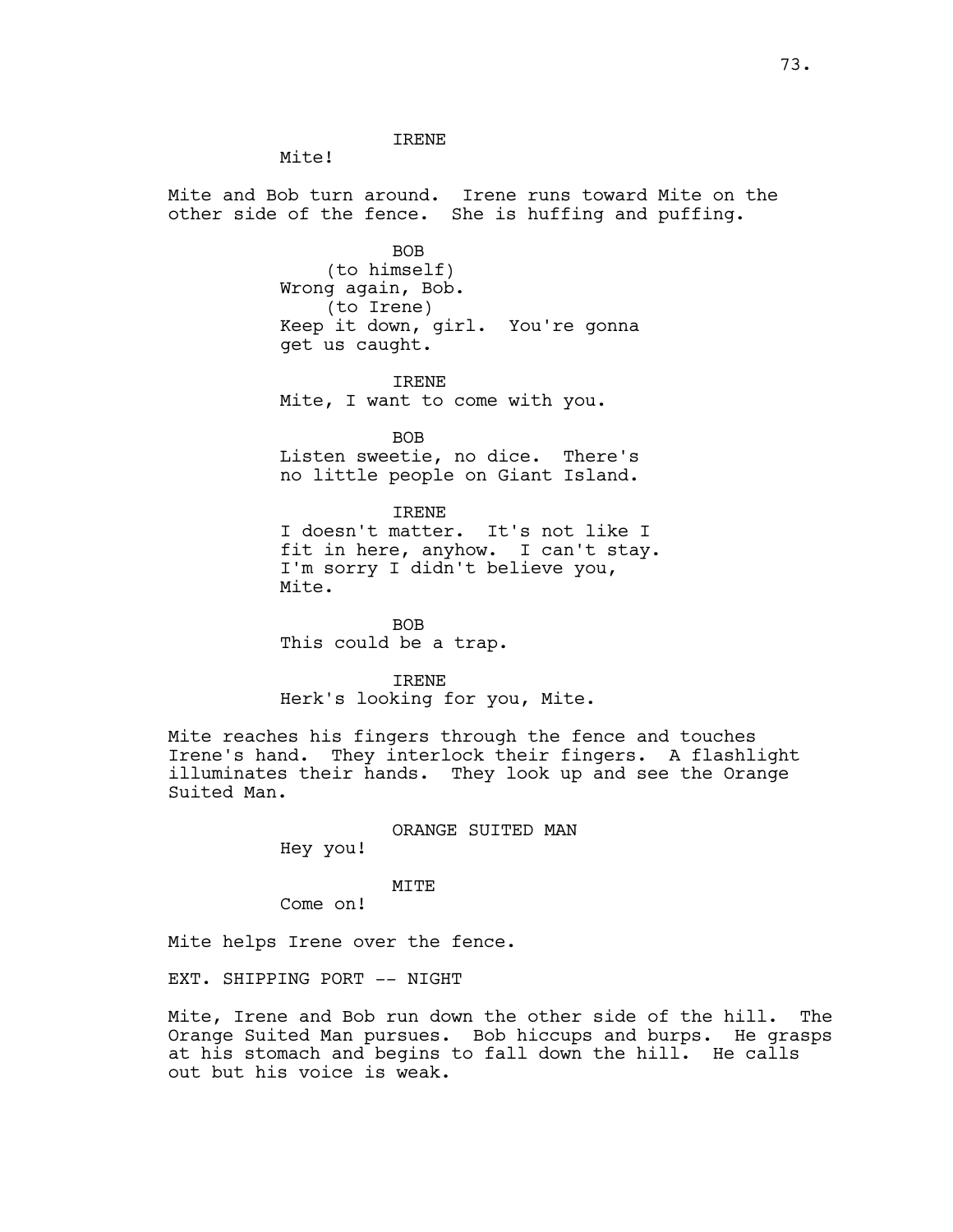IRENE
Mite!

Mite and Bob turn around. Irene runs toward Mite on the other side of the fence. She is huffing and puffing.

BOB
(to himself)
Wrong again, Bob.
(to Irene)
Keep it down, girl. You're gonna get us caught.

IRENE
Mite, I want to come with you.

BOB
Listen sweetie, no dice. There's no little people on Giant Island.

IRENE
I doesn't matter. It's not like I fit in here, anyhow. I can't stay. I'm sorry I didn't believe you, Mite.

BOB
This could be a trap.

IRENE
Herk's looking for you, Mite.

Mite reaches his fingers through the fence and touches Irene's hand. They interlock their fingers. A flashlight illuminates their hands. They look up and see the Orange Suited Man.

ORANGE SUITED MAN
Hey you!

MITE
Come on!

Mite helps Irene over the fence.

EXT. SHIPPING PORT -- NIGHT

Mite, Irene and Bob run down the other side of the hill. The Orange Suited Man pursues. Bob hiccups and burps. He grasps at his stomach and begins to fall down the hill. He calls out but his voice is weak.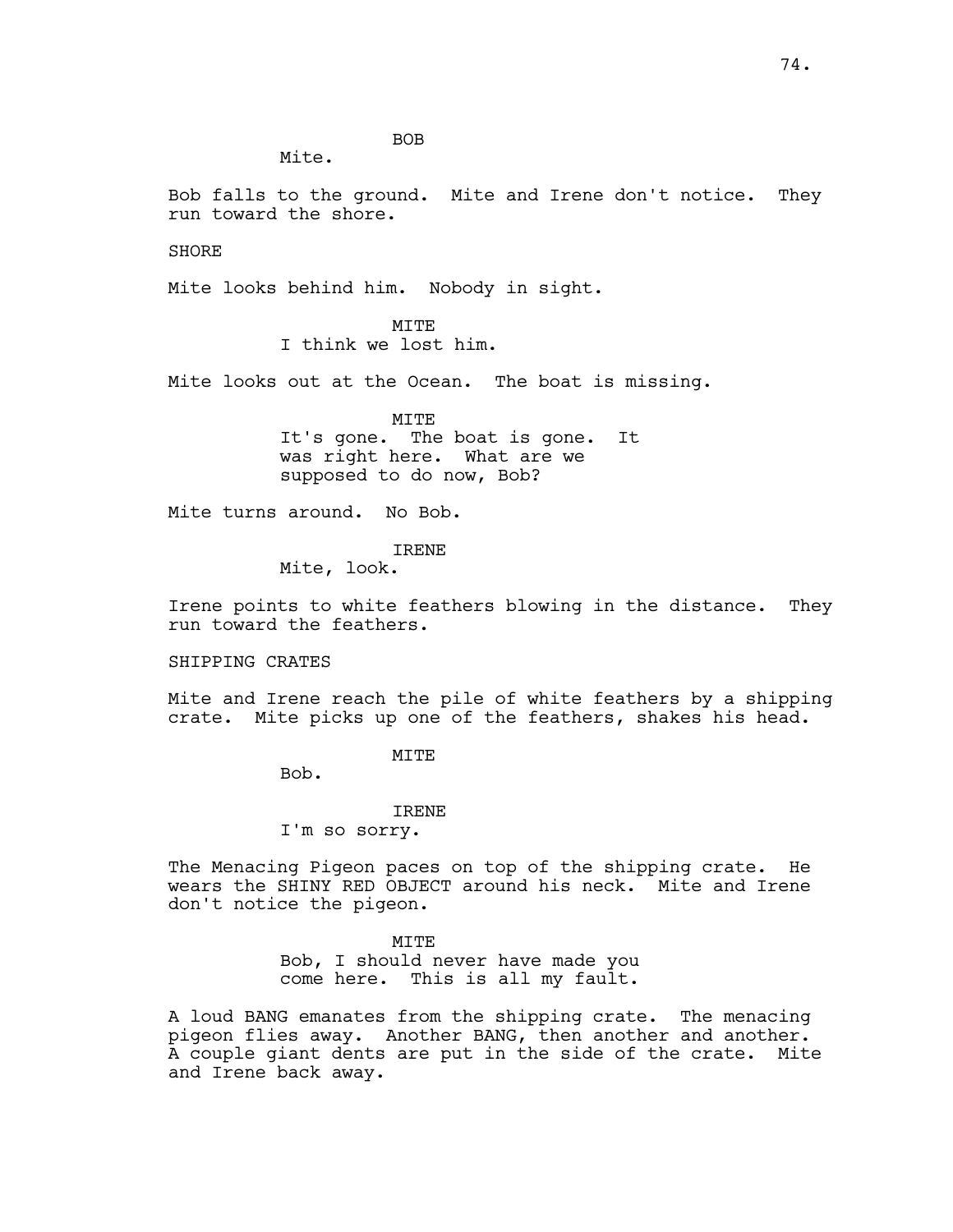BOB

Mite.

Bob falls to the ground. Mite and Irene don't notice. They run toward the shore.

SHORE

Mite looks behind him. Nobody in sight.

MITE

I think we lost him.

Mite looks out at the Ocean. The boat is missing.

MITE

It's gone. The boat is gone. It was right here. What are we supposed to do now, Bob?

Mite turns around. No Bob.

IRENE

Mite, look.

Irene points to white feathers blowing in the distance. They run toward the feathers.

SHIPPING CRATES

Mite and Irene reach the pile of white feathers by a shipping crate. Mite picks up one of the feathers, shakes his head.

MITE

Bob.

IRENE

I'm so sorry.

The Menacing Pigeon paces on top of the shipping crate. He wears the SHINY RED OBJECT around his neck. Mite and Irene don't notice the pigeon.

MITE

Bob, I should never have made you come here. This is all my fault.

A loud BANG emanates from the shipping crate. The menacing pigeon flies away. Another BANG, then another and another. A couple giant dents are put in the side of the crate. Mite and Irene back away.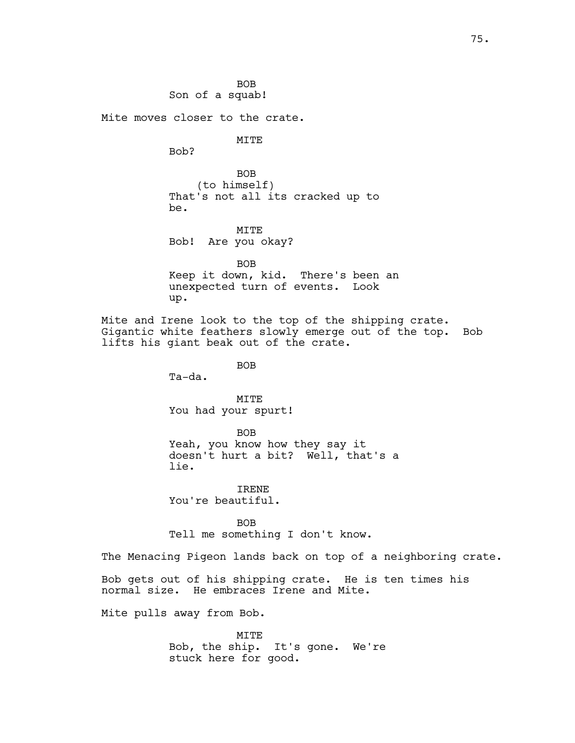BOB
Son of a squab!

Mite moves closer to the crate.

MITE
Bob?

BOB
(to himself)
That's not all its cracked up to be.

MITE
Bob! Are you okay?

BOB
Keep it down, kid. There's been an unexpected turn of events. Look up.

Mite and Irene look to the top of the shipping crate. Gigantic white feathers slowly emerge out of the top. Bob lifts his giant beak out of the crate.

BOB
Ta-da.

MITE
You had your spurt!

BOB
Yeah, you know how they say it doesn't hurt a bit? Well, that's a lie.

IRENE
You're beautiful.

BOB
Tell me something I don't know.

The Menacing Pigeon lands back on top of a neighboring crate.

Bob gets out of his shipping crate. He is ten times his normal size. He embraces Irene and Mite.

Mite pulls away from Bob.

MITE
Bob, the ship. It's gone. We're stuck here for good.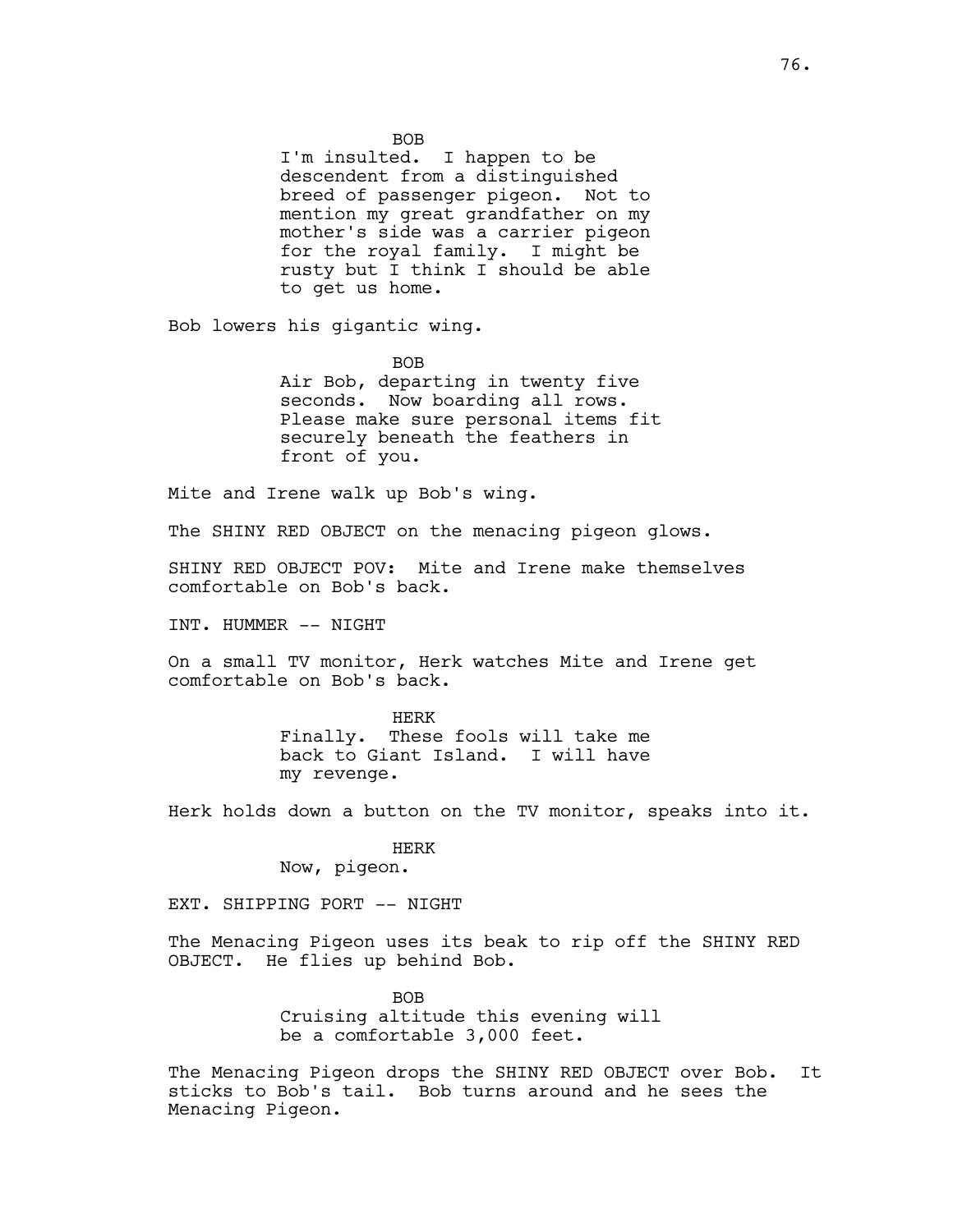BOB
I'm insulted. I happen to be descendent from a distinguished breed of passenger pigeon. Not to mention my great grandfather on my mother's side was a carrier pigeon for the royal family. I might be rusty but I think I should be able to get us home.

Bob lowers his gigantic wing.

BOB
Air Bob, departing in twenty five seconds. Now boarding all rows. Please make sure personal items fit securely beneath the feathers in front of you.

Mite and Irene walk up Bob's wing.

The SHINY RED OBJECT on the menacing pigeon glows.

SHINY RED OBJECT POV: Mite and Irene make themselves comfortable on Bob's back.

INT. HUMMER -- NIGHT

On a small TV monitor, Herk watches Mite and Irene get comfortable on Bob's back.

HERK
Finally. These fools will take me back to Giant Island. I will have my revenge.

Herk holds down a button on the TV monitor, speaks into it.

HERK
Now, pigeon.

EXT. SHIPPING PORT -- NIGHT

The Menacing Pigeon uses its beak to rip off the SHINY RED OBJECT. He flies up behind Bob.

BOB
Cruising altitude this evening will be a comfortable 3,000 feet.

The Menacing Pigeon drops the SHINY RED OBJECT over Bob. It sticks to Bob's tail. Bob turns around and he sees the Menacing Pigeon.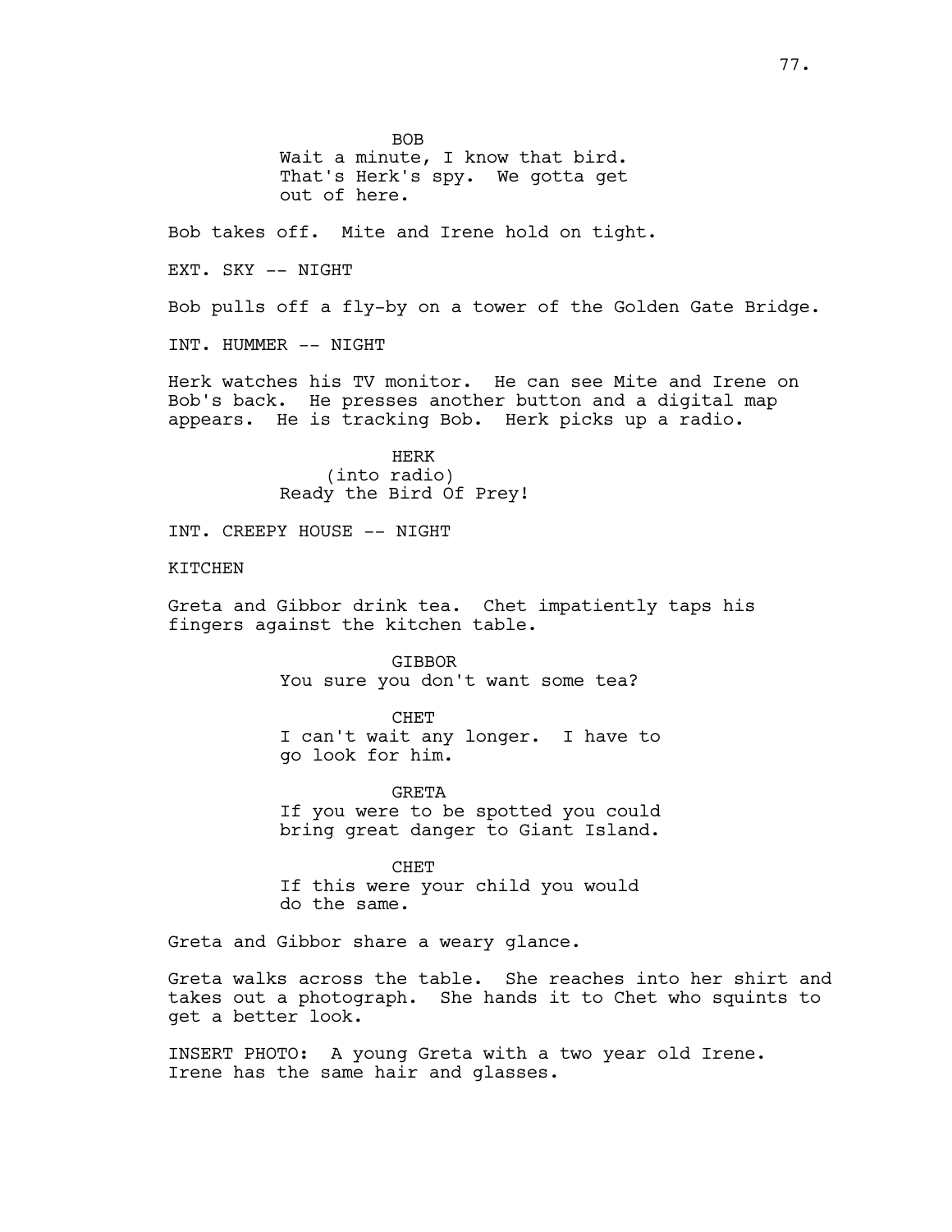BOB
Wait a minute, I know that bird. That's Herk's spy. We gotta get out of here.

Bob takes off. Mite and Irene hold on tight.

EXT. SKY -- NIGHT

Bob pulls off a fly-by on a tower of the Golden Gate Bridge.

INT. HUMMER -- NIGHT

Herk watches his TV monitor. He can see Mite and Irene on Bob's back. He presses another button and a digital map appears. He is tracking Bob. Herk picks up a radio.

HERK
(into radio)
Ready the Bird Of Prey!

INT. CREEPY HOUSE -- NIGHT

KITCHEN

Greta and Gibbor drink tea. Chet impatiently taps his fingers against the kitchen table.

GIBBOR
You sure you don't want some tea?

CHET
I can't wait any longer. I have to go look for him.

GRETA
If you were to be spotted you could bring great danger to Giant Island.

CHET
If this were your child you would do the same.

Greta and Gibbor share a weary glance.

Greta walks across the table. She reaches into her shirt and takes out a photograph. She hands it to Chet who squints to get a better look.

INSERT PHOTO: A young Greta with a two year old Irene. Irene has the same hair and glasses.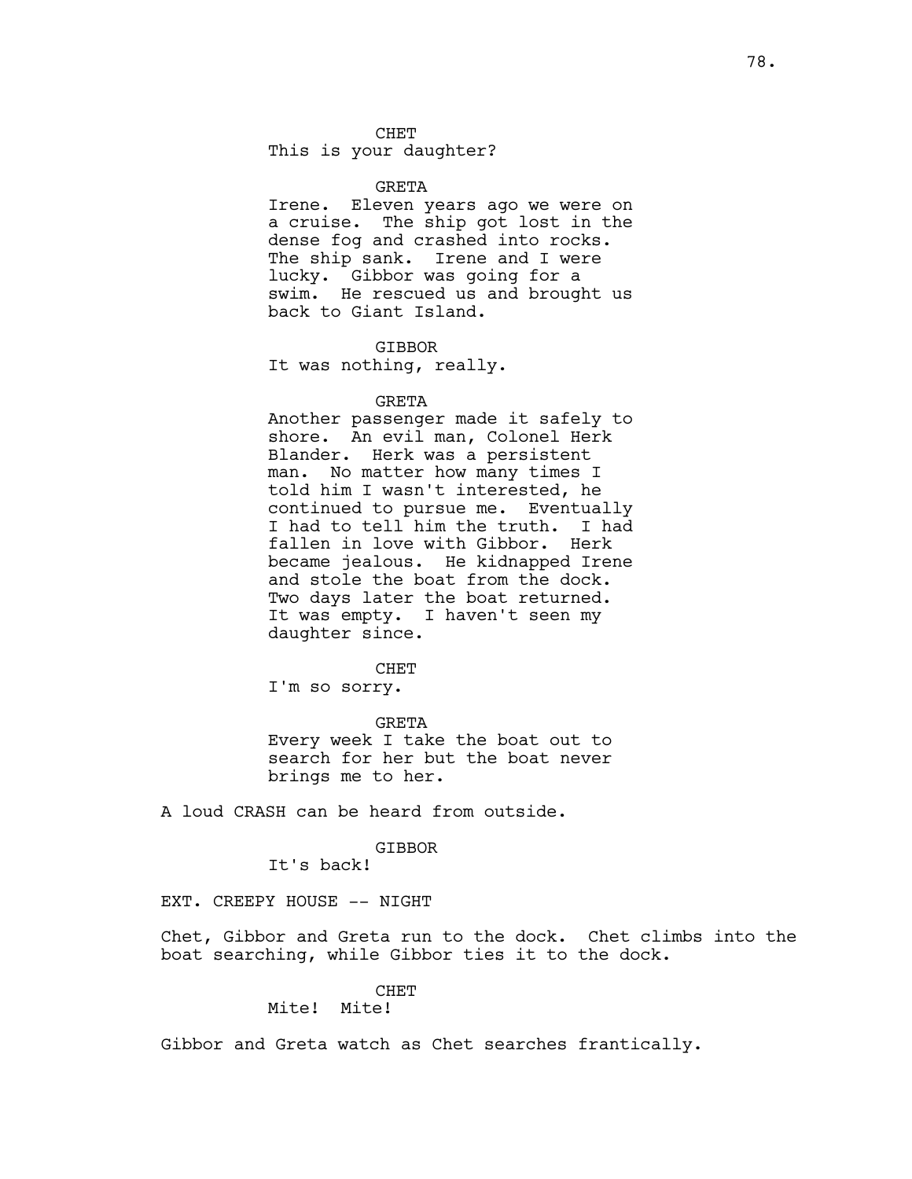CHET
This is your daughter?

GRETA
Irene. Eleven years ago we were on a cruise. The ship got lost in the dense fog and crashed into rocks. The ship sank. Irene and I were lucky. Gibbor was going for a swim. He rescued us and brought us back to Giant Island.

GIBBOR
It was nothing, really.

GRETA
Another passenger made it safely to shore. An evil man, Colonel Herk Blander. Herk was a persistent man. No matter how many times I told him I wasn't interested, he continued to pursue me. Eventually I had to tell him the truth. I had fallen in love with Gibbor. Herk became jealous. He kidnapped Irene and stole the boat from the dock. Two days later the boat returned. It was empty. I haven't seen my daughter since.

CHET
I'm so sorry.

GRETA
Every week I take the boat out to search for her but the boat never brings me to her.

A loud CRASH can be heard from outside.

GIBBOR
It's back!

EXT. CREEPY HOUSE -- NIGHT

Chet, Gibbor and Greta run to the dock. Chet climbs into the boat searching, while Gibbor ties it to the dock.

CHET
Mite! Mite!

Gibbor and Greta watch as Chet searches frantically.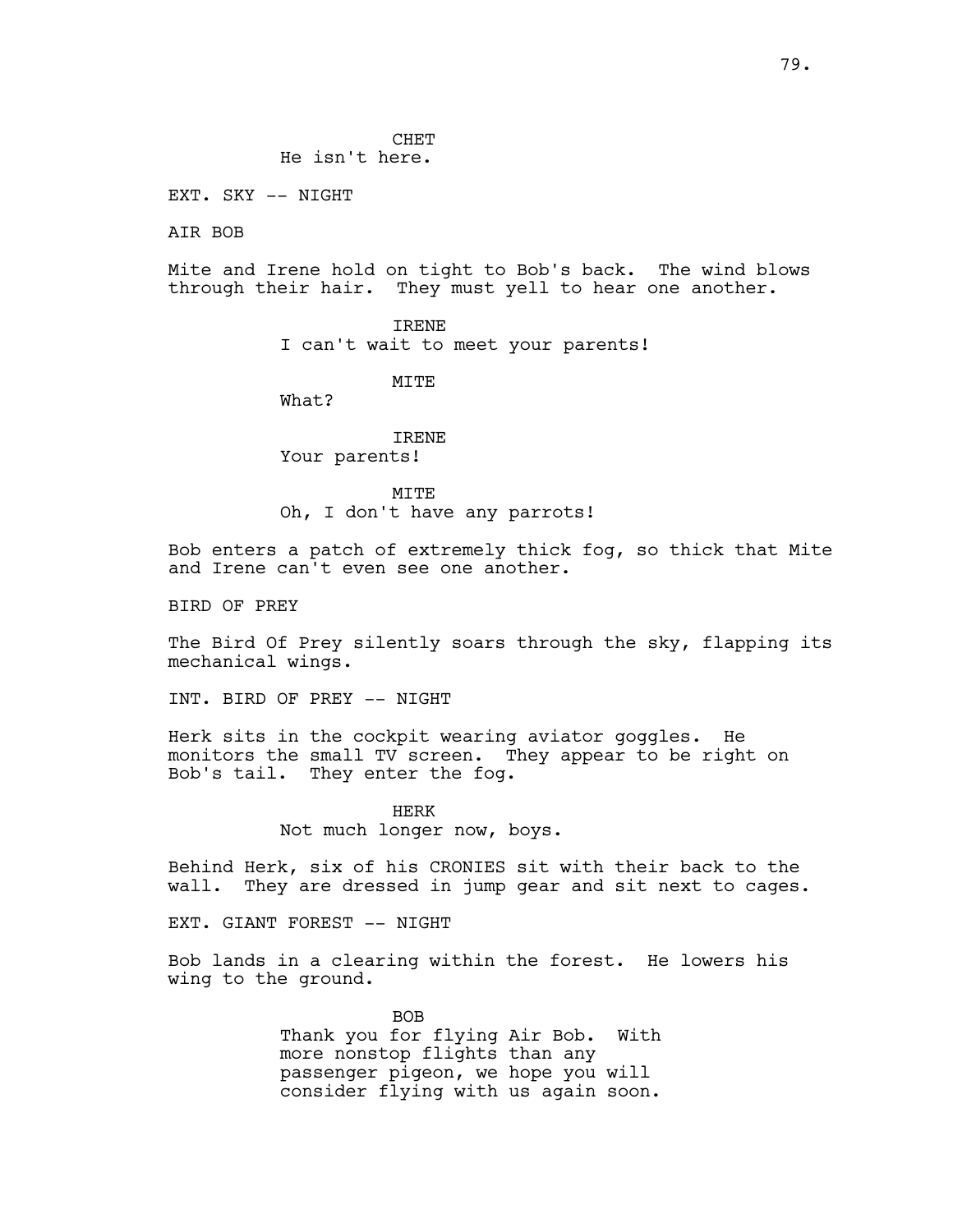CHET
He isn't here.

EXT. SKY -- NIGHT

AIR BOB

Mite and Irene hold on tight to Bob's back. The wind blows through their hair. They must yell to hear one another.

IRENE
I can't wait to meet your parents!

MITE
What?

IRENE
Your parents!

MITE
Oh, I don't have any parrots!

Bob enters a patch of extremely thick fog, so thick that Mite and Irene can't even see one another.

BIRD OF PREY

The Bird Of Prey silently soars through the sky, flapping its mechanical wings.

INT. BIRD OF PREY -- NIGHT

Herk sits in the cockpit wearing aviator goggles. He monitors the small TV screen. They appear to be right on Bob's tail. They enter the fog.

HERK
Not much longer now, boys.

Behind Herk, six of his CRONIES sit with their back to the wall. They are dressed in jump gear and sit next to cages.

EXT. GIANT FOREST -- NIGHT

Bob lands in a clearing within the forest. He lowers his wing to the ground.

BOB
Thank you for flying Air Bob. With more nonstop flights than any passenger pigeon, we hope you will consider flying with us again soon.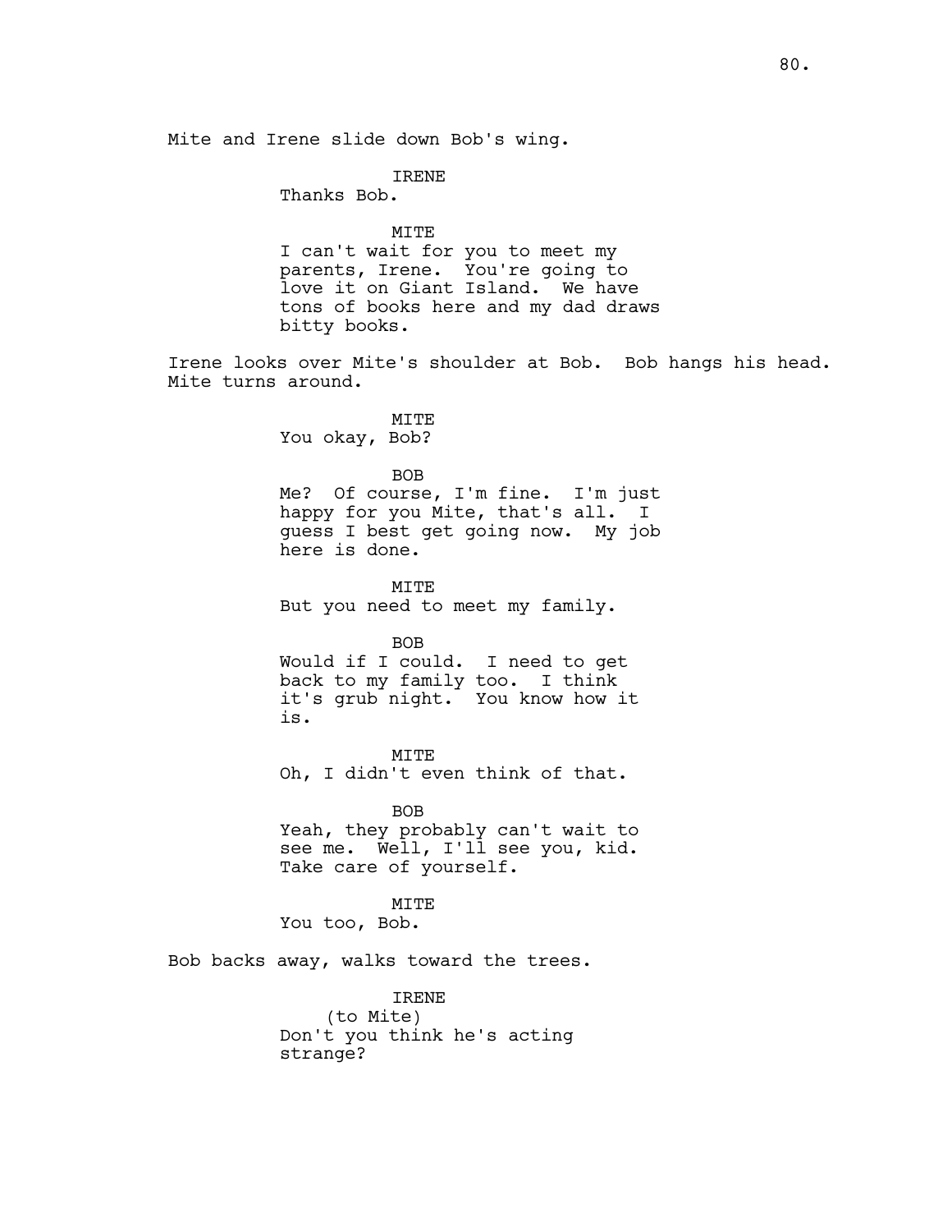Mite and Irene slide down Bob's wing.

IRENE
Thanks Bob.

MITE
I can't wait for you to meet my parents, Irene. You're going to love it on Giant Island. We have tons of books here and my dad draws bitty books.

Irene looks over Mite's shoulder at Bob. Bob hangs his head. Mite turns around.

MITE
You okay, Bob?

BOB
Me? Of course, I'm fine. I'm just happy for you Mite, that's all. I guess I best get going now. My job here is done.

MITE
But you need to meet my family.

BOB
Would if I could. I need to get back to my family too. I think it's grub night. You know how it is.

MITE
Oh, I didn't even think of that.

BOB
Yeah, they probably can't wait to see me. Well, I'll see you, kid. Take care of yourself.

MITE
You too, Bob.

Bob backs away, walks toward the trees.

IRENE
(to Mite)
Don't you think he's acting strange?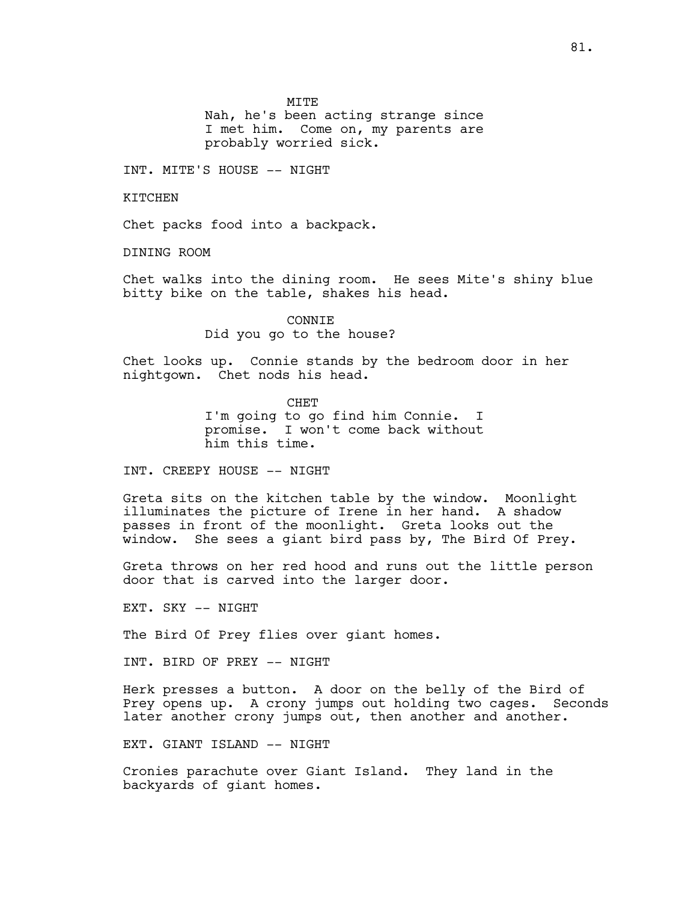MITE
Nah, he's been acting strange since I met him. Come on, my parents are probably worried sick.

INT. MITE'S HOUSE -- NIGHT

KITCHEN

Chet packs food into a backpack.

DINING ROOM

Chet walks into the dining room. He sees Mite's shiny blue bitty bike on the table, shakes his head.

CONNIE
Did you go to the house?

Chet looks up. Connie stands by the bedroom door in her nightgown. Chet nods his head.

CHET
I'm going to go find him Connie. I promise. I won't come back without him this time.

INT. CREEPY HOUSE -- NIGHT

Greta sits on the kitchen table by the window. Moonlight illuminates the picture of Irene in her hand. A shadow passes in front of the moonlight. Greta looks out the window. She sees a giant bird pass by, The Bird Of Prey.

Greta throws on her red hood and runs out the little person door that is carved into the larger door.

EXT. SKY -- NIGHT

The Bird Of Prey flies over giant homes.

INT. BIRD OF PREY -- NIGHT

Herk presses a button. A door on the belly of the Bird of Prey opens up. A crony jumps out holding two cages. Seconds later another crony jumps out, then another and another.

EXT. GIANT ISLAND -- NIGHT

Cronies parachute over Giant Island. They land in the backyards of giant homes.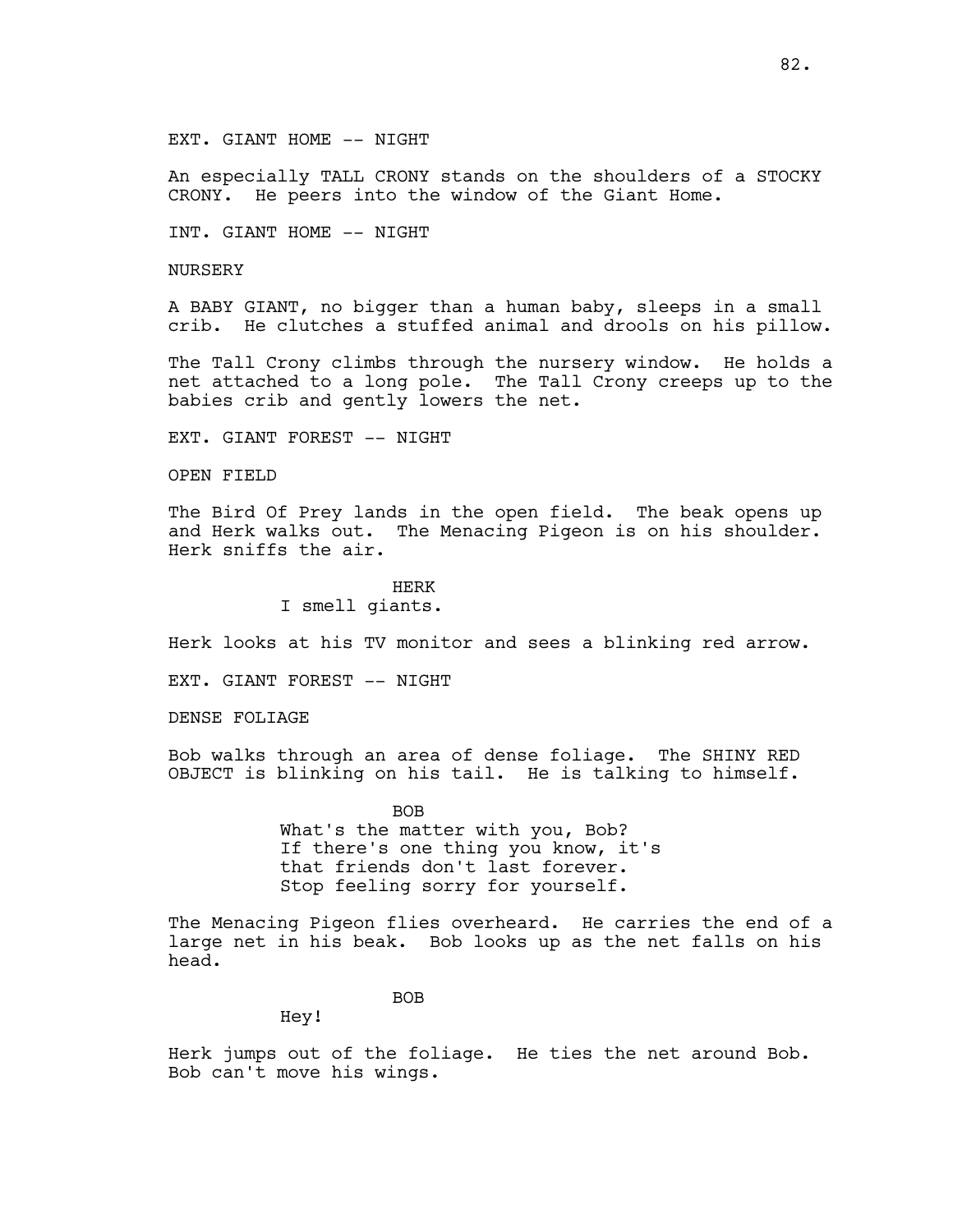EXT. GIANT HOME -- NIGHT

An especially TALL CRONY stands on the shoulders of a STOCKY CRONY. He peers into the window of the Giant Home.

INT. GIANT HOME -- NIGHT

NURSERY

A BABY GIANT, no bigger than a human baby, sleeps in a small crib. He clutches a stuffed animal and drools on his pillow.

The Tall Crony climbs through the nursery window. He holds a net attached to a long pole. The Tall Crony creeps up to the babies crib and gently lowers the net.

EXT. GIANT FOREST -- NIGHT

OPEN FIELD

The Bird Of Prey lands in the open field. The beak opens up and Herk walks out. The Menacing Pigeon is on his shoulder. Herk sniffs the air.

HERK
I smell giants.

Herk looks at his TV monitor and sees a blinking red arrow.

EXT. GIANT FOREST -- NIGHT

DENSE FOLIAGE

Bob walks through an area of dense foliage. The SHINY RED OBJECT is blinking on his tail. He is talking to himself.

BOB
What's the matter with you, Bob? If there's one thing you know, it's that friends don't last forever. Stop feeling sorry for yourself.

The Menacing Pigeon flies overheard. He carries the end of a large net in his beak. Bob looks up as the net falls on his head.

BOB
Hey!

Herk jumps out of the foliage. He ties the net around Bob. Bob can't move his wings.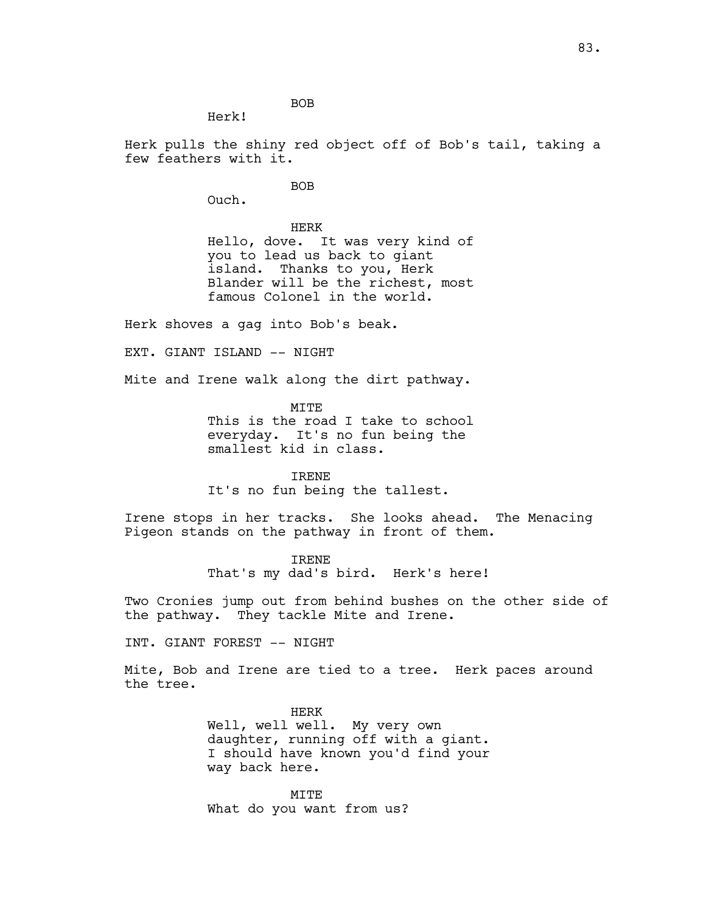BOB

Herk!

Herk pulls the shiny red object off of Bob's tail, taking a few feathers with it.

BOB

Ouch.

HERK

Hello, dove. It was very kind of you to lead us back to giant island. Thanks to you, Herk Blander will be the richest, most famous Colonel in the world.

Herk shoves a gag into Bob's beak.

EXT. GIANT ISLAND -- NIGHT

Mite and Irene walk along the dirt pathway.

MITE

This is the road I take to school everyday. It's no fun being the smallest kid in class.

IRENE

It's no fun being the tallest.

Irene stops in her tracks. She looks ahead. The Menacing Pigeon stands on the pathway in front of them.

IRENE

That's my dad's bird. Herk's here!

Two Cronies jump out from behind bushes on the other side of the pathway. They tackle Mite and Irene.

INT. GIANT FOREST -- NIGHT

Mite, Bob and Irene are tied to a tree. Herk paces around the tree.

HERK

Well, well well. My very own daughter, running off with a giant. I should have known you'd find your way back here.

MITE

What do you want from us?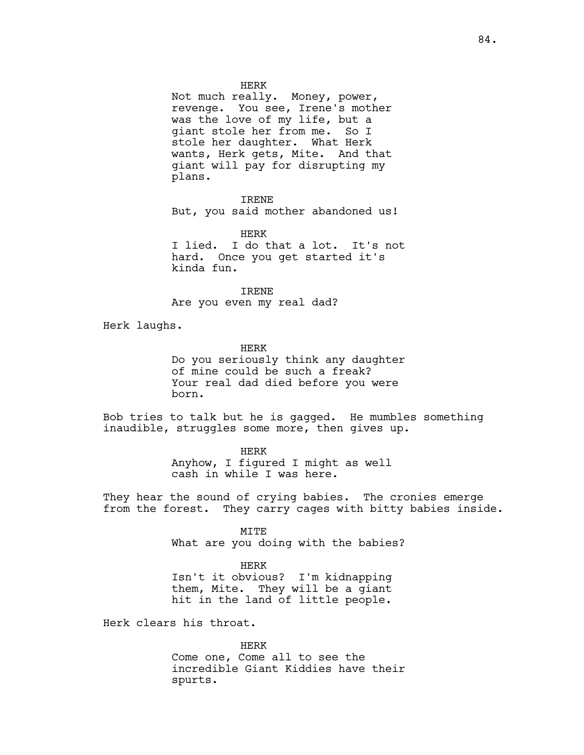HERK
Not much really. Money, power, revenge. You see, Irene's mother was the love of my life, but a giant stole her from me. So I stole her daughter. What Herk wants, Herk gets, Mite. And that giant will pay for disrupting my plans.

IRENE
But, you said mother abandoned us!

HERK
I lied. I do that a lot. It's not hard. Once you get started it's kinda fun.

IRENE
Are you even my real dad?

Herk laughs.

HERK
Do you seriously think any daughter of mine could be such a freak? Your real dad died before you were born.

Bob tries to talk but he is gagged. He mumbles something inaudible, struggles some more, then gives up.

HERK
Anyhow, I figured I might as well cash in while I was here.

They hear the sound of crying babies. The cronies emerge from the forest. They carry cages with bitty babies inside.

MITE
What are you doing with the babies?

HERK
Isn't it obvious? I'm kidnapping them, Mite. They will be a giant hit in the land of little people.

Herk clears his throat.

HERK
Come one, Come all to see the incredible Giant Kiddies have their spurts.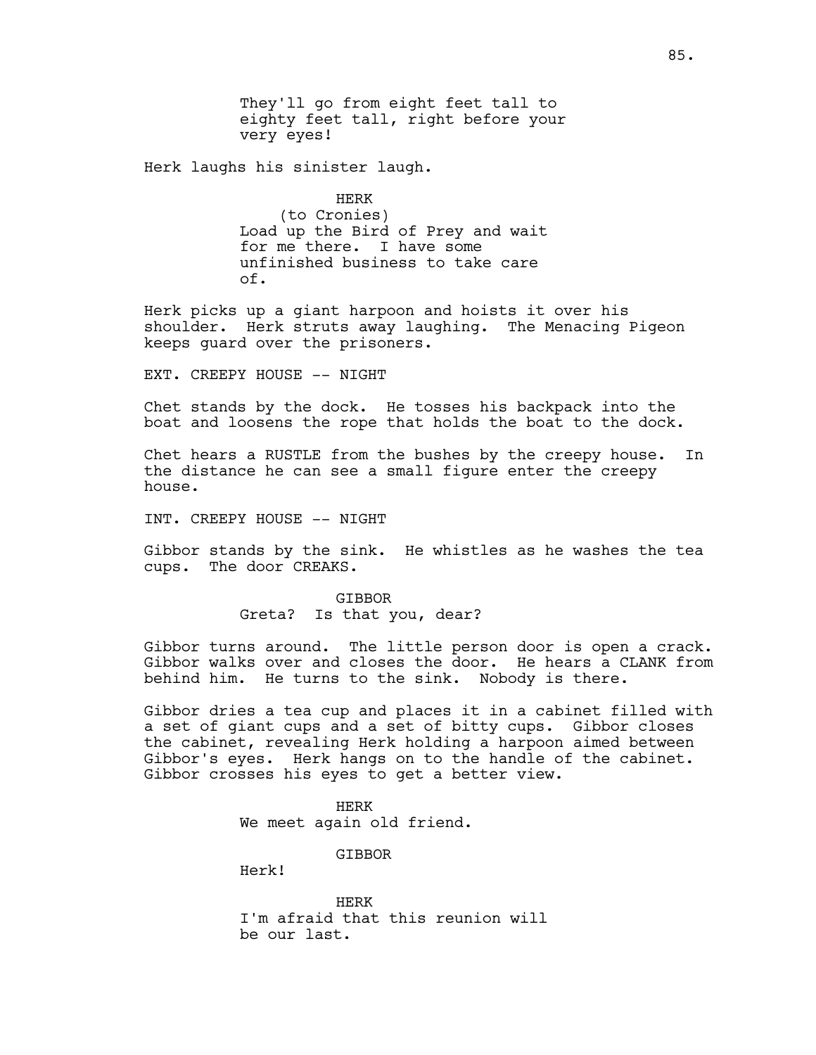They'll go from eight feet tall to eighty feet tall, right before your very eyes!

Herk laughs his sinister laugh.

HERK
(to Cronies)
Load up the Bird of Prey and wait for me there. I have some unfinished business to take care of.

Herk picks up a giant harpoon and hoists it over his shoulder. Herk struts away laughing. The Menacing Pigeon keeps guard over the prisoners.

EXT. CREEPY HOUSE -- NIGHT

Chet stands by the dock. He tosses his backpack into the boat and loosens the rope that holds the boat to the dock.

Chet hears a RUSTLE from the bushes by the creepy house. In the distance he can see a small figure enter the creepy house.

INT. CREEPY HOUSE -- NIGHT

Gibbor stands by the sink. He whistles as he washes the tea cups. The door CREAKS.

GIBBOR
Greta? Is that you, dear?

Gibbor turns around. The little person door is open a crack. Gibbor walks over and closes the door. He hears a CLANK from behind him. He turns to the sink. Nobody is there.

Gibbor dries a tea cup and places it in a cabinet filled with a set of giant cups and a set of bitty cups. Gibbor closes the cabinet, revealing Herk holding a harpoon aimed between Gibbor's eyes. Herk hangs on to the handle of the cabinet. Gibbor crosses his eyes to get a better view.

HERK
We meet again old friend.

GIBBOR
Herk!

HERK
I'm afraid that this reunion will be our last.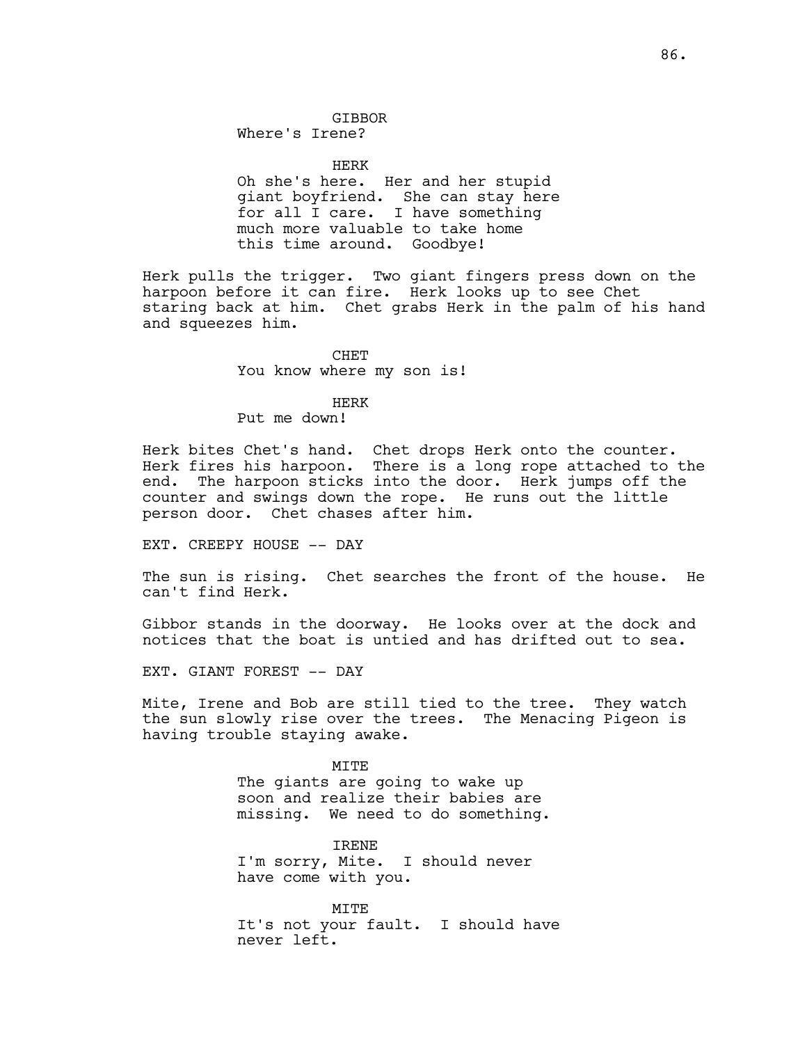GIBBOR
Where's Irene?

HERK
Oh she's here. Her and her stupid giant boyfriend. She can stay here for all I care. I have something much more valuable to take home this time around. Goodbye!

Herk pulls the trigger. Two giant fingers press down on the harpoon before it can fire. Herk looks up to see Chet staring back at him. Chet grabs Herk in the palm of his hand and squeezes him.

CHET
You know where my son is!

HERK
Put me down!

Herk bites Chet's hand. Chet drops Herk onto the counter. Herk fires his harpoon. There is a long rope attached to the end. The harpoon sticks into the door. Herk jumps off the counter and swings down the rope. He runs out the little person door. Chet chases after him.

EXT. CREEPY HOUSE -- DAY

The sun is rising. Chet searches the front of the house. He can't find Herk.

Gibbor stands in the doorway. He looks over at the dock and notices that the boat is untied and has drifted out to sea.

EXT. GIANT FOREST -- DAY

Mite, Irene and Bob are still tied to the tree. They watch the sun slowly rise over the trees. The Menacing Pigeon is having trouble staying awake.

MITE
The giants are going to wake up soon and realize their babies are missing. We need to do something.

IRENE
I'm sorry, Mite. I should never have come with you.

MITE
It's not your fault. I should have never left.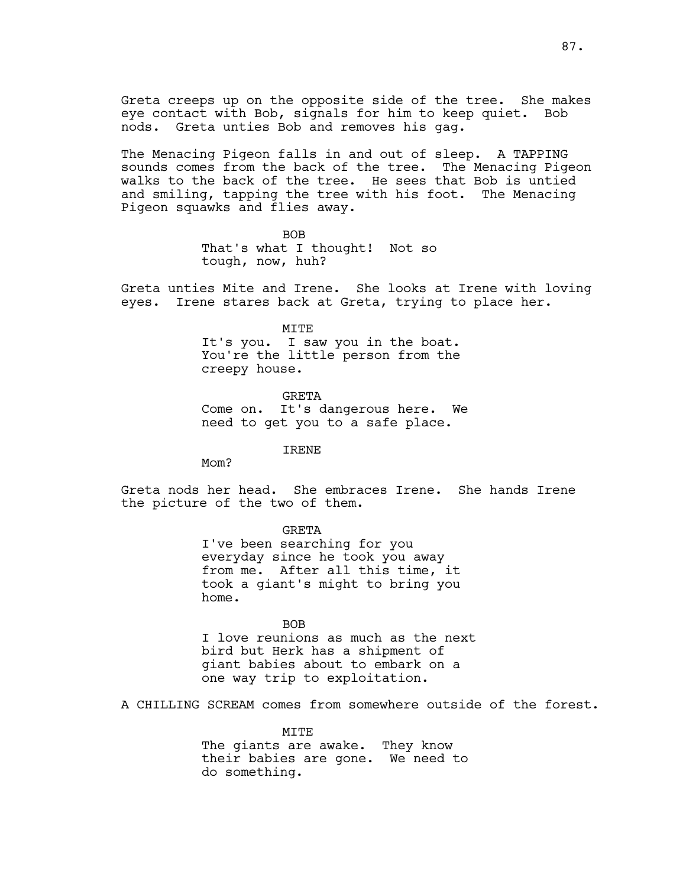Greta creeps up on the opposite side of the tree. She makes eye contact with Bob, signals for him to keep quiet. Bob nods. Greta unties Bob and removes his gag.

The Menacing Pigeon falls in and out of sleep. A TAPPING sounds comes from the back of the tree. The Menacing Pigeon walks to the back of the tree. He sees that Bob is untied and smiling, tapping the tree with his foot. The Menacing Pigeon squawks and flies away.

BOB
That's what I thought! Not so tough, now, huh?

Greta unties Mite and Irene. She looks at Irene with loving eyes. Irene stares back at Greta, trying to place her.

MITE
It's you. I saw you in the boat. You're the little person from the creepy house.

GRETA
Come on. It's dangerous here. We need to get you to a safe place.

IRENE
Mom?

Greta nods her head. She embraces Irene. She hands Irene the picture of the two of them.

GRETA
I've been searching for you everyday since he took you away from me. After all this time, it took a giant's might to bring you home.

BOB
I love reunions as much as the next bird but Herk has a shipment of giant babies about to embark on a one way trip to exploitation.

A CHILLING SCREAM comes from somewhere outside of the forest.

MITE
The giants are awake. They know their babies are gone. We need to do something.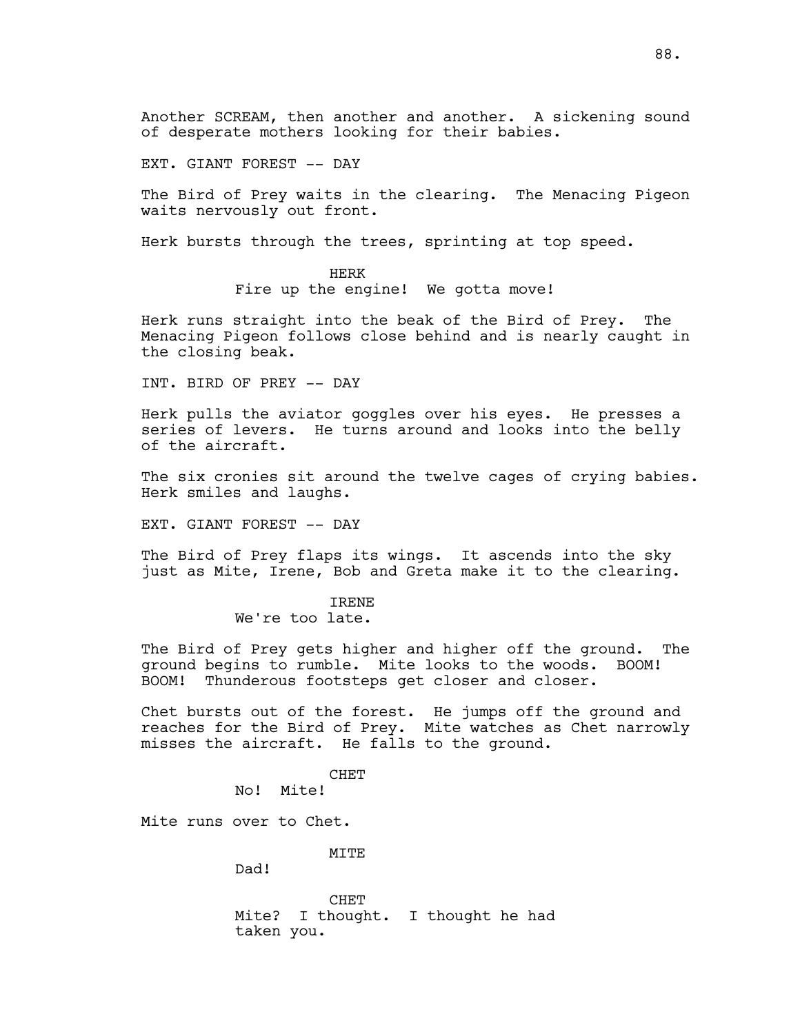Another SCREAM, then another and another. A sickening sound of desperate mothers looking for their babies.

EXT. GIANT FOREST -- DAY

The Bird of Prey waits in the clearing. The Menacing Pigeon waits nervously out front.

Herk bursts through the trees, sprinting at top speed.

HERK
Fire up the engine! We gotta move!

Herk runs straight into the beak of the Bird of Prey. The Menacing Pigeon follows close behind and is nearly caught in the closing beak.

INT. BIRD OF PREY -- DAY

Herk pulls the aviator goggles over his eyes. He presses a series of levers. He turns around and looks into the belly of the aircraft.

The six cronies sit around the twelve cages of crying babies. Herk smiles and laughs.

EXT. GIANT FOREST -- DAY

The Bird of Prey flaps its wings. It ascends into the sky just as Mite, Irene, Bob and Greta make it to the clearing.

IRENE
We're too late.

The Bird of Prey gets higher and higher off the ground. The ground begins to rumble. Mite looks to the woods. BOOM! BOOM! Thunderous footsteps get closer and closer.

Chet bursts out of the forest. He jumps off the ground and reaches for the Bird of Prey. Mite watches as Chet narrowly misses the aircraft. He falls to the ground.

CHET
No! Mite!

Mite runs over to Chet.

MITE
Dad!

CHET
Mite? I thought. I thought he had taken you.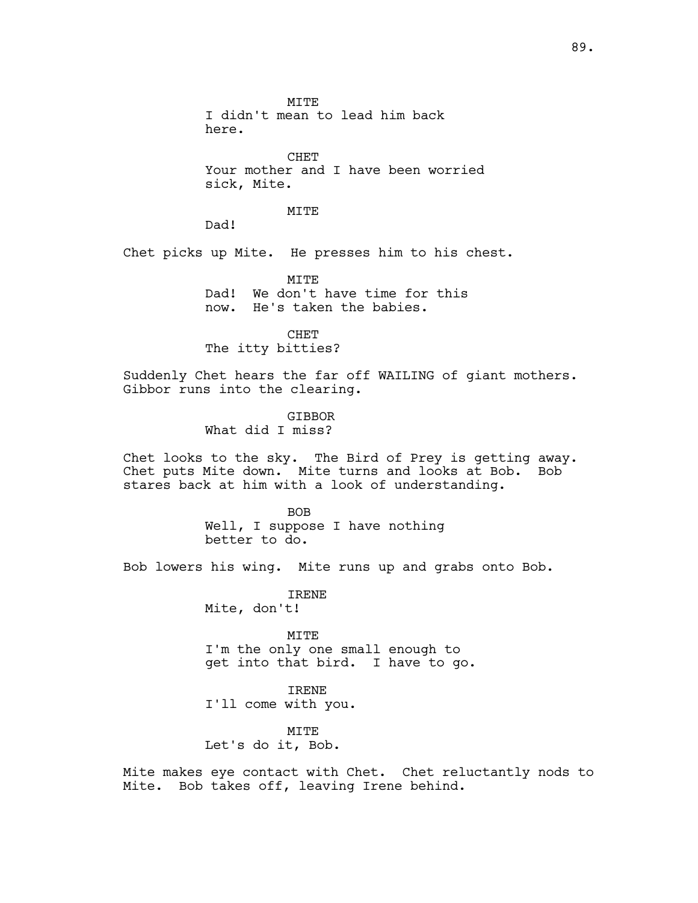MITE
I didn't mean to lead him back here.

CHET
Your mother and I have been worried sick, Mite.

MITE
Dad!

Chet picks up Mite. He presses him to his chest.

MITE
Dad! We don't have time for this now. He's taken the babies.

CHET
The itty bitties?

Suddenly Chet hears the far off WAILING of giant mothers. Gibbor runs into the clearing.

GIBBOR
What did I miss?

Chet looks to the sky. The Bird of Prey is getting away. Chet puts Mite down. Mite turns and looks at Bob. Bob stares back at him with a look of understanding.

BOB
Well, I suppose I have nothing better to do.

Bob lowers his wing. Mite runs up and grabs onto Bob.

IRENE
Mite, don't!

MITE
I'm the only one small enough to get into that bird. I have to go.

IRENE
I'll come with you.

MITE
Let's do it, Bob.

Mite makes eye contact with Chet. Chet reluctantly nods to Mite. Bob takes off, leaving Irene behind.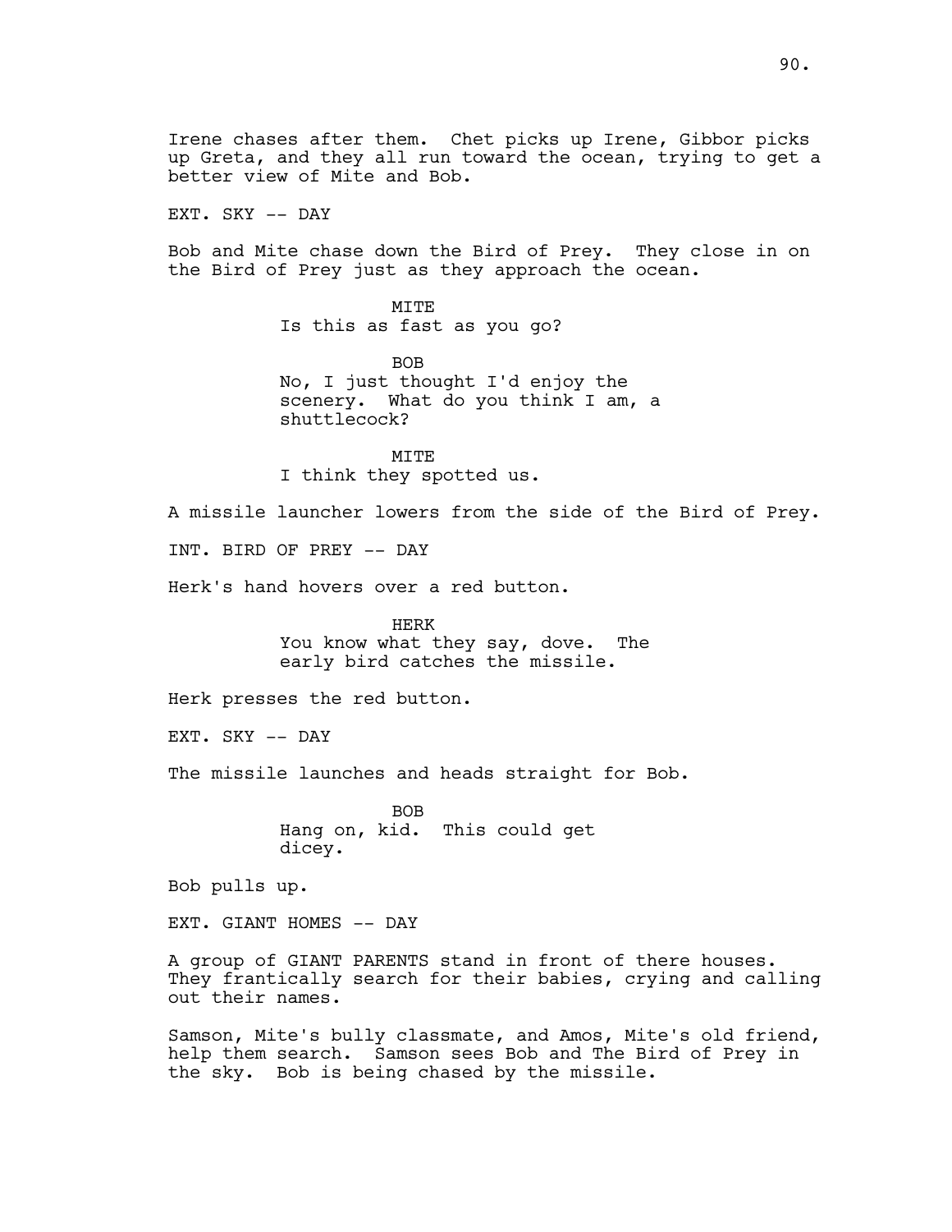Irene chases after them. Chet picks up Irene, Gibbor picks up Greta, and they all run toward the ocean, trying to get a better view of Mite and Bob.

EXT. SKY -- DAY

Bob and Mite chase down the Bird of Prey. They close in on the Bird of Prey just as they approach the ocean.

MITE
Is this as fast as you go?

BOB
No, I just thought I'd enjoy the scenery. What do you think I am, a shuttlecock?

MITE
I think they spotted us.

A missile launcher lowers from the side of the Bird of Prey.

INT. BIRD OF PREY -- DAY

Herk's hand hovers over a red button.

HERK
You know what they say, dove. The early bird catches the missile.

Herk presses the red button.

EXT. SKY -- DAY

The missile launches and heads straight for Bob.

BOB
Hang on, kid. This could get dicey.

Bob pulls up.

EXT. GIANT HOMES -- DAY

A group of GIANT PARENTS stand in front of there houses. They frantically search for their babies, crying and calling out their names.

Samson, Mite's bully classmate, and Amos, Mite's old friend, help them search. Samson sees Bob and The Bird of Prey in the sky. Bob is being chased by the missile.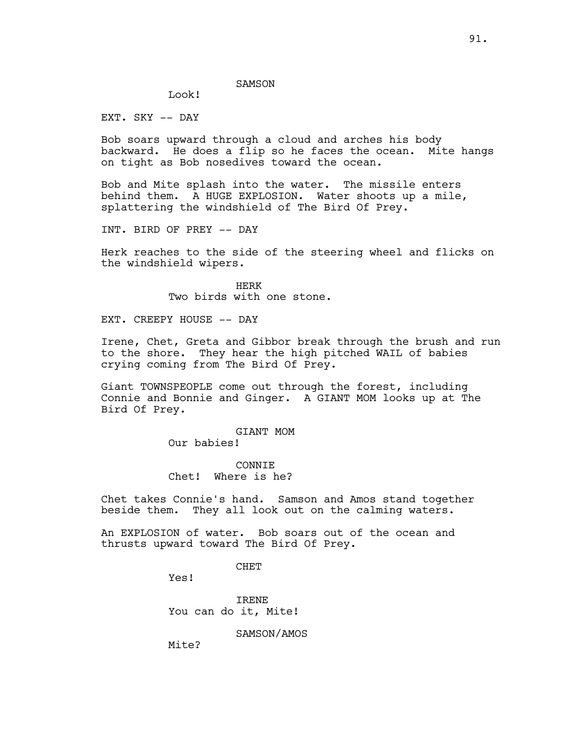SAMSON

Look!

EXT. SKY -- DAY

Bob soars upward through a cloud and arches his body backward. He does a flip so he faces the ocean. Mite hangs on tight as Bob nosedives toward the ocean.

Bob and Mite splash into the water. The missile enters behind them. A HUGE EXPLOSION. Water shoots up a mile, splattering the windshield of The Bird Of Prey.

INT. BIRD OF PREY -- DAY

Herk reaches to the side of the steering wheel and flicks on the windshield wipers.

HERK

Two birds with one stone.

EXT. CREEPY HOUSE -- DAY

Irene, Chet, Greta and Gibbor break through the brush and run to the shore. They hear the high pitched WAIL of babies crying coming from The Bird Of Prey.

Giant TOWNSPEOPLE come out through the forest, including Connie and Bonnie and Ginger. A GIANT MOM looks up at The Bird Of Prey.

GIANT MOM

Our babies!

CONNIE

Chet! Where is he?

Chet takes Connie's hand. Samson and Amos stand together beside them. They all look out on the calming waters.

An EXPLOSION of water. Bob soars out of the ocean and thrusts upward toward The Bird Of Prey.

CHET

Yes!

IRENE

You can do it, Mite!

SAMSON/AMOS

Mite?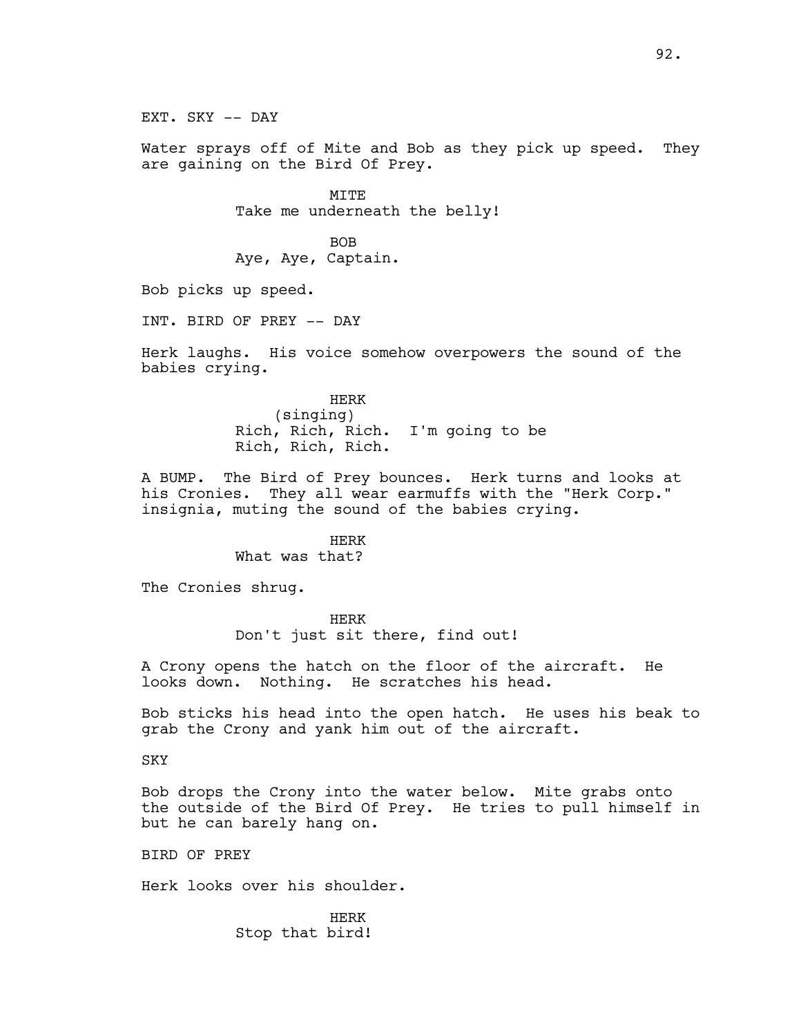EXT. SKY -- DAY

Water sprays off of Mite and Bob as they pick up speed. They are gaining on the Bird Of Prey.

MITE
Take me underneath the belly!

BOB
Aye, Aye, Captain.

Bob picks up speed.

INT. BIRD OF PREY -- DAY

Herk laughs. His voice somehow overpowers the sound of the babies crying.

HERK
(singing)
Rich, Rich, Rich. I'm going to be
Rich, Rich, Rich.

A BUMP. The Bird of Prey bounces. Herk turns and looks at his Cronies. They all wear earmuffs with the "Herk Corp." insignia, muting the sound of the babies crying.

HERK
What was that?

The Cronies shrug.

HERK
Don't just sit there, find out!

A Crony opens the hatch on the floor of the aircraft. He looks down. Nothing. He scratches his head.

Bob sticks his head into the open hatch. He uses his beak to grab the Crony and yank him out of the aircraft.

SKY

Bob drops the Crony into the water below. Mite grabs onto the outside of the Bird Of Prey. He tries to pull himself in but he can barely hang on.

BIRD OF PREY

Herk looks over his shoulder.

HERK
Stop that bird!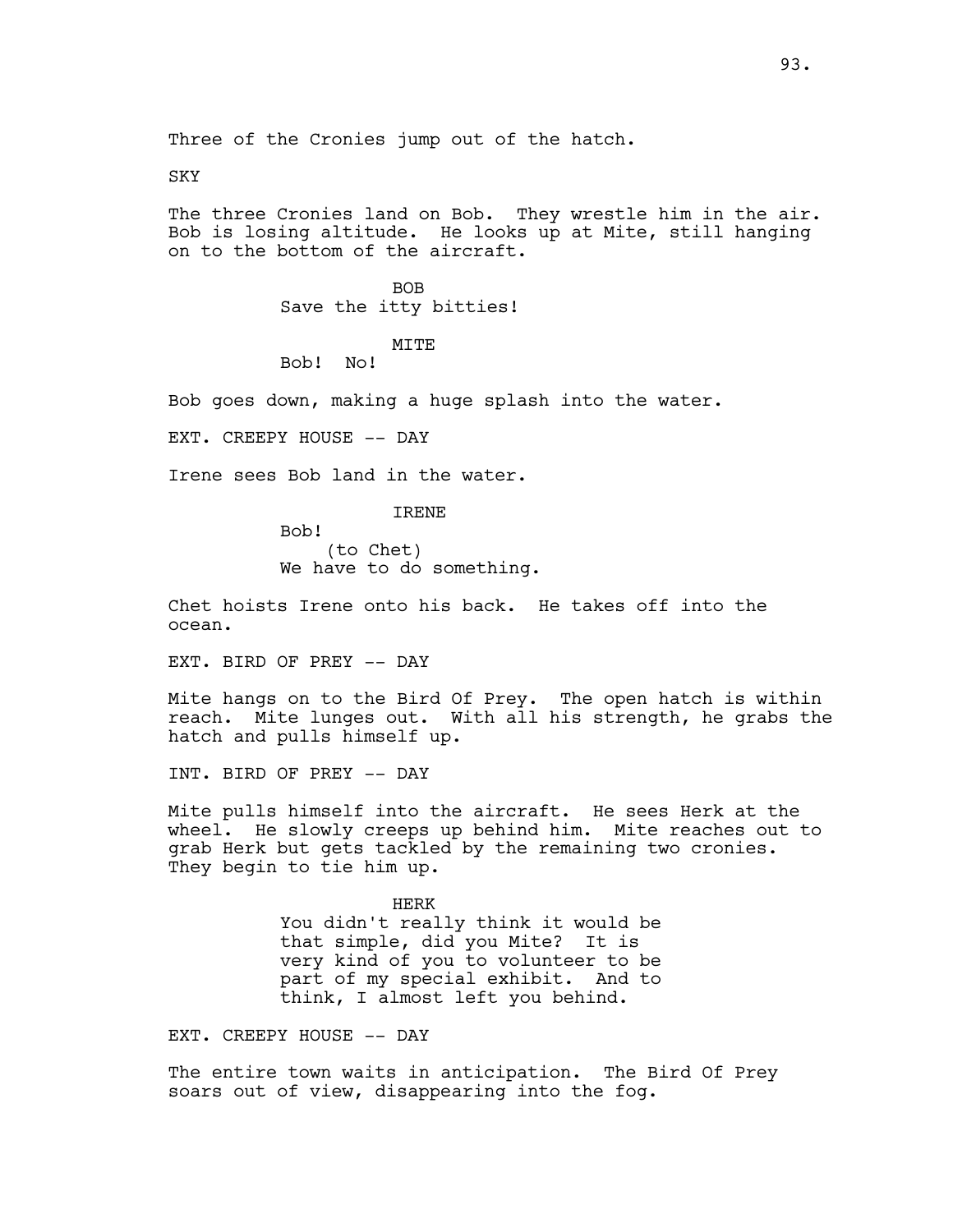Three of the Cronies jump out of the hatch.

SKY

The three Cronies land on Bob. They wrestle him in the air. Bob is losing altitude. He looks up at Mite, still hanging on to the bottom of the aircraft.

BOB
Save the itty bitties!

MITE
Bob! No!

Bob goes down, making a huge splash into the water.

EXT. CREEPY HOUSE -- DAY

Irene sees Bob land in the water.

IRENE
Bob!
(to Chet)
We have to do something.

Chet hoists Irene onto his back. He takes off into the ocean.

EXT. BIRD OF PREY -- DAY

Mite hangs on to the Bird Of Prey. The open hatch is within reach. Mite lunges out. With all his strength, he grabs the hatch and pulls himself up.

INT. BIRD OF PREY -- DAY

Mite pulls himself into the aircraft. He sees Herk at the wheel. He slowly creeps up behind him. Mite reaches out to grab Herk but gets tackled by the remaining two cronies. They begin to tie him up.

HERK
You didn't really think it would be that simple, did you Mite? It is very kind of you to volunteer to be part of my special exhibit. And to think, I almost left you behind.

EXT. CREEPY HOUSE -- DAY

The entire town waits in anticipation. The Bird Of Prey soars out of view, disappearing into the fog.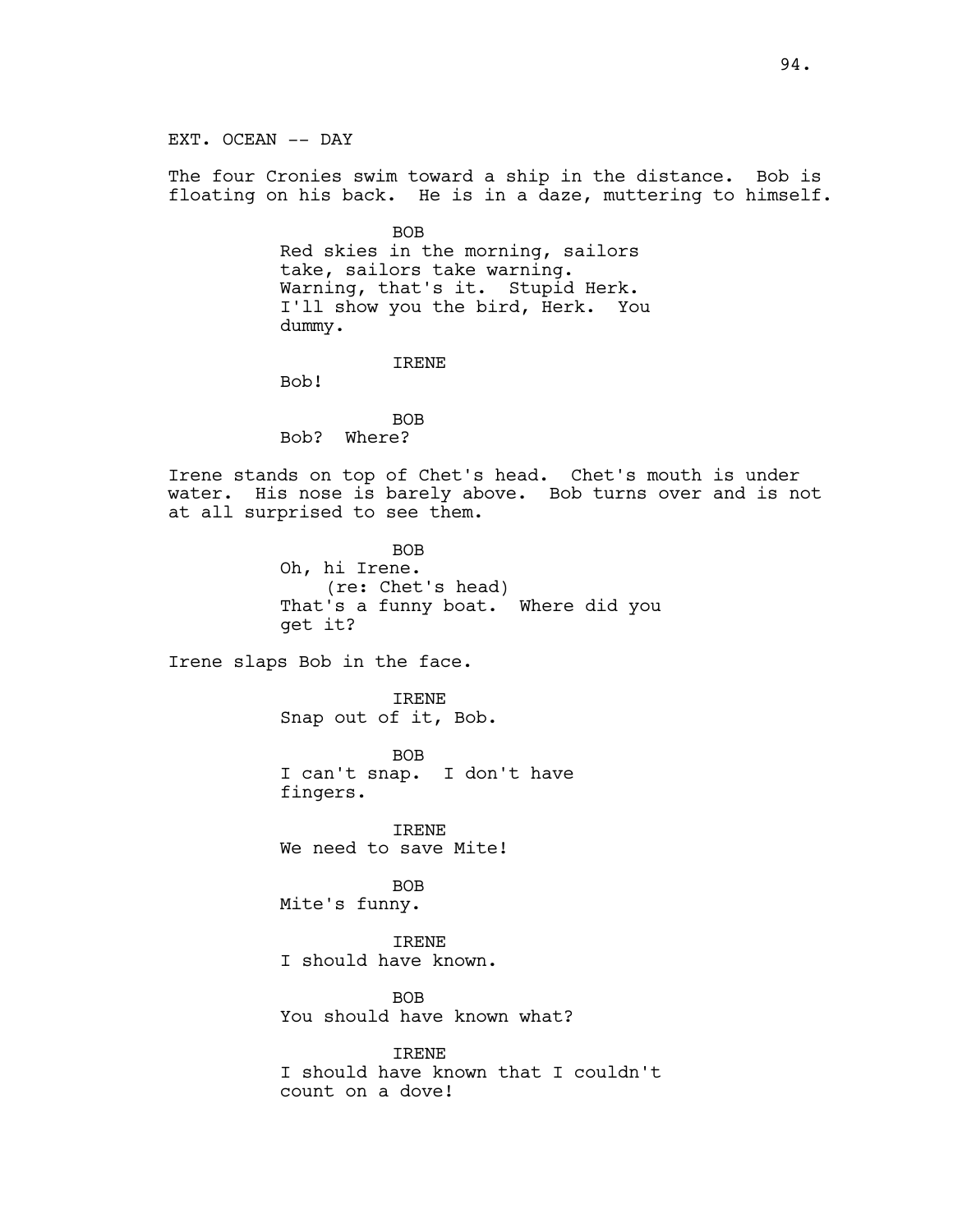EXT. OCEAN -- DAY

The four Cronies swim toward a ship in the distance. Bob is floating on his back. He is in a daze, muttering to himself.

BOB
Red skies in the morning, sailors take, sailors take warning. Warning, that's it. Stupid Herk. I'll show you the bird, Herk. You dummy.

IRENE
Bob!

BOB
Bob? Where?

Irene stands on top of Chet's head. Chet's mouth is under water. His nose is barely above. Bob turns over and is not at all surprised to see them.

BOB
Oh, hi Irene.
(re: Chet's head)
That's a funny boat. Where did you get it?

Irene slaps Bob in the face.

IRENE
Snap out of it, Bob.

BOB
I can't snap. I don't have fingers.

IRENE
We need to save Mite!

BOB
Mite's funny.

IRENE
I should have known.

BOB
You should have known what?

IRENE
I should have known that I couldn't count on a dove!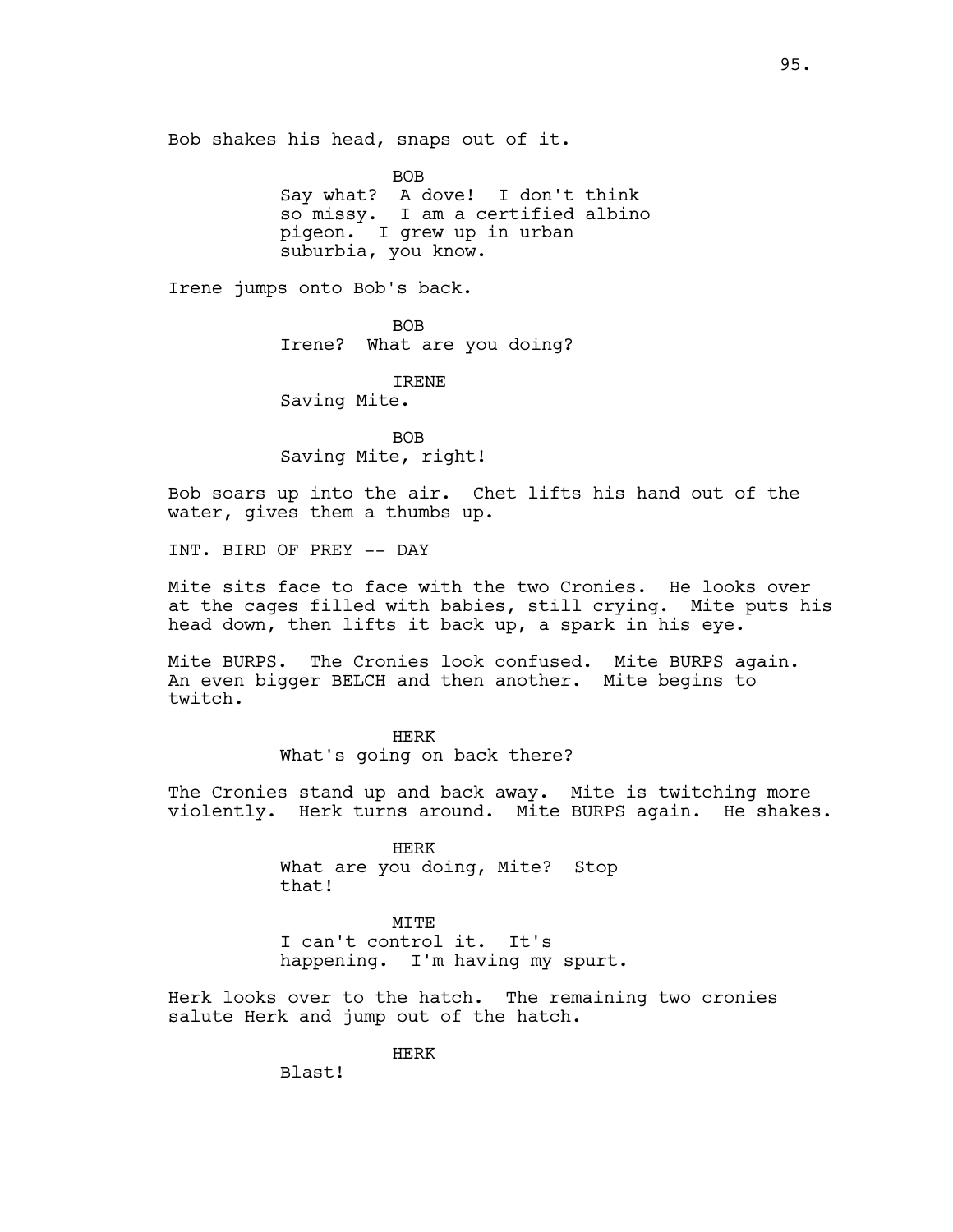Bob shakes his head, snaps out of it.

BOB
Say what? A dove! I don't think so missy. I am a certified albino pigeon. I grew up in urban suburbia, you know.

Irene jumps onto Bob's back.

BOB
Irene? What are you doing?

IRENE
Saving Mite.

BOB
Saving Mite, right!

Bob soars up into the air. Chet lifts his hand out of the water, gives them a thumbs up.

INT. BIRD OF PREY -- DAY

Mite sits face to face with the two Cronies. He looks over at the cages filled with babies, still crying. Mite puts his head down, then lifts it back up, a spark in his eye.

Mite BURPS. The Cronies look confused. Mite BURPS again. An even bigger BELCH and then another. Mite begins to twitch.

HERK
What's going on back there?

The Cronies stand up and back away. Mite is twitching more violently. Herk turns around. Mite BURPS again. He shakes.

HERK
What are you doing, Mite? Stop that!

MITE
I can't control it. It's happening. I'm having my spurt.

Herk looks over to the hatch. The remaining two cronies salute Herk and jump out of the hatch.

HERK
Blast!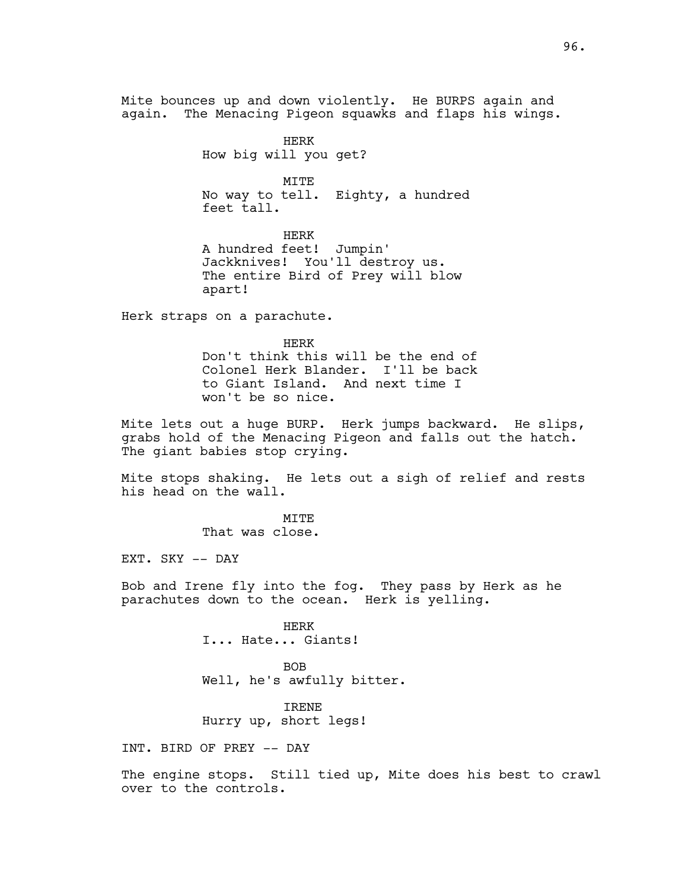Mite bounces up and down violently. He BURPS again and again. The Menacing Pigeon squawks and flaps his wings.

HERK
How big will you get?

MITE
No way to tell. Eighty, a hundred feet tall.

HERK
A hundred feet! Jumpin' Jackknives! You'll destroy us. The entire Bird of Prey will blow apart!

Herk straps on a parachute.

HERK
Don't think this will be the end of Colonel Herk Blander. I'll be back to Giant Island. And next time I won't be so nice.

Mite lets out a huge BURP. Herk jumps backward. He slips, grabs hold of the Menacing Pigeon and falls out the hatch. The giant babies stop crying.

Mite stops shaking. He lets out a sigh of relief and rests his head on the wall.

MITE
That was close.

EXT. SKY -- DAY

Bob and Irene fly into the fog. They pass by Herk as he parachutes down to the ocean. Herk is yelling.

HERK
I... Hate... Giants!

BOB
Well, he's awfully bitter.

IRENE
Hurry up, short legs!

INT. BIRD OF PREY -- DAY

The engine stops. Still tied up, Mite does his best to crawl over to the controls.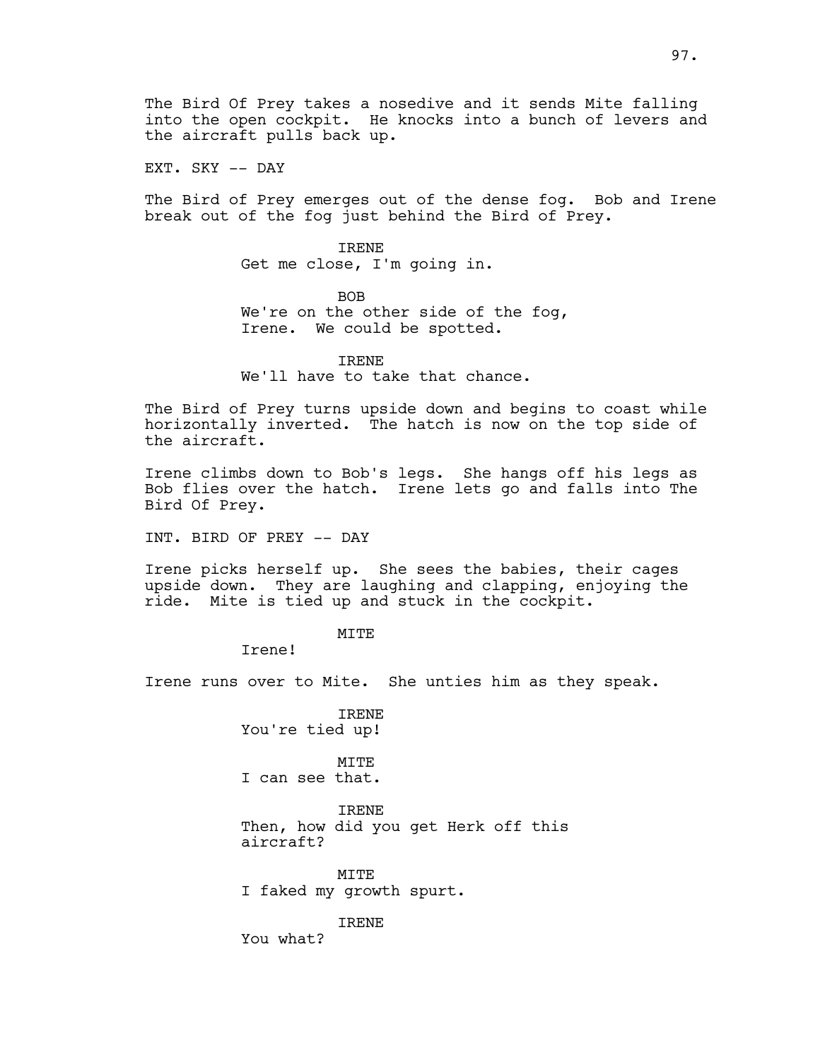The Bird Of Prey takes a nosedive and it sends Mite falling into the open cockpit. He knocks into a bunch of levers and the aircraft pulls back up.

EXT. SKY -- DAY

The Bird of Prey emerges out of the dense fog. Bob and Irene break out of the fog just behind the Bird of Prey.

IRENE
Get me close, I'm going in.

BOB
We're on the other side of the fog, Irene. We could be spotted.

IRENE
We'll have to take that chance.

The Bird of Prey turns upside down and begins to coast while horizontally inverted. The hatch is now on the top side of the aircraft.

Irene climbs down to Bob's legs. She hangs off his legs as Bob flies over the hatch. Irene lets go and falls into The Bird Of Prey.

INT. BIRD OF PREY -- DAY

Irene picks herself up. She sees the babies, their cages upside down. They are laughing and clapping, enjoying the ride. Mite is tied up and stuck in the cockpit.

MITE
Irene!

Irene runs over to Mite. She unties him as they speak.

IRENE
You're tied up!

MITE
I can see that.

IRENE
Then, how did you get Herk off this aircraft?

MITE
I faked my growth spurt.

IRENE
You what?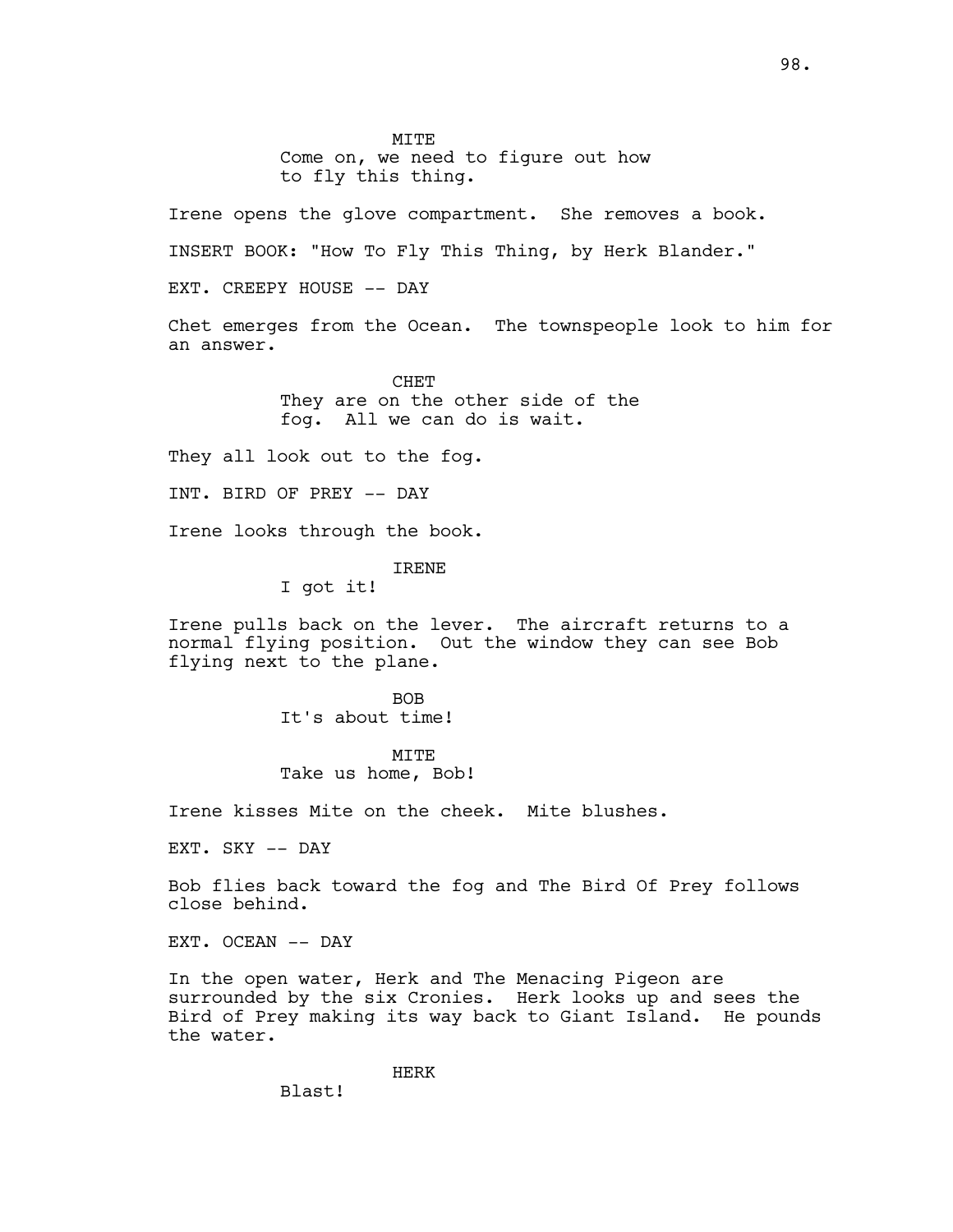MITE

Come on, we need to figure out how to fly this thing.

Irene opens the glove compartment. She removes a book.

INSERT BOOK: "How To Fly This Thing, by Herk Blander."

EXT. CREEPY HOUSE -- DAY

Chet emerges from the Ocean. The townspeople look to him for an answer.

CHET

They are on the other side of the fog. All we can do is wait.

They all look out to the fog.

INT. BIRD OF PREY -- DAY

Irene looks through the book.

IRENE

I got it!

Irene pulls back on the lever. The aircraft returns to a normal flying position. Out the window they can see Bob flying next to the plane.

BOB

It's about time!

MITE

Take us home, Bob!

Irene kisses Mite on the cheek. Mite blushes.

EXT. SKY -- DAY

Bob flies back toward the fog and The Bird Of Prey follows close behind.

EXT. OCEAN -- DAY

In the open water, Herk and The Menacing Pigeon are surrounded by the six Cronies. Herk looks up and sees the Bird of Prey making its way back to Giant Island. He pounds the water.

HERK

Blast!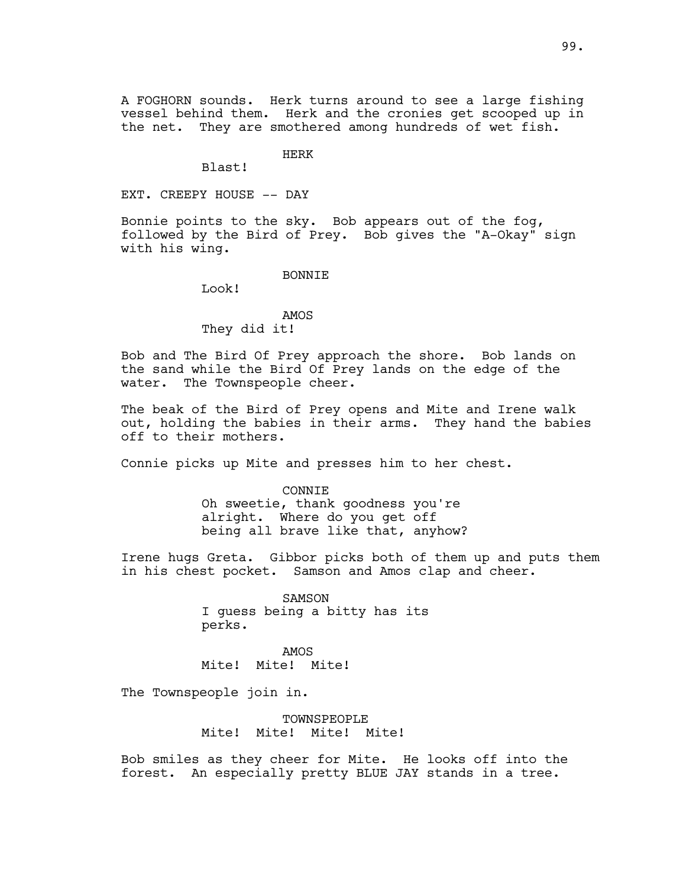A FOGHORN sounds. Herk turns around to see a large fishing vessel behind them. Herk and the cronies get scooped up in the net. They are smothered among hundreds of wet fish.

HERK
Blast!

EXT. CREEPY HOUSE -- DAY

Bonnie points to the sky. Bob appears out of the fog, followed by the Bird of Prey. Bob gives the "A-Okay" sign with his wing.

BONNIE
Look!

AMOS
They did it!

Bob and The Bird Of Prey approach the shore. Bob lands on the sand while the Bird Of Prey lands on the edge of the water. The Townspeople cheer.

The beak of the Bird of Prey opens and Mite and Irene walk out, holding the babies in their arms. They hand the babies off to their mothers.

Connie picks up Mite and presses him to her chest.

CONNIE
Oh sweetie, thank goodness you're alright. Where do you get off being all brave like that, anyhow?

Irene hugs Greta. Gibbor picks both of them up and puts them in his chest pocket. Samson and Amos clap and cheer.

SAMSON
I guess being a bitty has its perks.

AMOS
Mite! Mite! Mite!

The Townspeople join in.

TOWNSPEOPLE
Mite! Mite! Mite! Mite!

Bob smiles as they cheer for Mite. He looks off into the forest. An especially pretty BLUE JAY stands in a tree.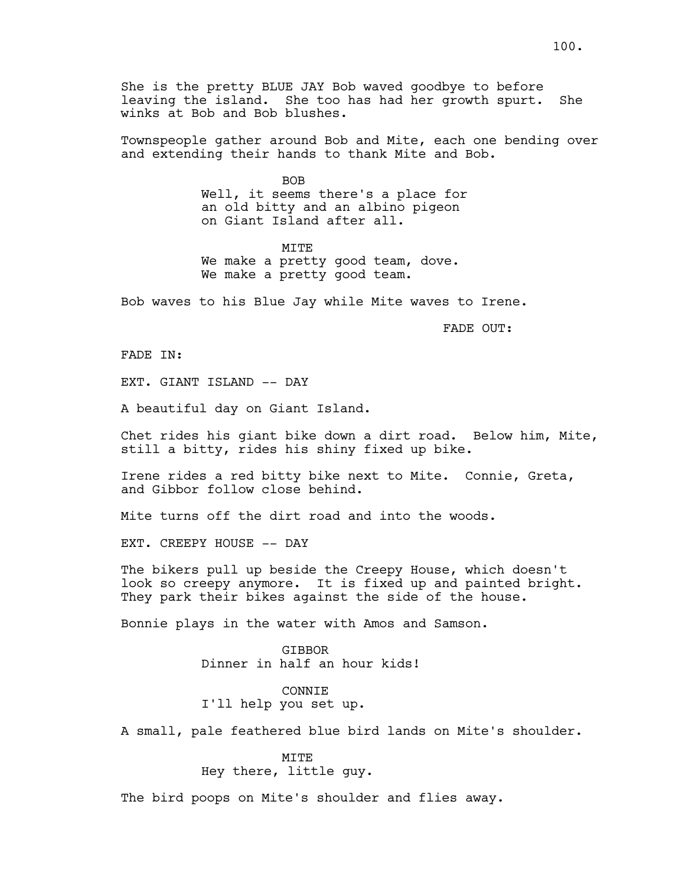She is the pretty BLUE JAY Bob waved goodbye to before leaving the island. She too has had her growth spurt. She winks at Bob and Bob blushes.

Townspeople gather around Bob and Mite, each one bending over and extending their hands to thank Mite and Bob.

BOB
Well, it seems there's a place for an old bitty and an albino pigeon on Giant Island after all.

MITE
We make a pretty good team, dove. We make a pretty good team.

Bob waves to his Blue Jay while Mite waves to Irene.

FADE OUT:

FADE IN:

EXT. GIANT ISLAND -- DAY

A beautiful day on Giant Island.

Chet rides his giant bike down a dirt road. Below him, Mite, still a bitty, rides his shiny fixed up bike.

Irene rides a red bitty bike next to Mite. Connie, Greta, and Gibbor follow close behind.

Mite turns off the dirt road and into the woods.

EXT. CREEPY HOUSE -- DAY

The bikers pull up beside the Creepy House, which doesn't look so creepy anymore. It is fixed up and painted bright. They park their bikes against the side of the house.

Bonnie plays in the water with Amos and Samson.

GIBBOR
Dinner in half an hour kids!

CONNIE
I'll help you set up.

A small, pale feathered blue bird lands on Mite's shoulder.

MITE
Hey there, little guy.

The bird poops on Mite's shoulder and flies away.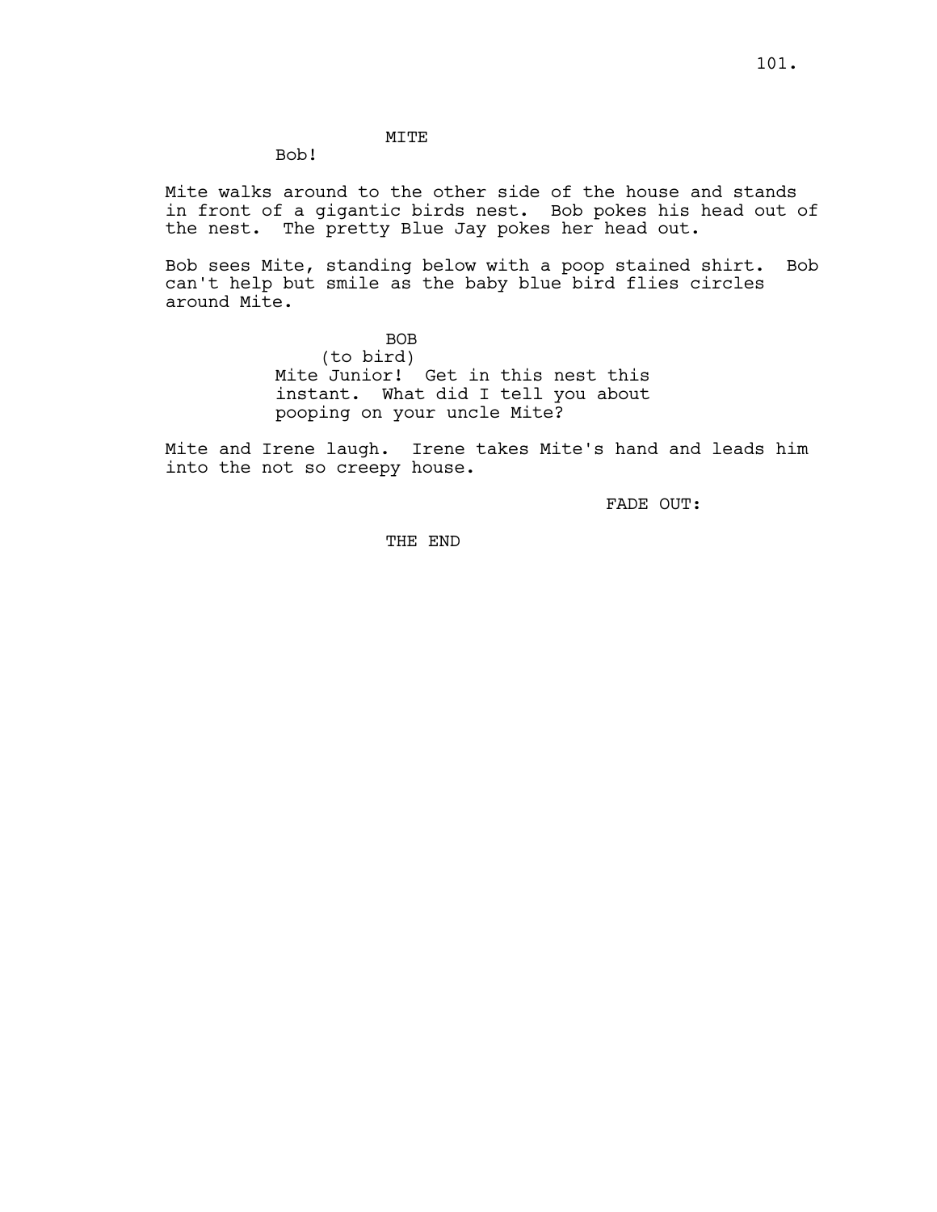MITE

Bob!

Mite walks around to the other side of the house and stands in front of a gigantic birds nest. Bob pokes his head out of the nest. The pretty Blue Jay pokes her head out.

Bob sees Mite, standing below with a poop stained shirt. Bob can't help but smile as the baby blue bird flies circles around Mite.

BOB

(to bird)

Mite Junior! Get in this nest this instant. What did I tell you about pooping on your uncle Mite?

Mite and Irene laugh. Irene takes Mite's hand and leads him into the not so creepy house.

FADE OUT:

THE END